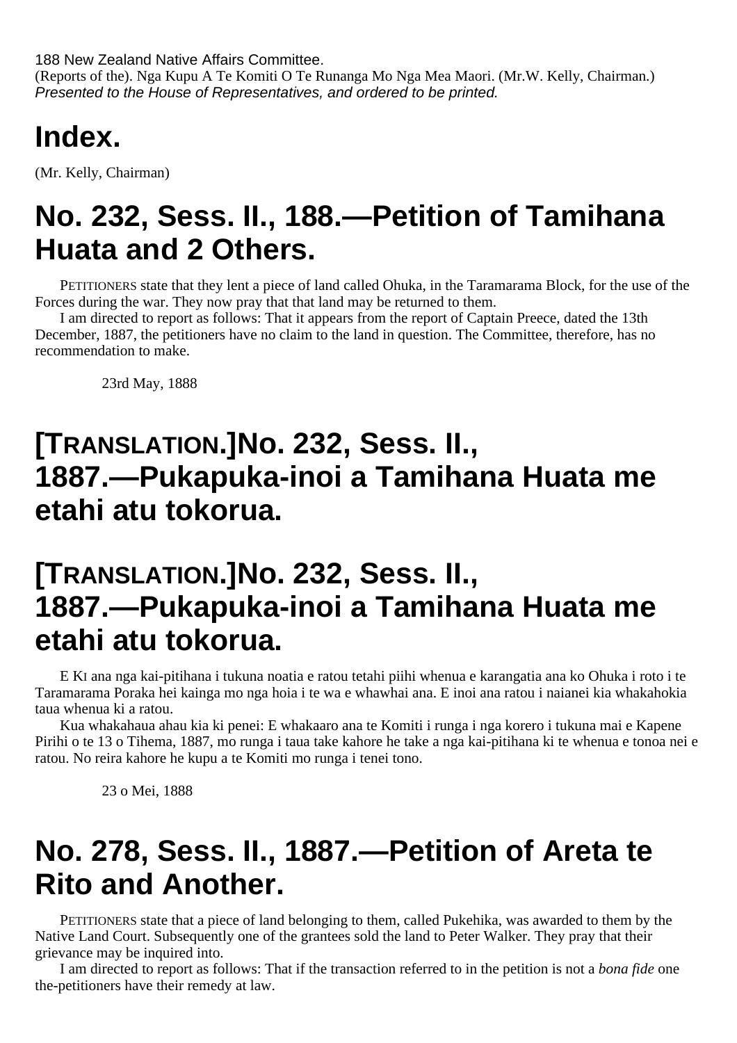188 New Zealand Native Affairs Committee.

(Reports of the). Nga Kupu A Te Komiti O Te Runanga Mo Nga Mea Maori. (Mr.W. Kelly, Chairman.)

*Presented to the House of Representatives, and ordered to be printed.*

# Index.

(Mr. Kelly, Chairman)

# No. 232, Sess. II., 188.—Petition of Tamihana Huata and 2 Others.

PETITIONERS state that they lent a piece of land called Ohuka, in the Taramarama Block, for the use of the Forces during the war. They now pray that that land may be returned to them.

I am directed to report as follows: That it appears from the report of Captain Preece, dated the 13th December, 1887, the petitioners have no claim to the land in question. The Committee, therefore, has no recommendation to make.

23rd May, 1888

# [TRANSLATION.]No. 232, Sess. II., 1887.—Pukapuka-inoi a Tamihana Huata me etahi atu tokorua.

# [TRANSLATION.]No. 232, Sess. II., 1887.—Pukapuka-inoi a Tamihana Huata me etahi atu tokorua.

E KI ana nga kai-pitihana i tukuna noatia e ratou tetahi piihi whenua e karangatia ana ko Ohuka i roto i te Taramarama Poraka hei kainga mo nga hoia i te wa e whawhai ana. E inoi ana ratou i naianei kia whakahokia taua whenua ki a ratou.

Kua whakahaua ahau kia ki penei: E whakaaro ana te Komiti i runga i nga korero i tukuna mai e Kapene Pirihi o te 13 o Tihema, 1887, mo runga i taua take kahore he take a nga kai-pitihana ki te whenua e tonoa nei e ratou. No reira kahore he kupu a te Komiti mo runga i tenei tono.

23 o Mei, 1888

# No. 278, Sess. II., 1887.—Petition of Areta te Rito and Another.

PETITIONERS state that a piece of land belonging to them, called Pukehika, was awarded to them by the Native Land Court. Subsequently one of the grantees sold the land to Peter Walker. They pray that their grievance may be inquired into.

I am directed to report as follows: That if the transaction referred to in the petition is not a *bona fide* one the-petitioners have their remedy at law.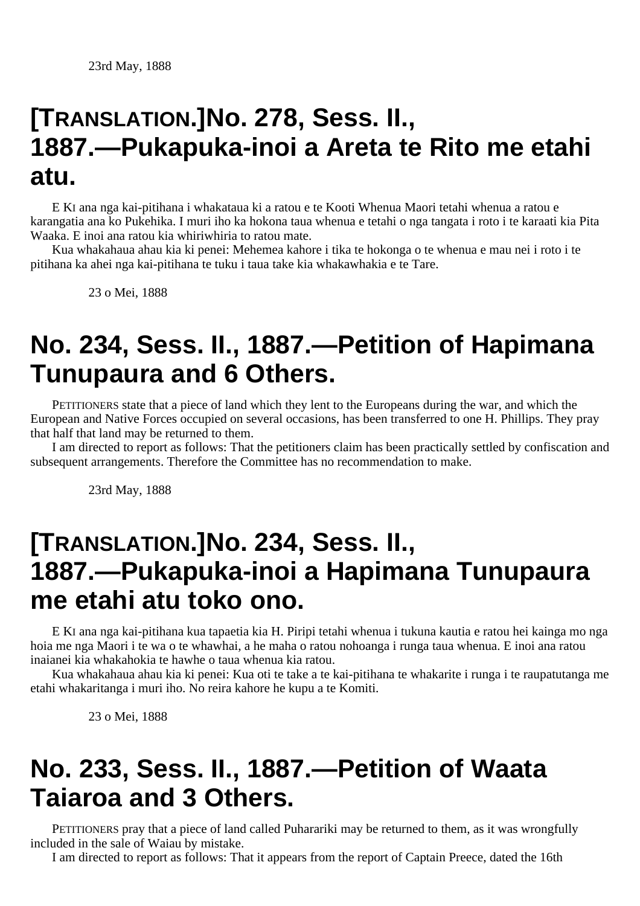23rd May, 1888

# [TRANSLATION.]No. 278, Sess. II., 1887.—Pukapuka-inoi a Areta te Rito me etahi atu.

E KI ana nga kai-pitihana i whakataua ki a ratou e te Kooti Whenua Maori tetahi whenua a ratou e karangatia ana ko Pukehika. I muri iho ka hokona taua whenua e tetahi o nga tangata i roto i te karaati kia Pita Waaka. E inoi ana ratou kia whiriwhiria to ratou mate.

Kua whakahaua ahau kia ki penei: Mehemea kahore i tika te hokonga o te whenua e mau nei i roto i te pitihana ka ahei nga kai-pitihana te tuku i taua take kia whakawhakia e te Tare.

23 o Mei, 1888

# No. 234, Sess. II., 1887.—Petition of Hapimana Tunupaura and 6 Others.

PETITIONERS state that a piece of land which they lent to the Europeans during the war, and which the European and Native Forces occupied on several occasions, has been transferred to one H. Phillips. They pray that half that land may be returned to them.

I am directed to report as follows: That the petitioners claim has been practically settled by confiscation and subsequent arrangements. Therefore the Committee has no recommendation to make.

23rd May, 1888

# [TRANSLATION.]No. 234, Sess. II., 1887.—Pukapuka-inoi a Hapimana Tunupaura me etahi atu toko ono.

E KI ana nga kai-pitihana kua tapaetia kia H. Piripi tetahi whenua i tukuna kautia e ratou hei kainga mo nga hoia me nga Maori i te wa o te whawhai, a he maha o ratou nohoanga i runga taua whenua. E inoi ana ratou inaianei kia whakahokia te hawhe o taua whenua kia ratou.

Kua whakahaua ahau kia ki penei: Kua oti te take a te kai-pitihana te whakarite i runga i te raupatutanga me etahi whakaritanga i muri iho. No reira kahore he kupu a te Komiti.

23 o Mei, 1888

# No. 233, Sess. II., 1887.—Petition of Waata Taiaroa and 3 Others.

PETITIONERS pray that a piece of land called Puharariki may be returned to them, as it was wrongfully included in the sale of Waiau by mistake.

I am directed to report as follows: That it appears from the report of Captain Preece, dated the 16th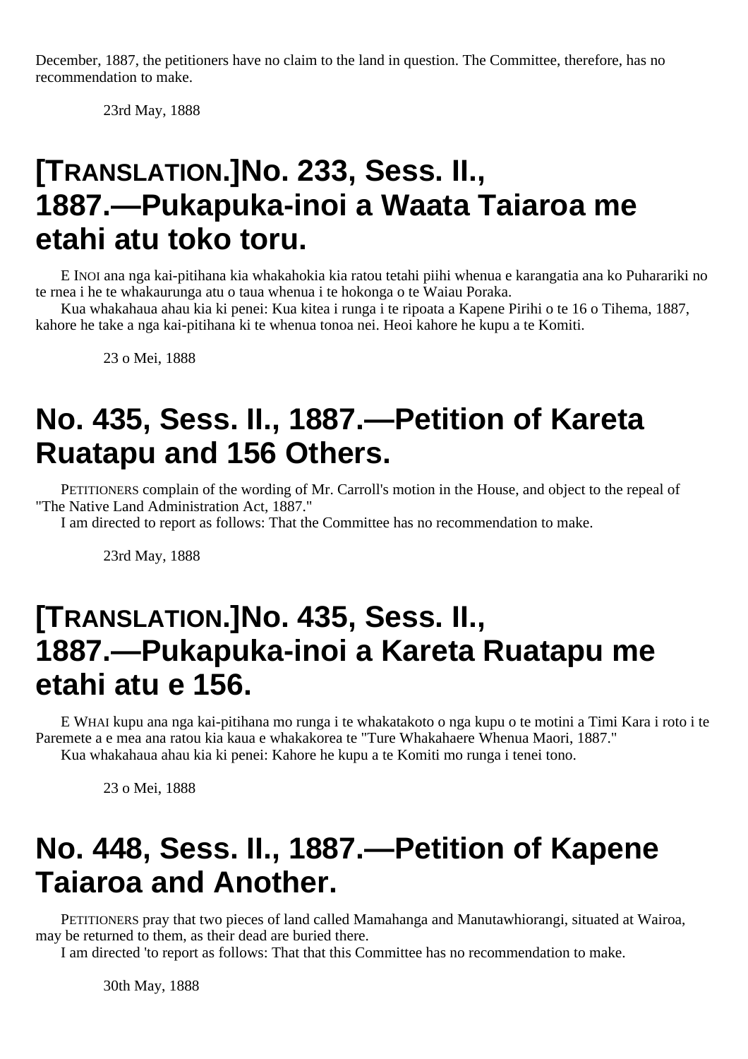December, 1887, the petitioners have no claim to the land in question. The Committee, therefore, has no recommendation to make.

23rd May, 1888

# [TRANSLATION.]No. 233, Sess. II., 1887.—Pukapuka-inoi a Waata Taiaroa me etahi atu toko toru.

E INOI ana nga kai-pitihana kia whakahokia kia ratou tetahi piihi whenua e karangatia ana ko Puhurariki no te rnea i he te whakaurunga atu o taua whenua i te hokonga o te Waiau Poraka.

Kua whakahaua ahau kia ki penei: Kua kitea i runga i te ripoata a Kapene Pirihi o te 16 o Tihema, 1887, kahore he take a nga kai-pitihana ki te whenua tonoa nei. Heoi kahore he kupu a te Komiti.

23 o Mei, 1888

# No. 435, Sess. II., 1887.—Petition of Kareta Ruatapu and 156 Others.

PETITIONERS complain of the wording of Mr. Carroll's motion in the House, and object to the repeal of "The Native Land Administration Act, 1887."

I am directed to report as follows: That the Committee has no recommendation to make.

23rd May, 1888

# [TRANSLATION.]No. 435, Sess. II., 1887.—Pukapuka-inoi a Kareta Ruatapu me etahi atu e 156.

E WHAI kupu ana nga kai-pitihana mo runga i te whakatakoto o nga kupu o te motini a Timi Kara i roto i te Paremete a e mea ana ratou kia kaua e whakakorea te "Ture Whakahaere Whenua Maori, 1887."

Kua whakahaua ahau kia ki penei: Kahore he kupu a te Komiti mo runga i tenei tono.

23 o Mei, 1888

# No. 448, Sess. II., 1887.—Petition of Kapene Taiaroa and Another.

PETITIONERS pray that two pieces of land called Mamahanga and Manutawhiorangi, situated at Wairoa, may be returned to them, as their dead are buried there.

I am directed 'to report as follows: That that this Committee has no recommendation to make.

30th May, 1888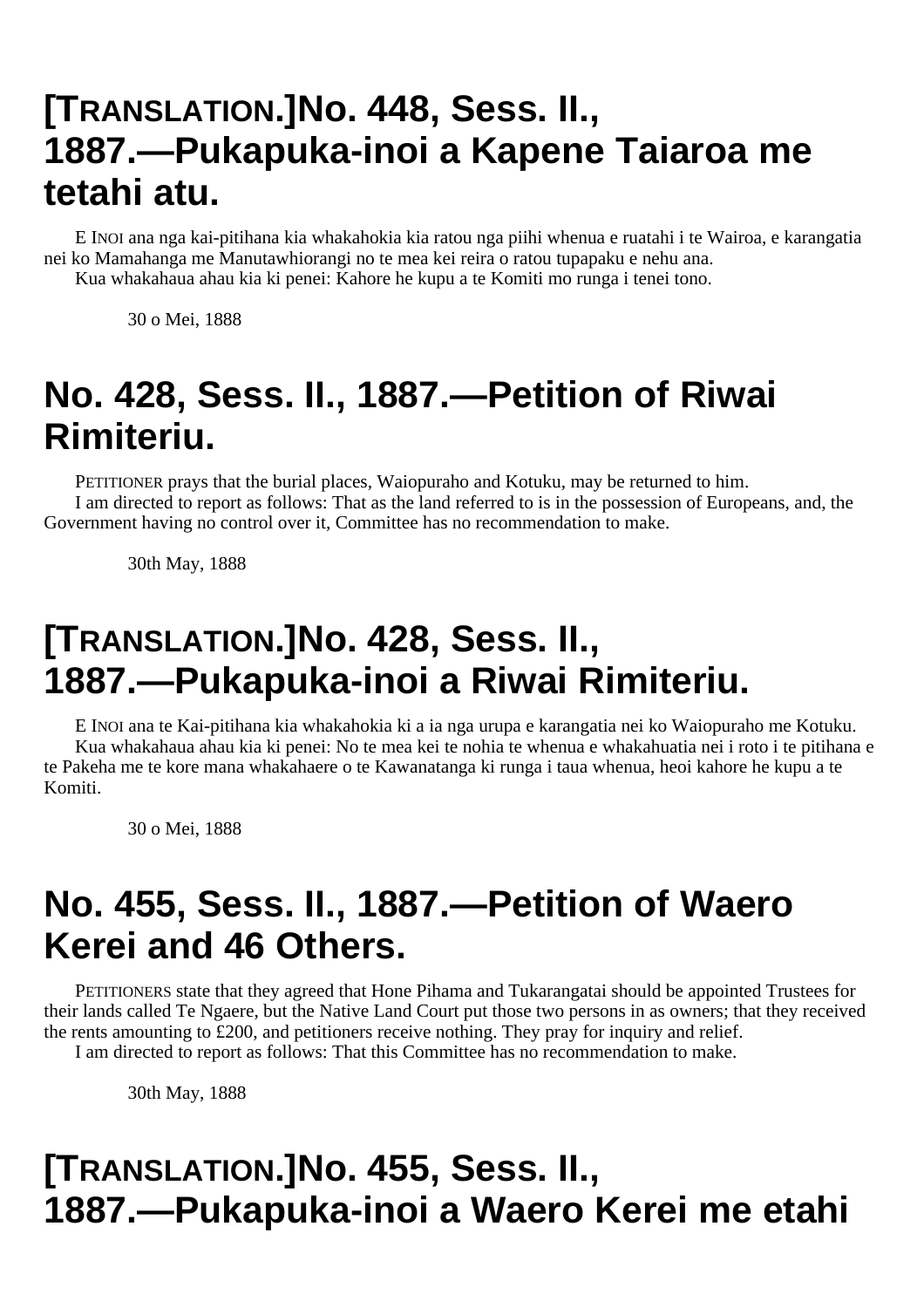# [TRANSLATION.]No. 448, Sess. II., 1887.—Pukapuka-inoi a Kapene Taiaroa me tetahi atu.

E INOI ana nga kai-pitihana kia whakahokia kia ratou nga piihi whenua e ruatahi i te Wairoa, e karangatia nei ko Mamahanga me Manutawhiorangi no te mea kei reira o ratou tupapaku e nehu ana.

Kua whakahaua ahau kia ki penei: Kahore he kupu a te Komiti mo runga i tenei tono.

30 o Mei, 1888

# No. 428, Sess. II., 1887.—Petition of Riwai Rimiteriu.

PETITIONER prays that the burial places, Waiopuraho and Kotuku, may be returned to him.

I am directed to report as follows: That as the land referred to is in the possession of Europeans, and, the Government having no control over it, Committee has no recommendation to make.

30th May, 1888

# [TRANSLATION.]No. 428, Sess. II., 1887.—Pukapuka-inoi a Riwai Rimiteriu.

E INOI ana te Kai-pitihana kia whakahokia ki a ia nga urupa e karangatia nei ko Waiopuraho me Kotuku.

Kua whakahaua ahau kia ki penei: No te mea kei te nohia te whenua e whakahuatia nei i roto i te pitihana e te Pakeha me te kore mana whakahaere o te Kawanatanga ki runga i taua whenua, heoi kahore he kupu a te Komiti.

30 o Mei, 1888

# No. 455, Sess. II., 1887.—Petition of Waero Kerei and 46 Others.

PETITIONERS state that they agreed that Hone Pihama and Tukarangatai should be appointed Trustees for their lands called Te Ngaere, but the Native Land Court put those two persons in as owners; that they received the rents amounting to £200, and petitioners receive nothing. They pray for inquiry and relief.

I am directed to report as follows: That this Committee has no recommendation to make.

30th May, 1888

# [TRANSLATION.]No. 455, Sess. II., 1887.—Pukapuka-inoi a Waero Kerei me etahi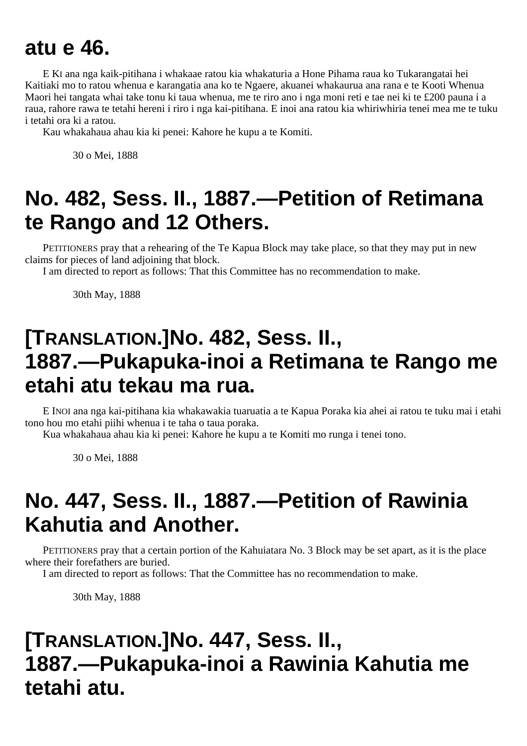# atu e 46.

E KI ana nga kaik-pitihana i whakaae ratou kia whakaturia a Hone Pihama raua ko Tukarangatai hei Kaitiaki mo to ratou whenua e karangatia ana ko te Ngaere, akuanei whakaurua ana rana e te Kooti Whenua Maori hei tangata whai take tonu ki taua whenua, me te riro ano i nga moni reti e tae nei ki te £200 pauna i a raua, rahore rawa te tetahi hereni i riro i nga kai-pitihana. E inoi ana ratou kia whiriwhiria tenei mea me te tuku i tetahi ora ki a ratou.

Kau whakahaua ahau kia ki penei: Kahore he kupu a te Komiti.

30 o Mei, 1888

# No. 482, Sess. II., 1887.—Petition of Retimana te Rango and 12 Others.

PETITIONERS pray that a rehearing of the Te Kapua Block may take place, so that they may put in new claims for pieces of land adjoining that block.

I am directed to report as follows: That this Committee has no recommendation to make.

30th May, 1888

# [TRANSLATION.]No. 482, Sess. II., 1887.—Pukapuka-inoi a Retimana te Rango me etahi atu tekau ma rua.

E INOI ana nga kai-pitihana kia whakawakia tuaruatia a te Kapua Poraka kia ahei ai ratou te tuku mai i etahi tono hou mo etahi piihi whenua i te taha o taua poraka.

Kua whakahaua ahau kia ki penei: Kahore he kupu a te Komiti mo runga i tenei tono.

30 o Mei, 1888

# No. 447, Sess. II., 1887.—Petition of Rawinia Kahutia and Another.

PETITIONERS pray that a certain portion of the Kahuiatara No. 3 Block may be set apart, as it is the place where their forefathers are buried.

I am directed to report as follows: That the Committee has no recommendation to make.

30th May, 1888

# [TRANSLATION.]No. 447, Sess. II., 1887.—Pukapuka-inoi a Rawinia Kahutia me tetahi atu.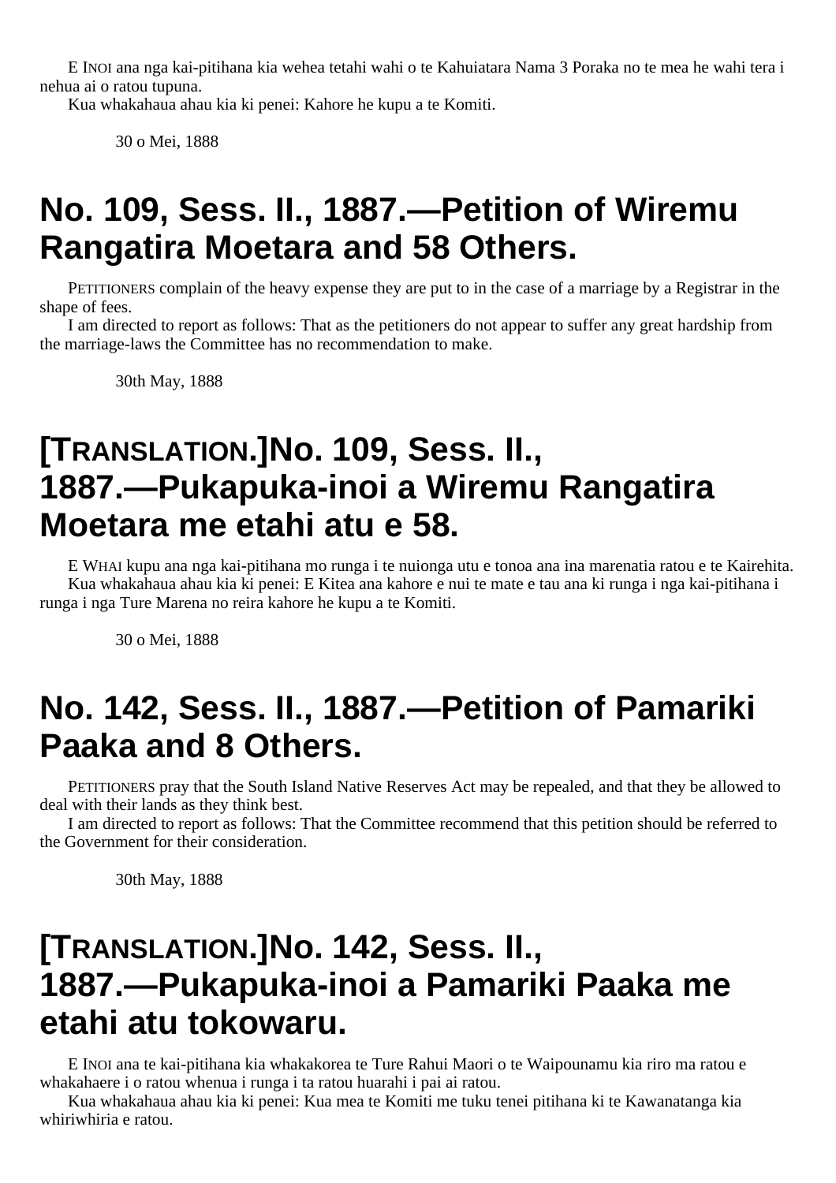E INOI ana nga kai-pitihana kia wehea tetahi wahi o te Kahuiatara Nama 3 Poraka no te mea he wahi tera i nehua ai o ratou tupuna.

Kua whakahaua ahau kia ki penei: Kahore he kupu a te Komiti.

30 o Mei, 1888

# No. 109, Sess. II., 1887.—Petition of Wiremu Rangatira Moetara and 58 Others.

PETITIONERS complain of the heavy expense they are put to in the case of a marriage by a Registrar in the shape of fees.

I am directed to report as follows: That as the petitioners do not appear to suffer any great hardship from the marriage-laws the Committee has no recommendation to make.

30th May, 1888

# [TRANSLATION.]No. 109, Sess. II., 1887.—Pukapuka-inoi a Wiremu Rangatira Moetara me etahi atu e 58.

E WHAI kupu ana nga kai-pitihana mo runga i te nuionga utu e tonoa ana ina marenatia ratou e te Kairehita.

Kua whakahaua ahau kia ki penei: E Kitea ana kahore e nui te mate e tau ana ki runga i nga kai-pitihana i runga i nga Ture Marena no reira kahore he kupu a te Komiti.

30 o Mei, 1888

# No. 142, Sess. II., 1887.—Petition of Pamariki Paaka and 8 Others.

PETITIONERS pray that the South Island Native Reserves Act may be repealed, and that they be allowed to deal with their lands as they think best.

I am directed to report as follows: That the Committee recommend that this petition should be referred to the Government for their consideration.

30th May, 1888

# [TRANSLATION.]No. 142, Sess. II., 1887.—Pukapuka-inoi a Pamariki Paaka me etahi atu tokowaru.

E INOI ana te kai-pitihana kia whakakorea te Ture Rahui Maori o te Waipounamu kia riro ma ratou e whakahaere i o ratou whenua i runga i ta ratou huarahi i pai ai ratou.

Kua whakahaua ahau kia ki penei: Kua mea te Komiti me tuku tenei pitihana ki te Kawanatanga kia whiriwhiria e ratou.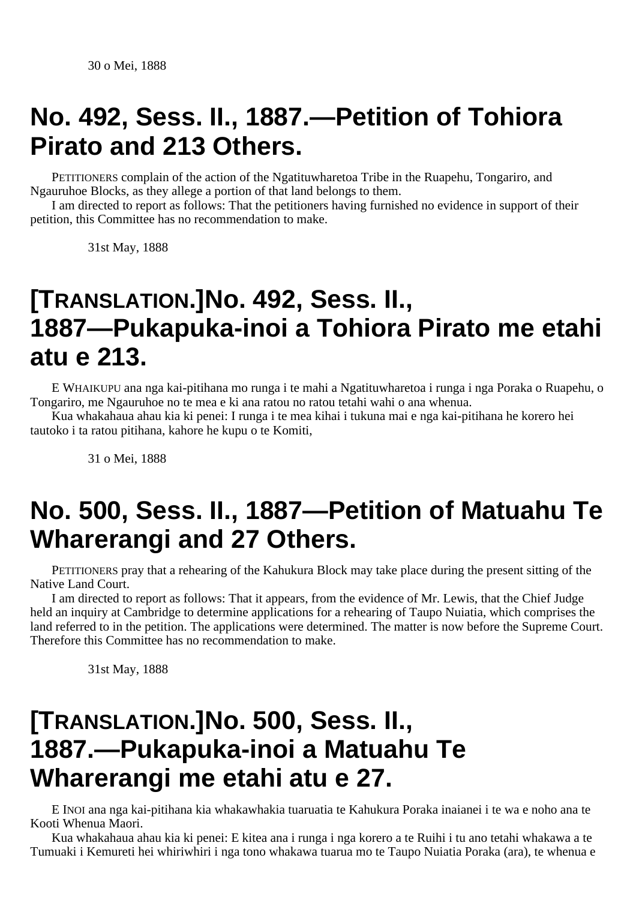30 o Mei, 1888

# No. 492, Sess. II., 1887.—Petition of Tohiora Pirato and 213 Others.

PETITIONERS complain of the action of the Ngatituwharetoa Tribe in the Ruapehu, Tongariro, and Ngauruhoe Blocks, as they allege a portion of that land belongs to them.

I am directed to report as follows: That the petitioners having furnished no evidence in support of their petition, this Committee has no recommendation to make.

31st May, 1888

# [TRANSLATION.]No. 492, Sess. II., 1887—Pukapuka-inoi a Tohiora Pirato me etahi atu e 213.

E WHAIKUPU ana nga kai-pitihana mo runga i te mahi a Ngatituwharetoa i runga i nga Poraka o Ruapehu, o Tongariro, me Ngauruhoe no te mea e ki ana ratou no ratou tetahi wahi o ana whenua.

Kua whakahaua ahau kia ki penei: I runga i te mea kihai i tukuna mai e nga kai-pitihana he korero hei tautoko i ta ratou pitihana, kahore he kupu o te Komiti,

31 o Mei, 1888

# No. 500, Sess. II., 1887—Petition of Matuahu Te Wharerangi and 27 Others.

PETITIONERS pray that a rehearing of the Kahukura Block may take place during the present sitting of the Native Land Court.

I am directed to report as follows: That it appears, from the evidence of Mr. Lewis, that the Chief Judge held an inquiry at Cambridge to determine applications for a rehearing of Taupo Nuiatia, which comprises the land referred to in the petition. The applications were determined. The matter is now before the Supreme Court. Therefore this Committee has no recommendation to make.

31st May, 1888

# [TRANSLATION.]No. 500, Sess. II., 1887.—Pukapuka-inoi a Matuahu Te Wharerangi me etahi atu e 27.

E INOI ana nga kai-pitihana kia whakawhakia tuaruatia te Kahukura Poraka inaianei i te wa e noho ana te Kooti Whenua Maori.

Kua whakahaua ahau kia ki penei: E kitea ana i runga i nga korero a te Ruihi i tu ano tetahi whakawa a te Tumuaki i Kemureti hei whiriwhiri i nga tono whakawa tuarua mo te Taupo Nuiatia Poraka (ara), te whenua e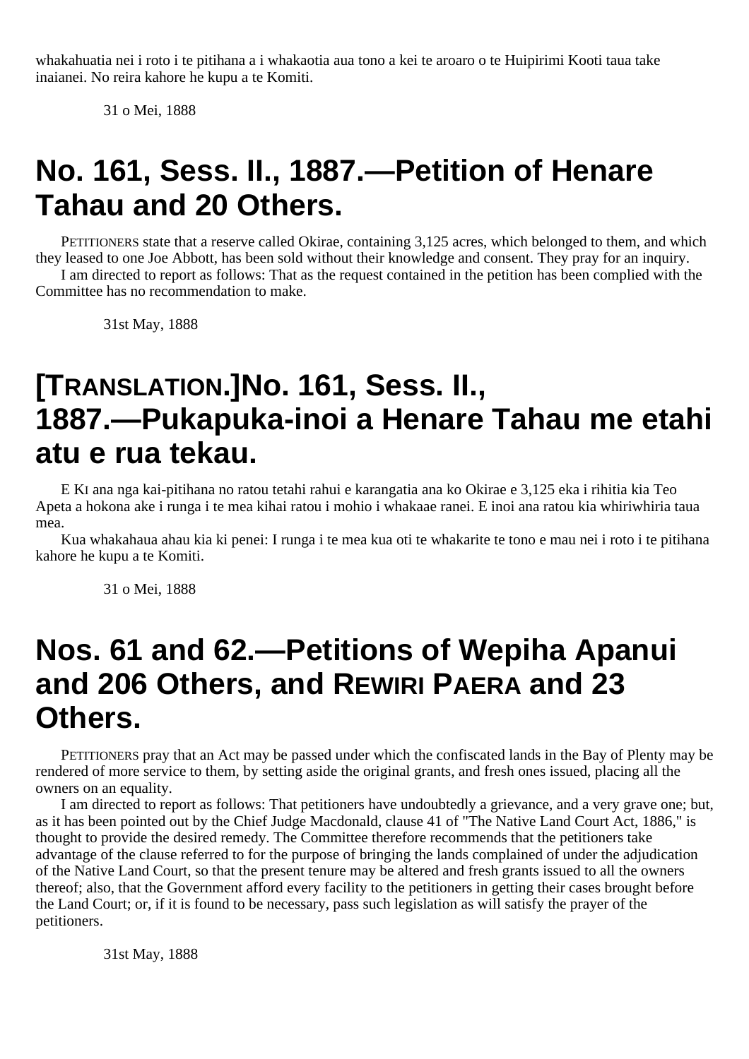whakahuatia nei i roto i te pitihana a i whakaotia aua tono a kei te aroaro o te Huipirimi Kooti taua take inaianei. No reira kahore he kupu a te Komiti.

31 o Mei, 1888

# No. 161, Sess. II., 1887.—Petition of Henare Tahau and 20 Others.

PETITIONERS state that a reserve called Okirae, containing 3,125 acres, which belonged to them, and which they leased to one Joe Abbott, has been sold without their knowledge and consent. They pray for an inquiry.

I am directed to report as follows: That as the request contained in the petition has been complied with the Committee has no recommendation to make.

31st May, 1888

# [TRANSLATION.]No. 161, Sess. II., 1887.—Pukapuka-inoi a Henare Tahau me etahi atu e rua tekau.

E KI ana nga kai-pitihana no ratou tetahi rahui e karangatia ana ko Okirae e 3,125 eka i rihitia kia Teo Apeta a hokona ake i runga i te mea kihai ratou i mohio i whakaae ranei. E inoi ana ratou kia whiriwhiria taua mea.

Kua whakahaua ahau kia ki penei: I runga i te mea kua oti te whakarite te tono e mau nei i roto i te pitihana kahore he kupu a te Komiti.

31 o Mei, 1888

# Nos. 61 and 62.—Petitions of Wepiha Apanui and 206 Others, and REWIRI PAERA and 23 Others.

PETITIONERS pray that an Act may be passed under which the confiscated lands in the Bay of Plenty may be rendered of more service to them, by setting aside the original grants, and fresh ones issued, placing all the owners on an equality.

I am directed to report as follows: That petitioners have undoubtedly a grievance, and a very grave one; but, as it has been pointed out by the Chief Judge Macdonald, clause 41 of "The Native Land Court Act, 1886," is thought to provide the desired remedy. The Committee therefore recommends that the petitioners take advantage of the clause referred to for the purpose of bringing the lands complained of under the adjudication of the Native Land Court, so that the present tenure may be altered and fresh grants issued to all the owners thereof; also, that the Government afford every facility to the petitioners in getting their cases brought before the Land Court; or, if it is found to be necessary, pass such legislation as will satisfy the prayer of the petitioners.

31st May, 1888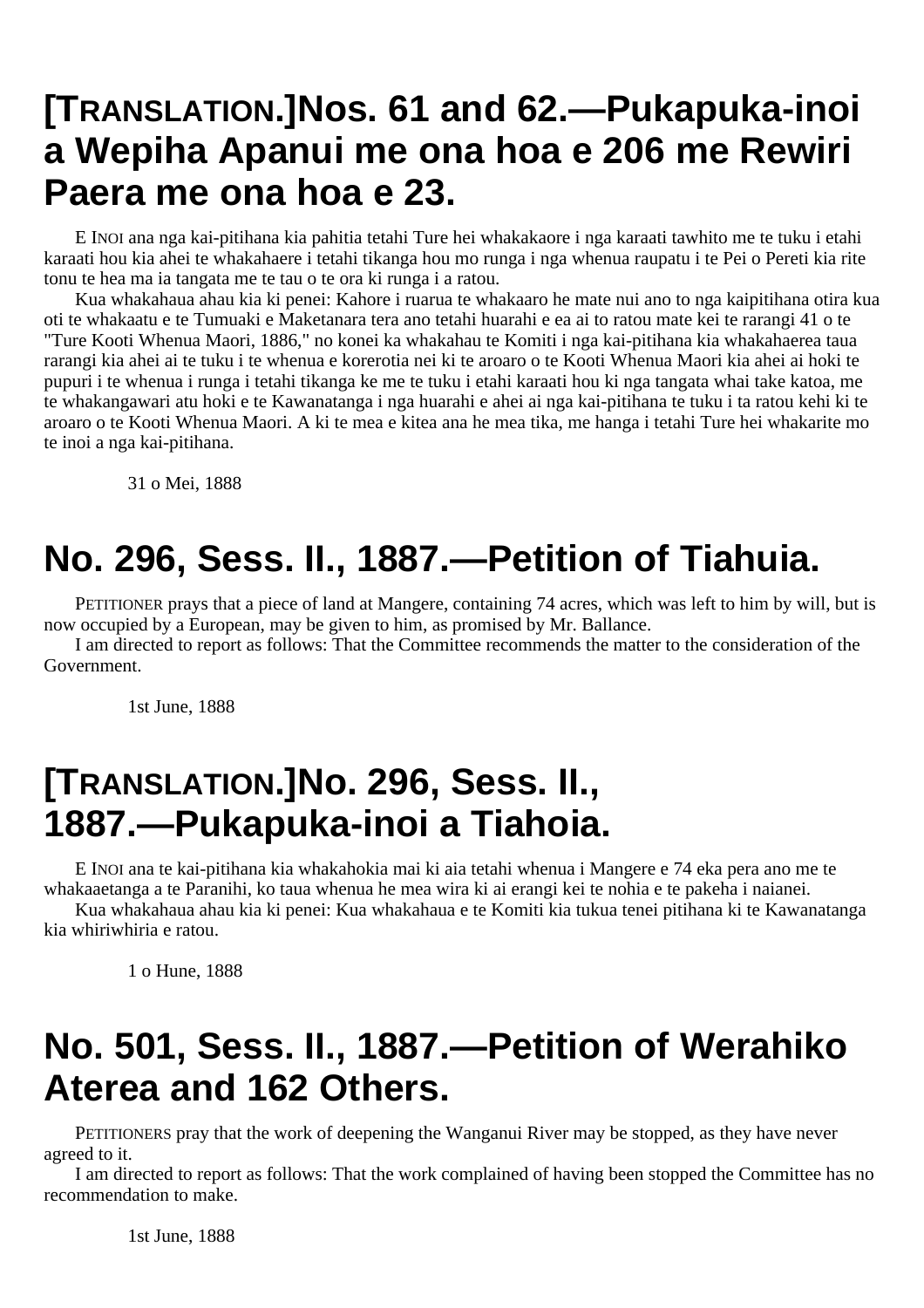## [TRANSLATION.]Nos. 61 and 62.—Pukapuka-inoi a Wepiha Apanui me ona hoa e 206 me Rewiri Paera me ona hoa e 23.

E INOI ana nga kai-pitihana kia pahitia tetahi Ture hei whakakaore i nga karaati tawhito me te tuku i etahi karaati hou kia ahei te whakahaere i tetahi tikanga hou mo runga i nga whenua raupatu i te Pei o Pereti kia rite tonu te hea ma ia tangata me te tau o te ora ki runga i a ratou.

Kua whakahaua ahau kia ki penei: Kahore i ruarua te whakaaro he mate nui ano to nga kaipitihana otira kua oti te whakaatu e te Tumuaki e Maketanara tera ano tetahi huarahi e ea ai to ratou mate kei te rarangi 41 o te "Ture Kooti Whenua Maori, 1886," no konei ka whakahau te Komiti i nga kai-pitihana kia whakahaerea taua rarangi kia ahei ai te tuku i te whenua e korerotia nei ki te aroaro o te Kooti Whenua Maori kia ahei ai hoki te pupuri i te whenua i runga i tetahi tikanga ke me te tuku i etahi karaati hou ki nga tangata whai take katoa, me te whakangawari atu hoki e te Kawanatanga i nga huarahi e ahei ai nga kai-pitihana te tuku i ta ratou kehi ki te aroaro o te Kooti Whenua Maori. A ki te mea e kitea ana he mea tika, me hanga i tetahi Ture hei whakarite mo te inoi a nga kai-pitihana.

31 o Mei, 1888

## No. 296, Sess. II., 1887.—Petition of Tiahuia.

PETITIONER prays that a piece of land at Mangere, containing 74 acres, which was left to him by will, but is now occupied by a European, may be given to him, as promised by Mr. Ballance.

I am directed to report as follows: That the Committee recommends the matter to the consideration of the Government.

1st June, 1888

## [TRANSLATION.]No. 296, Sess. II., 1887.—Pukapuka-inoi a Tiahoia.

E INOI ana te kai-pitihana kia whakahokia mai ki aia tetahi whenua i Mangere e 74 eka pera ano me te whakaaetanga a te Paranihi, ko taua whenua he mea wira ki ai erangi kei te nohia e te pakeha i naianei.

Kua whakahaua ahau kia ki penei: Kua whakahaua e te Komiti kia tukua tenei pitihana ki te Kawanatanga kia whiriwhiria e ratou.

1 o Hune, 1888

## No. 501, Sess. II., 1887.—Petition of Werahiko Aterea and 162 Others.

PETITIONERS pray that the work of deepening the Wanganui River may be stopped, as they have never agreed to it.

I am directed to report as follows: That the work complained of having been stopped the Committee has no recommendation to make.

1st June, 1888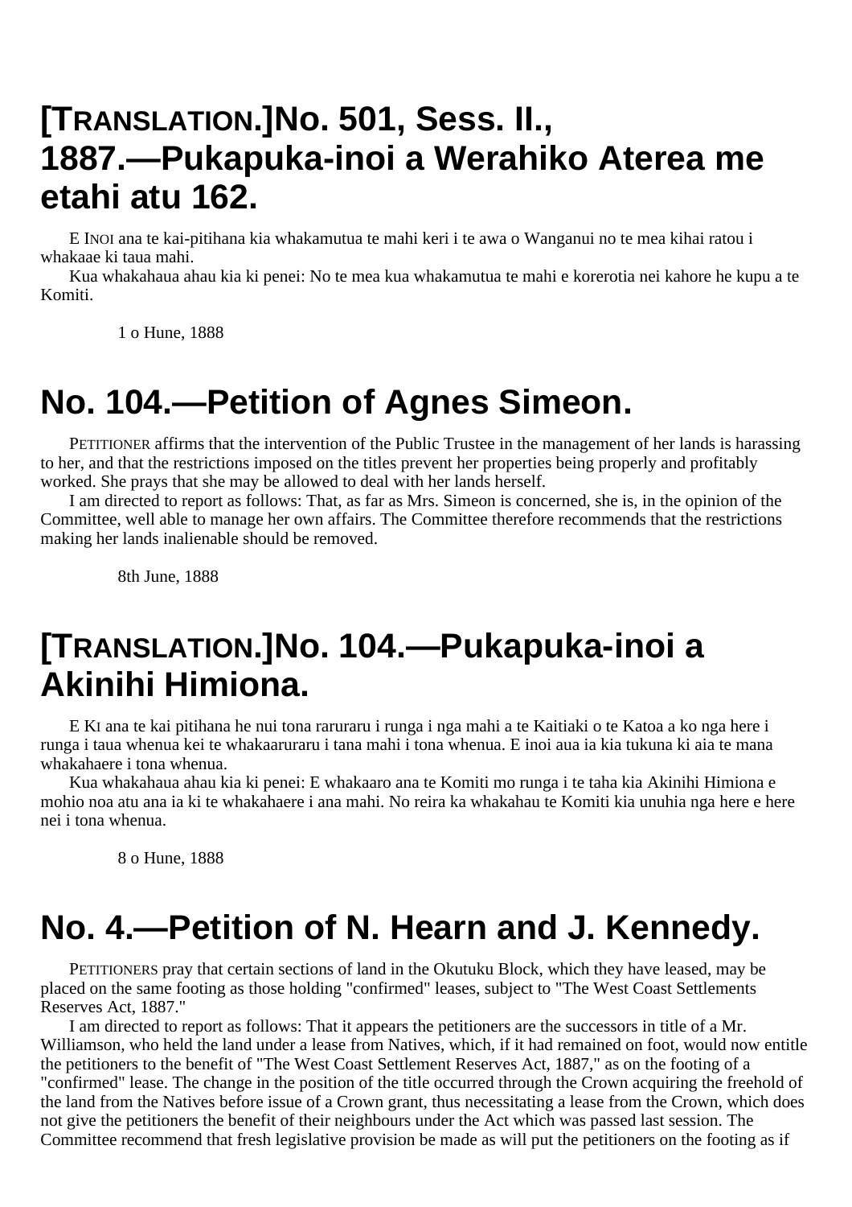# [TRANSLATION.]No. 501, Sess. II., 1887.—Pukapuka-inoi a Werahiko Aterea me etahi atu 162.

E INOI ana te kai-pitihana kia whakamutua te mahi keri i te awa o Wanganui no te mea kihai ratou i whakaae ki taua mahi.

Kua whakahaua ahau kia ki penei: No te mea kua whakamutua te mahi e korerotia nei kahore he kupu a te Komiti.

1 o Hune, 1888

# No. 104.—Petition of Agnes Simeon.

PETITIONER affirms that the intervention of the Public Trustee in the management of her lands is harassing to her, and that the restrictions imposed on the titles prevent her properties being properly and profitably worked. She prays that she may be allowed to deal with her lands herself.

I am directed to report as follows: That, as far as Mrs. Simeon is concerned, she is, in the opinion of the Committee, well able to manage her own affairs. The Committee therefore recommends that the restrictions making her lands inalienable should be removed.

8th June, 1888

# [TRANSLATION.]No. 104.—Pukapuka-inoi a Akinihi Himiona.

E KI ana te kai pitihana he nui tona raruraru i runga i nga mahi a te Kaitiaki o te Katoa a ko nga here i runga i taua whenua kei te whakaaruraru i tana mahi i tona whenua. E inoi aua ia kia tukuna ki aia te mana whakahaere i tona whenua.

Kua whakahaua ahau kia ki penei: E whakaaro ana te Komiti mo runga i te taha kia Akinihi Himiona e mohio noa atu ana ia ki te whakahaere i ana mahi. No reira ka whakahau te Komiti kia unuhia nga here e here nei i tona whenua.

8 o Hune, 1888

# No. 4.—Petition of N. Hearn and J. Kennedy.

PETITIONERS pray that certain sections of land in the Okutuku Block, which they have leased, may be placed on the same footing as those holding "confirmed" leases, subject to "The West Coast Settlements Reserves Act, 1887."

I am directed to report as follows: That it appears the petitioners are the successors in title of a Mr. Williamson, who held the land under a lease from Natives, which, if it had remained on foot, would now entitle the petitioners to the benefit of "The West Coast Settlement Reserves Act, 1887," as on the footing of a "confirmed" lease. The change in the position of the title occurred through the Crown acquiring the freehold of the land from the Natives before issue of a Crown grant, thus necessitating a lease from the Crown, which does not give the petitioners the benefit of their neighbours under the Act which was passed last session. The Committee recommend that fresh legislative provision be made as will put the petitioners on the footing as if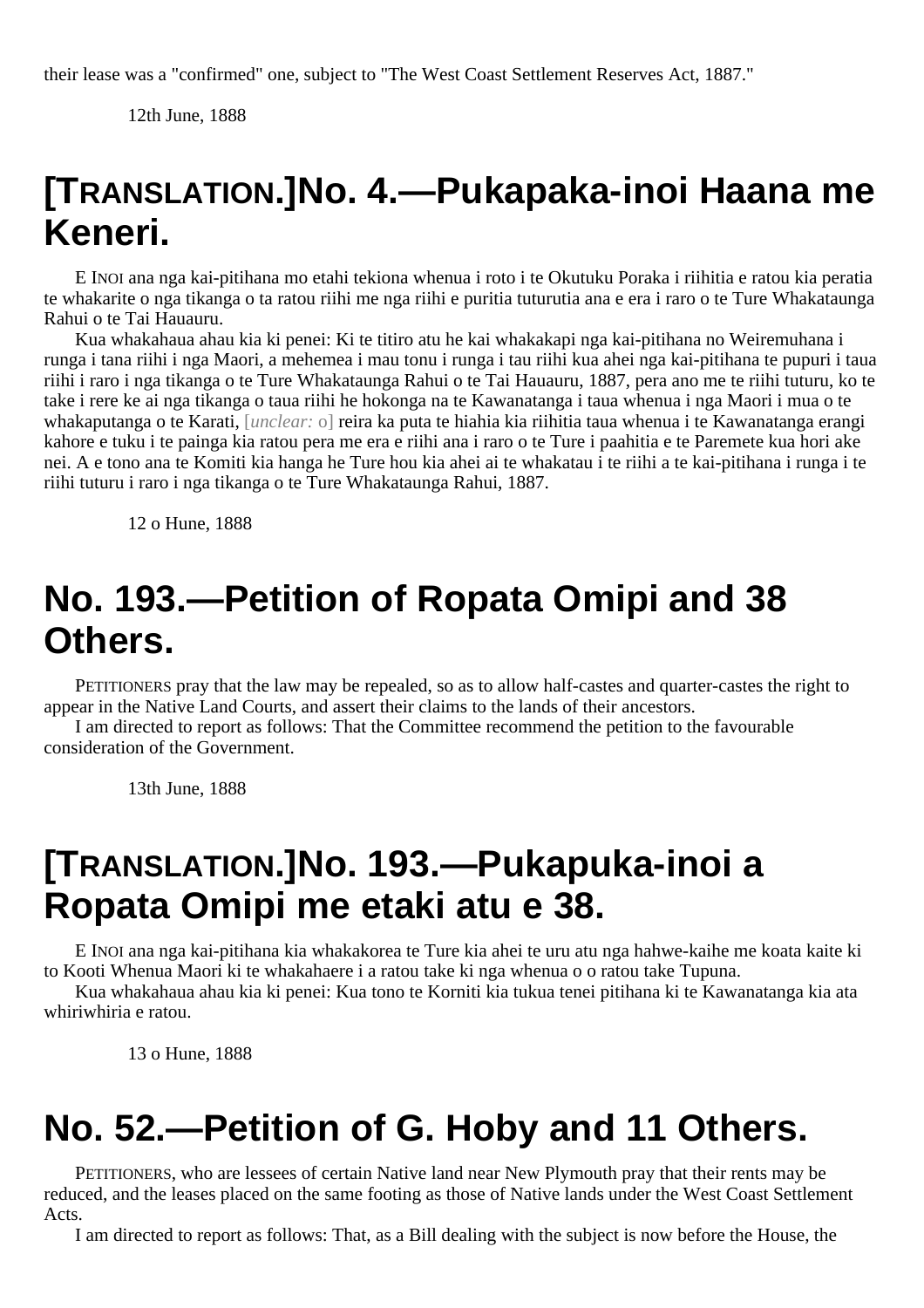their lease was a "confirmed" one, subject to "The West Coast Settlement Reserves Act, 1887."

12th June, 1888

## [TRANSLATION.]No. 4.—Pukapaka-inoi Haana me Keneri.

E INOI ana nga kai-pitihana mo etahi tekiona whenua i roto i te Okutuku Poraka i riihitia e ratou kia peratia te whakarite o nga tikanga o ta ratou riihi me nga riihi e puritia tuturutia ana e era i raro o te Ture Whakataunga Rahui o te Tai Hauauru.

Kua whakahaua ahau kia ki penei: Ki te titiro atu he kai whakakapi nga kai-pitihana no Weiremuhana i runga i tana riihi i nga Maori, a mehemea i mau tonu i runga i tau riihi kua ahei nga kai-pitihana te pupuri i taua riihi i raro i nga tikanga o te Ture Whakataunga Rahui o te Tai Hauauru, 1887, pera ano me te riihi tuturu, ko te take i rere ke ai nga tikanga o taua riihi he hokonga na te Kawanatanga i taua whenua i nga Maori i mua o te whakaputanga o te Karati, [unclear: o] reira ka puta te hiahia kia riihitia taua whenua i te Kawanatanga erangi kahore e tuku i te painga kia ratou pera me era e riihi ana i raro o te Ture i paahitia e te Paremete kua hori ake nei. A e tono ana te Komiti kia hanga he Ture hou kia ahei ai te whakatau i te riihi a te kai-pitihana i runga i te riihi tuturu i raro i nga tikanga o te Ture Whakataunga Rahui, 1887.

12 o Hune, 1888

## No. 193.—Petition of Ropata Omipi and 38 Others.

PETITIONERS pray that the law may be repealed, so as to allow half-castes and quarter-castes the right to appear in the Native Land Courts, and assert their claims to the lands of their ancestors.

I am directed to report as follows: That the Committee recommend the petition to the favourable consideration of the Government.

13th June, 1888

## [TRANSLATION.]No. 193.—Pukapuka-inoi a Ropata Omipi me etaki atu e 38.

E INOI ana nga kai-pitihana kia whakakorea te Ture kia ahei te uru atu nga hahwe-kaihe me koata kaite ki to Kooti Whenua Maori ki te whakahaere i a ratou take ki nga whenua o o ratou take Tupuna.

Kua whakahaua ahau kia ki penei: Kua tono te Korniti kia tukua tenei pitihana ki te Kawanatanga kia ata whiriwhiria e ratou.

13 o Hune, 1888

## No. 52.—Petition of G. Hoby and 11 Others.

PETITIONERS, who are lessees of certain Native land near New Plymouth pray that their rents may be reduced, and the leases placed on the same footing as those of Native lands under the West Coast Settlement Acts.

I am directed to report as follows: That, as a Bill dealing with the subject is now before the House, the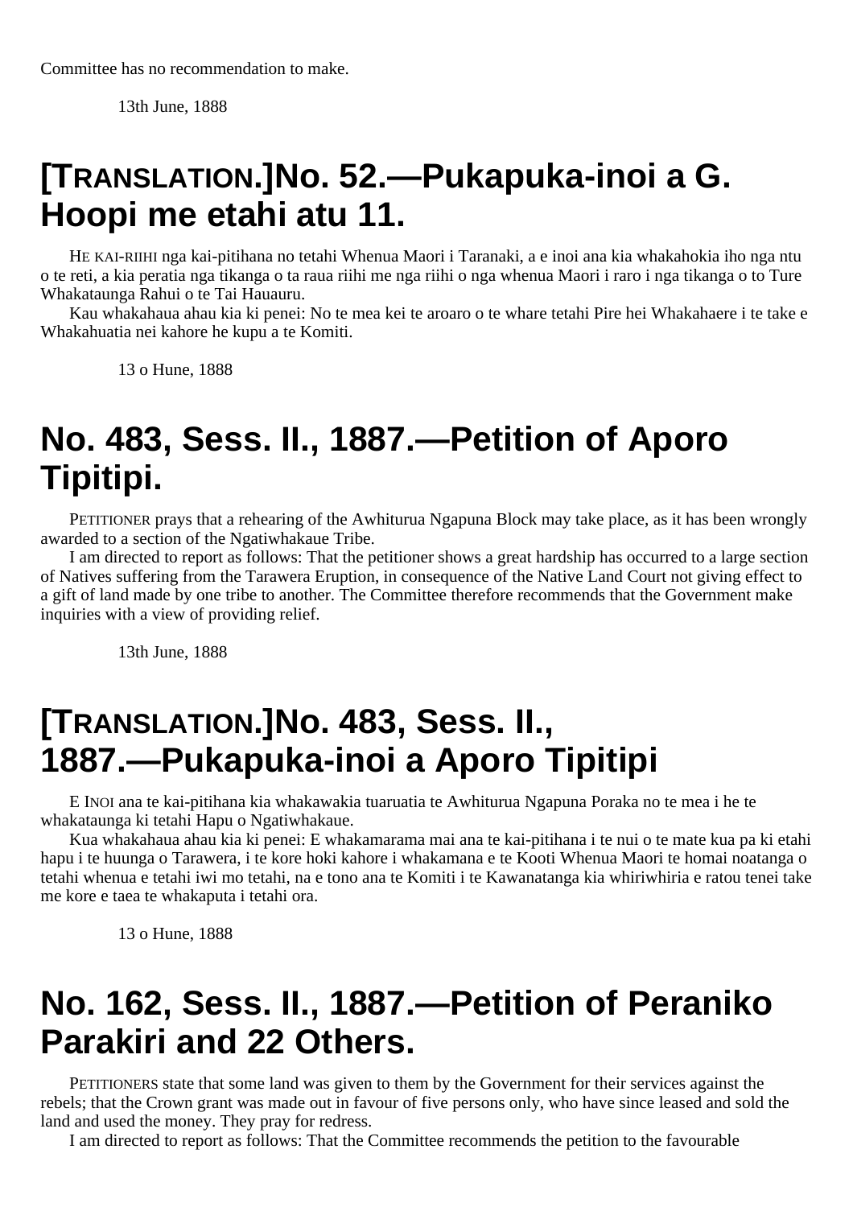Committee has no recommendation to make.

13th June, 1888

# [TRANSLATION.]No. 52.—Pukapuka-inoi a G. Hoopi me etahi atu 11.

HE KAI-RIIHI nga kai-pitihana no tetahi Whenua Maori i Taranaki, a e inoi ana kia whakahokia iho nga ntu o te reti, a kia peratia nga tikanga o ta raua riihi me nga riihi o nga whenua Maori i raro i nga tikanga o to Ture Whakataunga Rahui o te Tai Hauauru.

Kau whakahaua ahau kia ki penei: No te mea kei te aroaro o te whare tetahi Pire hei Whakahaere i te take e Whakahuatia nei kahore he kupu a te Komiti.

13 o Hune, 1888

# No. 483, Sess. II., 1887.—Petition of Aporo Tipitipi.

PETITIONER prays that a rehearing of the Awhiturua Ngapuna Block may take place, as it has been wrongly awarded to a section of the Ngatiwhakaue Tribe.

I am directed to report as follows: That the petitioner shows a great hardship has occurred to a large section of Natives suffering from the Tarawera Eruption, in consequence of the Native Land Court not giving effect to a gift of land made by one tribe to another. The Committee therefore recommends that the Government make inquiries with a view of providing relief.

13th June, 1888

# [TRANSLATION.]No. 483, Sess. II., 1887.—Pukapuka-inoi a Aporo Tipitipi

E INOI ana te kai-pitihana kia whakawakia tuaruatia te Awhiturua Ngapuna Poraka no te mea i he te whakataunga ki tetahi Hapu o Ngatiwhakaue.

Kua whakahaua ahau kia ki penei: E whakamarama mai ana te kai-pitihana i te nui o te mate kua pa ki etahi hapu i te huunga o Tarawera, i te kore hoki kahore i whakamana e te Kooti Whenua Maori te homai noatanga o tetahi whenua e tetahi iwi mo tetahi, na e tono ana te Komiti i te Kawanatanga kia whiriwhiria e ratou tenei take me kore e taea te whakaputa i tetahi ora.

13 o Hune, 1888

# No. 162, Sess. II., 1887.—Petition of Peraniko Parakiri and 22 Others.

PETITIONERS state that some land was given to them by the Government for their services against the rebels; that the Crown grant was made out in favour of five persons only, who have since leased and sold the land and used the money. They pray for redress.

I am directed to report as follows: That the Committee recommends the petition to the favourable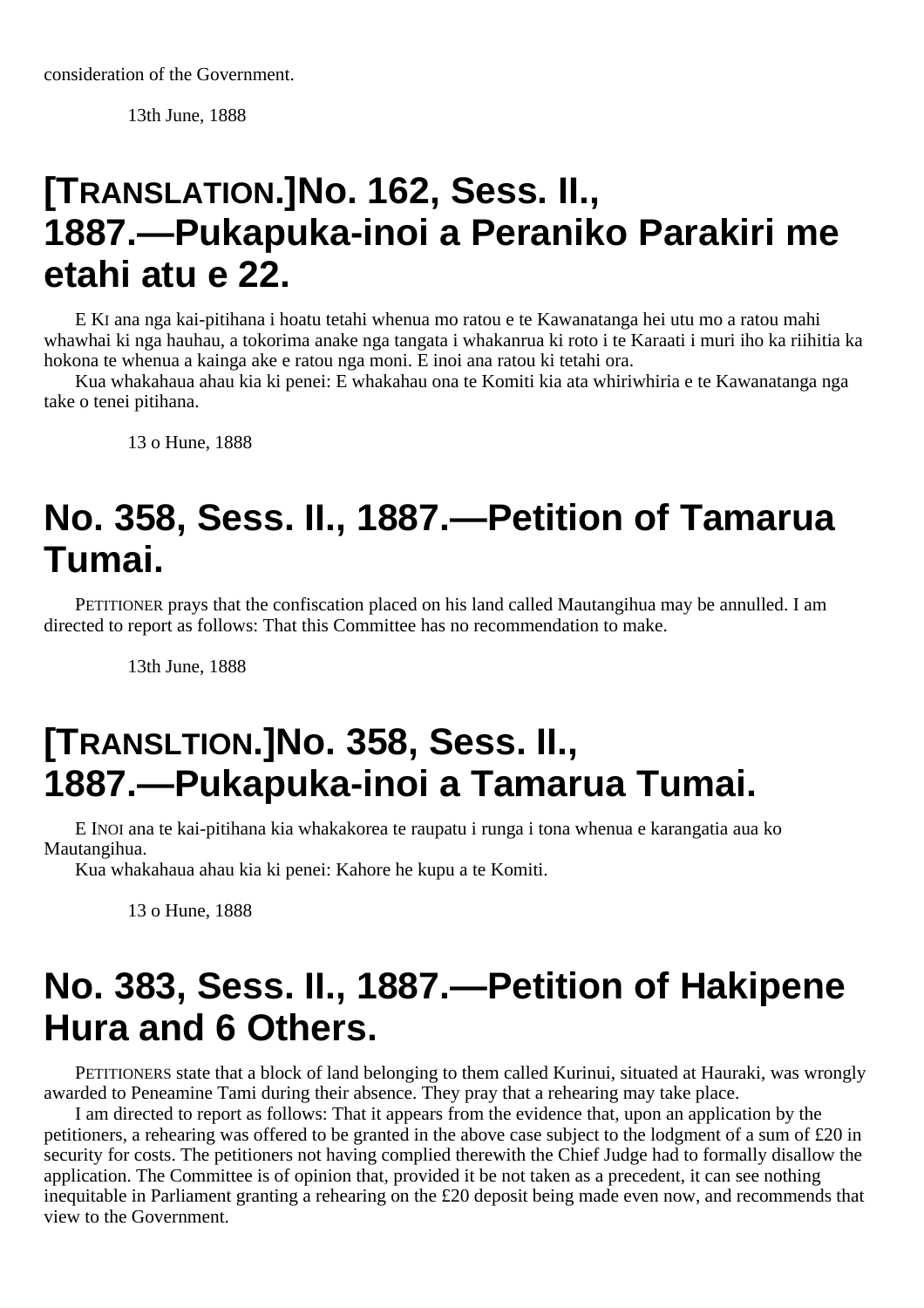consideration of the Government.

13th June, 1888

## [TRANSLATION.]No. 162, Sess. II., 1887.—Pukapuka-inoi a Peraniko Parakiri me etahi atu e 22.

E KI ana nga kai-pitihana i hoatu tetahi whenua mo ratou e te Kawanatanga hei utu mo a ratou mahi whawhai ki nga hauhau, a tokorima anake nga tangata i whakanrua ki roto i te Karaati i muri iho ka riihitia ka hokona te whenua a kainga ake e ratou nga moni. E inoi ana ratou ki tetahi ora.

Kua whakahaua ahau kia ki penei: E whakahau ona te Komiti kia ata whiriwhiria e te Kawanatanga nga take o tenei pitihana.

13 o Hune, 1888

## No. 358, Sess. II., 1887.—Petition of Tamarua Tumai.

PETITIONER prays that the confiscation placed on his land called Mautangihua may be annulled. I am directed to report as follows: That this Committee has no recommendation to make.

13th June, 1888

## [TRANSLTION.]No. 358, Sess. II., 1887.—Pukapuka-inoi a Tamarua Tumai.

E INOI ana te kai-pitihana kia whakakorea te raupatu i runga i tona whenua e karangatia aua ko Mautangihua.

Kua whakahaua ahau kia ki penei: Kahore he kupu a te Komiti.

13 o Hune, 1888

## No. 383, Sess. II., 1887.—Petition of Hakipene Hura and 6 Others.

PETITIONERS state that a block of land belonging to them called Kurinui, situated at Hauraki, was wrongly awarded to Peneamine Tami during their absence. They pray that a rehearing may take place.

I am directed to report as follows: That it appears from the evidence that, upon an application by the petitioners, a rehearing was offered to be granted in the above case subject to the lodgment of a sum of £20 in security for costs. The petitioners not having complied therewith the Chief Judge had to formally disallow the application. The Committee is of opinion that, provided it be not taken as a precedent, it can see nothing inequitable in Parliament granting a rehearing on the £20 deposit being made even now, and recommends that view to the Government.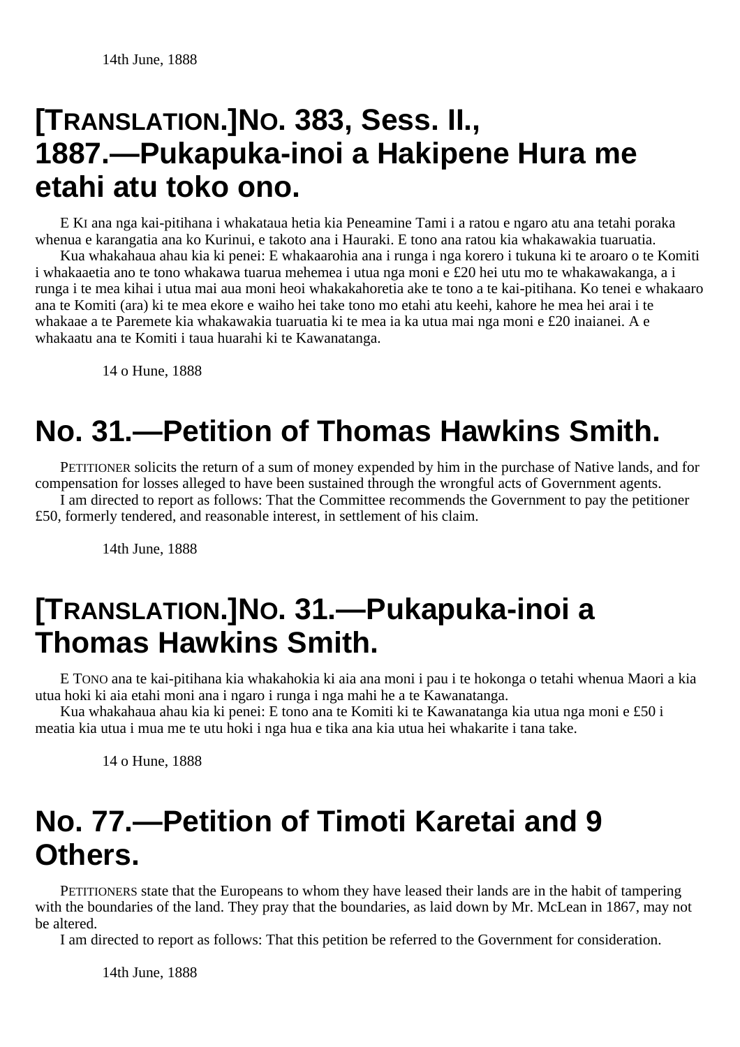14th June, 1888

# [TRANSLATION.]NO. 383, Sess. II., 1887.—Pukapuka-inoi a Hakipene Hura me etahi atu toko ono.

E KI ana nga kai-pitihana i whakataua hetia kia Peneamine Tami i a ratou e ngaro atu ana tetahi poraka whenua e karangatia ana ko Kurinui, e takoto ana i Hauraki. E tono ana ratou kia whakawakia tuaruatia.

Kua whakahaua ahau kia ki penei: E whakaarohia ana i runga i nga korero i tukuna ki te aroaro o te Komiti i whakaaetia ano te tono whakawa tuarua mehemea i utua nga moni e £20 hei utu mo te whakawakanga, a i runga i te mea kihai i utua mai aua moni heoi whakakahoretia ake te tono a te kai-pitihana. Ko tenei e whakaaro ana te Komiti (ara) ki te mea ekore e waiho hei take tono mo etahi atu keehi, kahore he mea hei arai i te whakaae a te Paremete kia whakawakia tuaruatia ki te mea ia ka utua mai nga moni e £20 inaianei. A e whakaatu ana te Komiti i taua huarahi ki te Kawanatanga.

14 o Hune, 1888

# No. 31.—Petition of Thomas Hawkins Smith.

PETITIONER solicits the return of a sum of money expended by him in the purchase of Native lands, and for compensation for losses alleged to have been sustained through the wrongful acts of Government agents.

I am directed to report as follows: That the Committee recommends the Government to pay the petitioner £50, formerly tendered, and reasonable interest, in settlement of his claim.

14th June, 1888

# [TRANSLATION.]NO. 31.—Pukapuka-inoi a Thomas Hawkins Smith.

E TONO ana te kai-pitihana kia whakahokia ki aia ana moni i pau i te hokonga o tetahi whenua Maori a kia utua hoki ki aia etahi moni ana i ngaro i runga i nga mahi he a te Kawanatanga.

Kua whakahaua ahau kia ki penei: E tono ana te Komiti ki te Kawanatanga kia utua nga moni e £50 i meatia kia utua i mua me te utu hoki i nga hua e tika ana kia utua hei whakarite i tana take.

14 o Hune, 1888

# No. 77.—Petition of Timoti Karetai and 9 Others.

PETITIONERS state that the Europeans to whom they have leased their lands are in the habit of tampering with the boundaries of the land. They pray that the boundaries, as laid down by Mr. McLean in 1867, may not be altered.

I am directed to report as follows: That this petition be referred to the Government for consideration.

14th June, 1888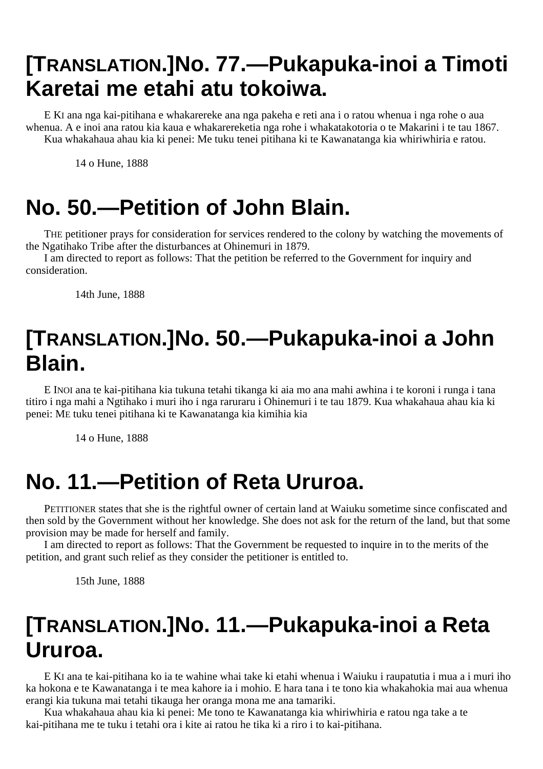# [TRANSLATION.]No. 77.—Pukapuka-inoi a Timoti Karetai me etahi atu tokoiwa.

E KI ana nga kai-pitihana e whakarereke ana nga pakeha e reti ana i o ratou whenua i nga rohe o aua whenua. A e inoi ana ratou kia kaua e whakarerereketia nga rohe i whakatakotoria o te Makarini i te tau 1867.

Kua whakahaua ahau kia ki penei: Me tuku tenei pitihana ki te Kawanatanga kia whiriwhiria e ratou.

14 o Hune, 1888

# No. 50.—Petition of John Blain.

THE petitioner prays for consideration for services rendered to the colony by watching the movements of the Ngatihako Tribe after the disturbances at Ohinemuri in 1879.

I am directed to report as follows: That the petition be referred to the Government for inquiry and consideration.

14th June, 1888

# [TRANSLATION.]No. 50.—Pukapuka-inoi a John Blain.

E INOI ana te kai-pitihana kia tukuna tetahi tikanga ki aia mo ana mahi awhina i te koroni i runga i tana titiro i nga mahi a Ngtihako i muri iho i nga raruraru i Ohinemuri i te tau 1879. Kua whakahaua ahau kia ki penei: ME tuku tenei pitihana ki te Kawanatanga kia kimihia kia

14 o Hune, 1888

# No. 11.—Petition of Reta Ururoa.

PETITIONER states that she is the rightful owner of certain land at Waiuku sometime since confiscated and then sold by the Government without her knowledge. She does not ask for the return of the land, but that some provision may be made for herself and family.

I am directed to report as follows: That the Government be requested to inquire in to the merits of the petition, and grant such relief as they consider the petitioner is entitled to.

15th June, 1888

# [TRANSLATION.]No. 11.—Pukapuka-inoi a Reta Ururoa.

E KI ana te kai-pitihana ko ia te wahine whai take ki etahi whenua i Waiuku i raupatutia i mua a i muri iho ka hokona e te Kawanatanga i te mea kahore ia i mohio. E hara tana i te tono kia whakahokia mai aua whenua erangi kia tukuna mai tetahi tikauga her oranga mona me ana tamariki.

Kua whakahaua ahau kia ki penei: Me tono te Kawanatanga kia whiriwhiria e ratou nga take a te kai-pitihana me te tuku i tetahi ora i kite ai ratou he tika ki a riro i to kai-pitihana.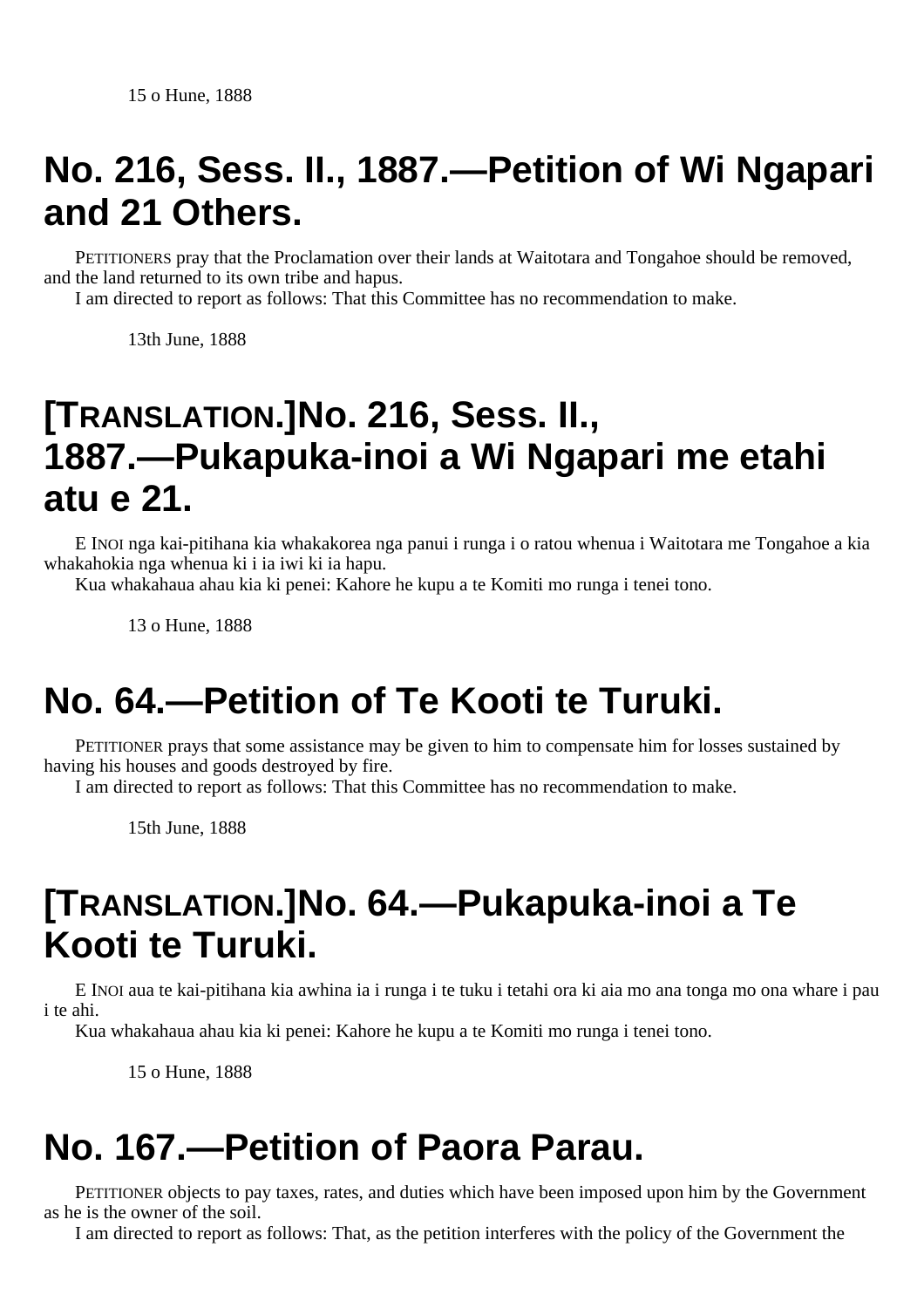15 o Hune, 1888

# No. 216, Sess. II., 1887.—Petition of Wi Ngapari and 21 Others.

PETITIONERS pray that the Proclamation over their lands at Waitotara and Tongahoe should be removed, and the land returned to its own tribe and hapus.

I am directed to report as follows: That this Committee has no recommendation to make.

13th June, 1888

# [TRANSLATION.]No. 216, Sess. II., 1887.—Pukapuka-inoi a Wi Ngapari me etahi atu e 21.

E INOI nga kai-pitihana kia whakakorea nga panui i runga i o ratou whenua i Waitotara me Tongahoe a kia whakahokia nga whenua ki i ia iwi ki ia hapu.

Kua whakahaua ahau kia ki penei: Kahore he kupu a te Komiti mo runga i tenei tono.

13 o Hune, 1888

# No. 64.—Petition of Te Kooti te Turuki.

PETITIONER prays that some assistance may be given to him to compensate him for losses sustained by having his houses and goods destroyed by fire.

I am directed to report as follows: That this Committee has no recommendation to make.

15th June, 1888

# [TRANSLATION.]No. 64.—Pukapuka-inoi a Te Kooti te Turuki.

E INOI aua te kai-pitihana kia awhina ia i runga i te tuku i tetahi ora ki aia mo ana tonga mo ona whare i pau i te ahi.

Kua whakahaua ahau kia ki penei: Kahore he kupu a te Komiti mo runga i tenei tono.

15 o Hune, 1888

# No. 167.—Petition of Paora Parau.

PETITIONER objects to pay taxes, rates, and duties which have been imposed upon him by the Government as he is the owner of the soil.

I am directed to report as follows: That, as the petition interferes with the policy of the Government the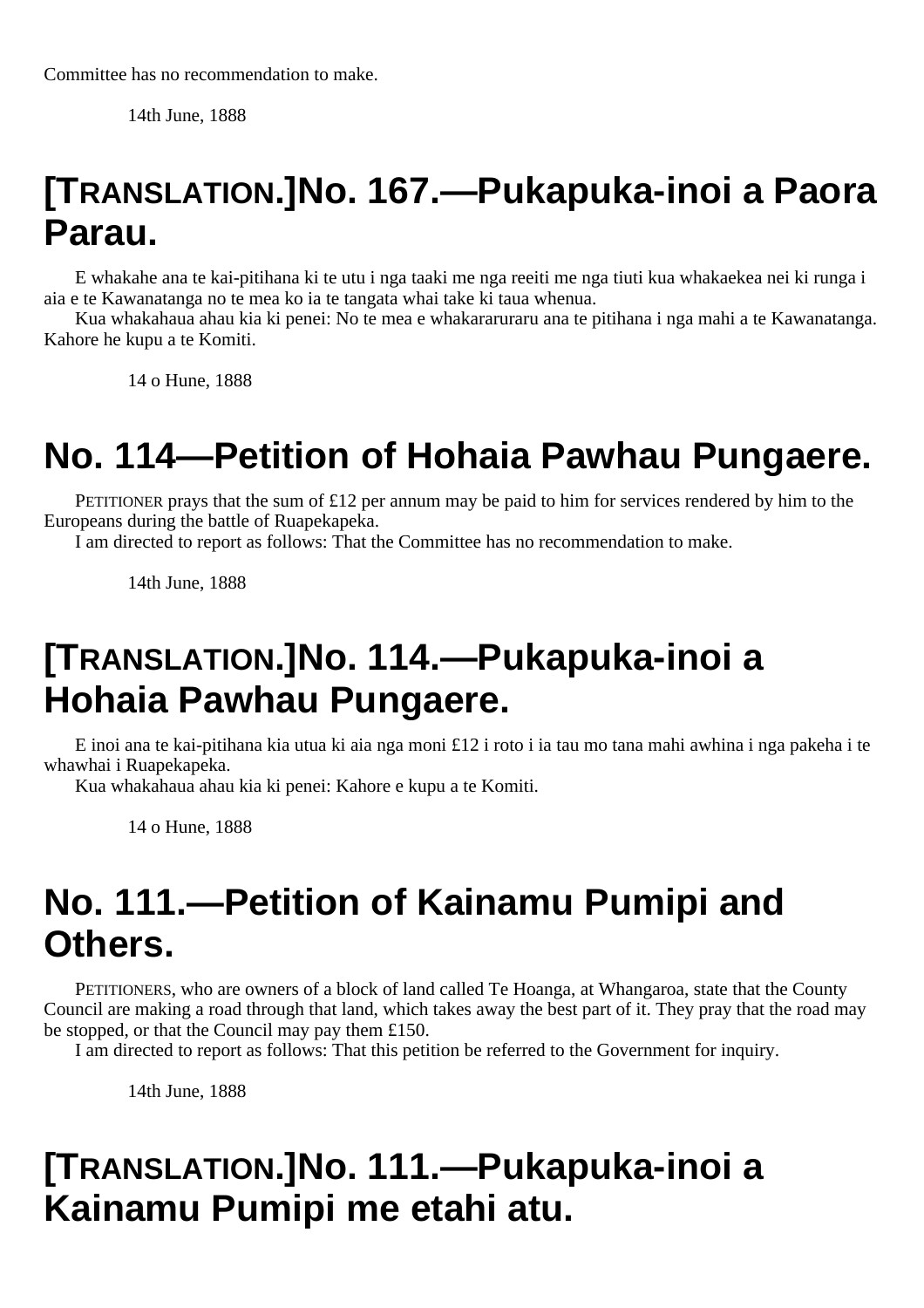Committee has no recommendation to make.

14th June, 1888

## [TRANSLATION.]No. 167.—Pukapuka-inoi a Paora Parau.

E whakahe ana te kai-pitihana ki te utu i nga taaki me nga reeiti me nga tiuti kua whakaekea nei ki runga i aia e te Kawanatanga no te mea ko ia te tangata whai take ki taua whenua.

Kua whakahaua ahau kia ki penei: No te mea e whakararuraru ana te pitihana i nga mahi a te Kawanatanga. Kahore he kupu a te Komiti.

14 o Hune, 1888

## No. 114—Petition of Hohaia Pawhau Pungaere.

PETITIONER prays that the sum of £12 per annum may be paid to him for services rendered by him to the Europeans during the battle of Ruapekapeka.

I am directed to report as follows: That the Committee has no recommendation to make.

14th June, 1888

## [TRANSLATION.]No. 114.—Pukapuka-inoi a Hohaia Pawhau Pungaere.

E inoi ana te kai-pitihana kia utua ki aia nga moni £12 i roto i ia tau mo tana mahi awhina i nga pakeha i te whawhai i Ruapekapeka.

Kua whakahaua ahau kia ki penei: Kahore e kupu a te Komiti.

14 o Hune, 1888

## No. 111.—Petition of Kainamu Pumipi and Others.

PETITIONERS, who are owners of a block of land called Te Hoanga, at Whangaroa, state that the County Council are making a road through that land, which takes away the best part of it. They pray that the road may be stopped, or that the Council may pay them £150.

I am directed to report as follows: That this petition be referred to the Government for inquiry.

14th June, 1888

## [TRANSLATION.]No. 111.—Pukapuka-inoi a Kainamu Pumipi me etahi atu.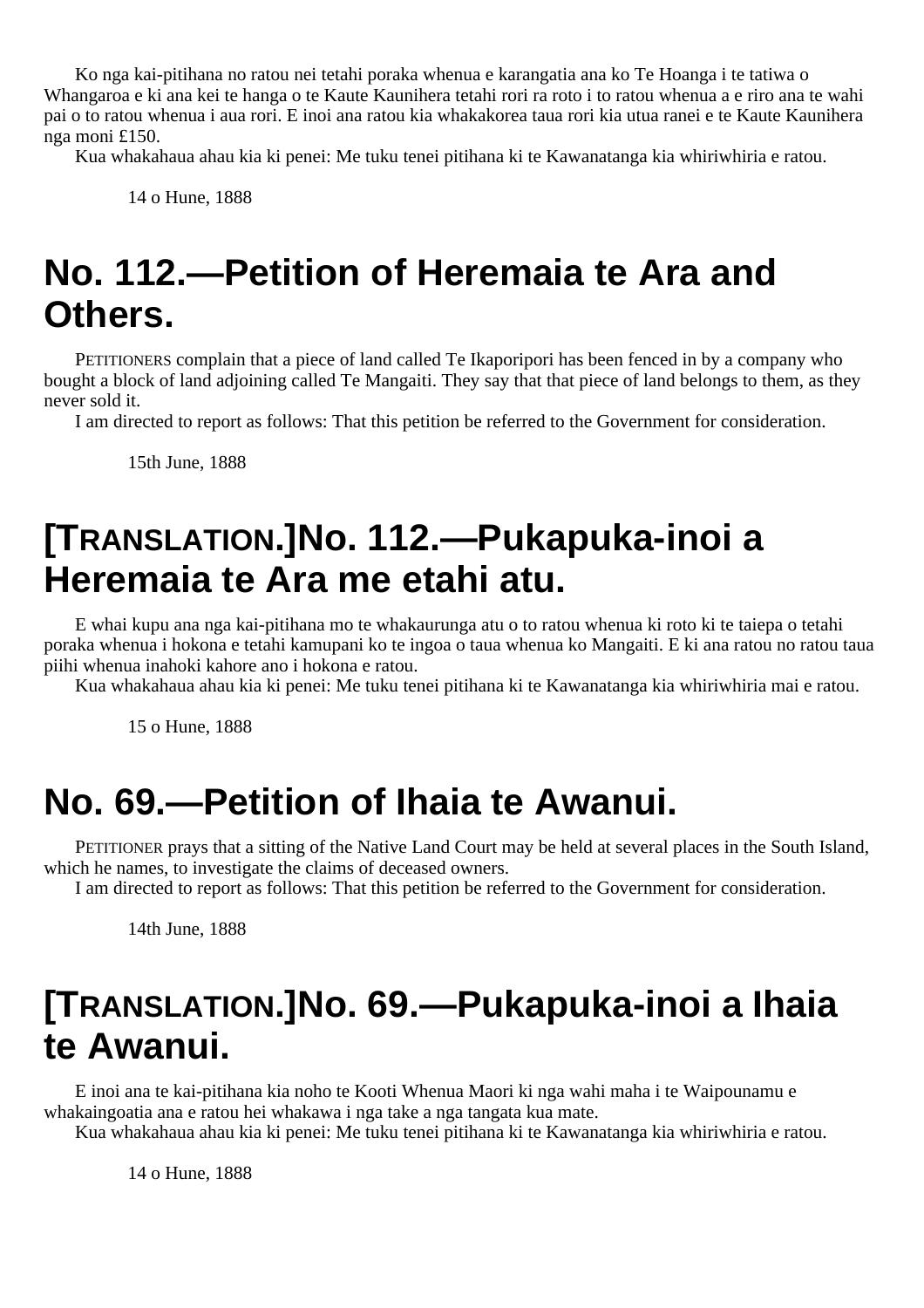Ko nga kai-pitihana no ratou nei tetahi poraka whenua e karangatia ana ko Te Hoanga i te tatiwa o Whangaroa e ki ana kei te hanga o te Kaute Kaunihera tetahi rori ra roto i to ratou whenua a e riro ana te wahi pai o to ratou whenua i aua rori. E inoi ana ratou kia whakakorea taua rori kia utua ranei e te Kaute Kaunihera nga moni £150.

Kua whakahaua ahau kia ki penei: Me tuku tenei pitihana ki te Kawanatanga kia whiriwhiria e ratou.

14 o Hune, 1888

# No. 112.—Petition of Heremaia te Ara and Others.

PETITIONERS complain that a piece of land called Te Ikaporipori has been fenced in by a company who bought a block of land adjoining called Te Mangaiti. They say that that piece of land belongs to them, as they never sold it.

I am directed to report as follows: That this petition be referred to the Government for consideration.

15th June, 1888

# [TRANSLATION.]No. 112.—Pukapuka-inoi a Heremaia te Ara me etahi atu.

E whai kupu ana nga kai-pitihana mo te whakaurunga atu o to ratou whenua ki roto ki te taiepa o tetahi poraka whenua i hokona e tetahi kamupani ko te ingoa o taua whenua ko Mangaiti. E ki ana ratou no ratou taua piihi whenua inahoki kahore ano i hokona e ratou.

Kua whakahaua ahau kia ki penei: Me tuku tenei pitihana ki te Kawanatanga kia whiriwhiria mai e ratou.

15 o Hune, 1888

# No. 69.—Petition of Ihaia te Awanui.

PETITIONER prays that a sitting of the Native Land Court may be held at several places in the South Island, which he names, to investigate the claims of deceased owners.

I am directed to report as follows: That this petition be referred to the Government for consideration.

14th June, 1888

# [TRANSLATION.]No. 69.—Pukapuka-inoi a Ihaia te Awanui.

E inoi ana te kai-pitihana kia noho te Kooti Whenua Maori ki nga wahi maha i te Waipounamu e whakaingoatia ana e ratou hei whakawa i nga take a nga tangata kua mate.

Kua whakahaua ahau kia ki penei: Me tuku tenei pitihana ki te Kawanatanga kia whiriwhiria e ratou.

14 o Hune, 1888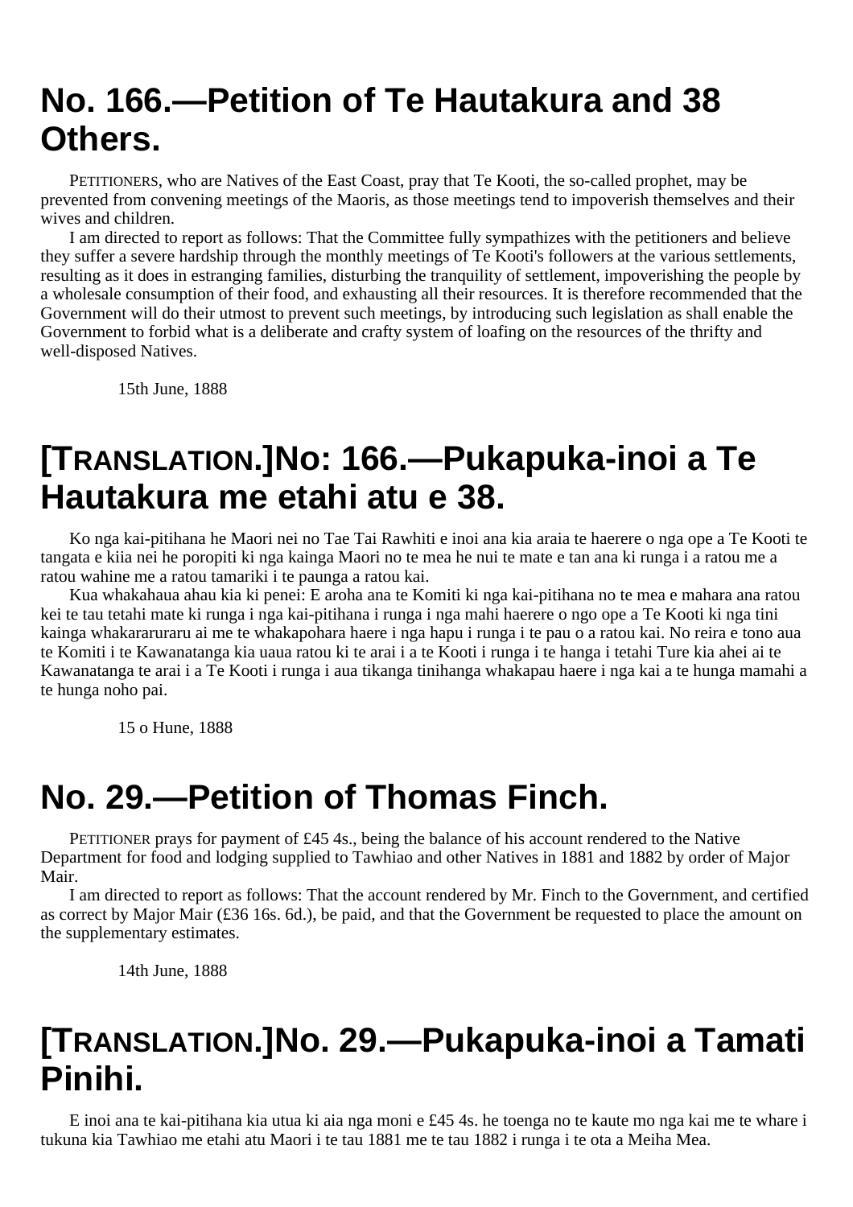# No. 166.—Petition of Te Hautakura and 38 Others.

PETITIONERS, who are Natives of the East Coast, pray that Te Kooti, the so-called prophet, may be prevented from convening meetings of the Maoris, as those meetings tend to impoverish themselves and their wives and children.

I am directed to report as follows: That the Committee fully sympathizes with the petitioners and believe they suffer a severe hardship through the monthly meetings of Te Kooti's followers at the various settlements, resulting as it does in estranging families, disturbing the tranquility of settlement, impoverishing the people by a wholesale consumption of their food, and exhausting all their resources. It is therefore recommended that the Government will do their utmost to prevent such meetings, by introducing such legislation as shall enable the Government to forbid what is a deliberate and crafty system of loafing on the resources of the thrifty and well-disposed Natives.

15th June, 1888

# [TRANSLATION.]No: 166.—Pukapuka-inoi a Te Hautakura me etahi atu e 38.

Ko nga kai-pitihana he Maori nei no Tae Tai Rawhiti e inoi ana kia araia te haerere o nga ope a Te Kooti te tangata e kiia nei he poropiti ki nga kainga Maori no te mea he nui te mate e tan ana ki runga i a ratou me a ratou wahine me a ratou tamariki i te paunga a ratou kai.

Kua whakahaua ahau kia ki penei: E aroha ana te Komiti ki nga kai-pitihana no te mea e mahara ana ratou kei te tau tetahi mate ki runga i nga kai-pitihana i runga i nga mahi haerere o ngo ope a Te Kooti ki nga tini kainga whakararuraru ai me te whakapohara haere i nga hapu i runga i te pau o a ratou kai. No reira e tono aua te Komiti i te Kawanatanga kia uaua ratou ki te arai i a te Kooti i runga i te hanga i tetahi Ture kia ahei ai te Kawanatanga te arai i a Te Kooti i runga i aua tikanga tinihanga whakapau haere i nga kai a te hunga mamahi a te hunga noho pai.

15 o Hune, 1888

# No. 29.—Petition of Thomas Finch.

PETITIONER prays for payment of £45 4s., being the balance of his account rendered to the Native Department for food and lodging supplied to Tawhiao and other Natives in 1881 and 1882 by order of Major Mair.

I am directed to report as follows: That the account rendered by Mr. Finch to the Government, and certified as correct by Major Mair (£36 16s. 6d.), be paid, and that the Government be requested to place the amount on the supplementary estimates.

14th June, 1888

# [TRANSLATION.]No. 29.—Pukapuka-inoi a Tamati Pinihi.

E inoi ana te kai-pitihana kia utua ki aia nga moni e £45 4s. he toenga no te kaute mo nga kai me te whare i tukuna kia Tawhiao me etahi atu Maori i te tau 1881 me te tau 1882 i runga i te ota a Meiha Mea.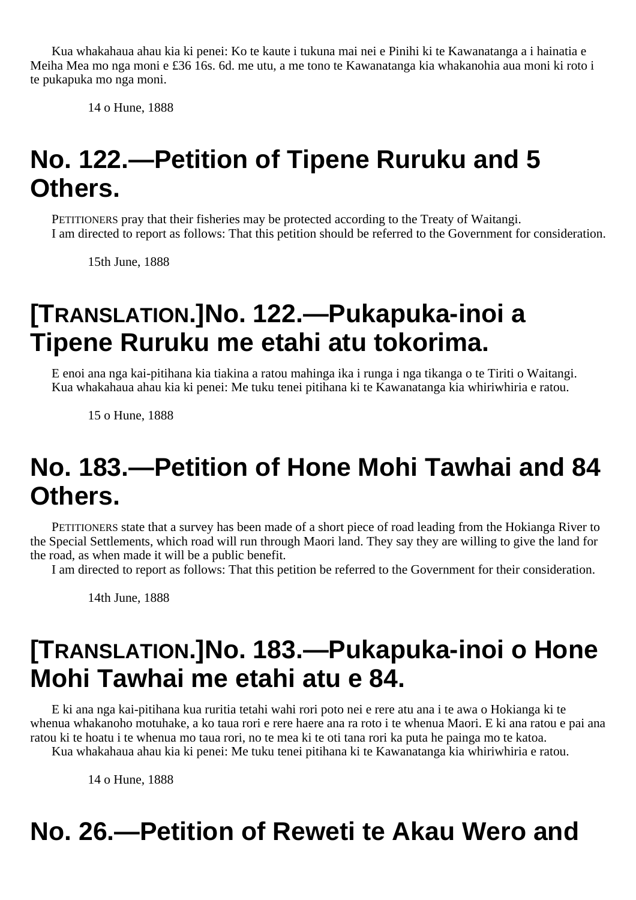Kua whakahaua ahau kia ki penei: Ko te kaute i tukuna mai nei e Pinihi ki te Kawanatanga a i hainatia e Meiha Mea mo nga moni e £36 16s. 6d. me utu, a me tono te Kawanatanga kia whakanohia aua moni ki roto i te pukapuka mo nga moni.

14 o Hune, 1888

# No. 122.—Petition of Tipene Ruruku and 5 Others.

PETITIONERS pray that their fisheries may be protected according to the Treaty of Waitangi.

I am directed to report as follows: That this petition should be referred to the Government for consideration.

15th June, 1888

# [TRANSLATION.]No. 122.—Pukapuka-inoi a Tipene Ruruku me etahi atu tokorima.

E enoi ana nga kai-pitihana kia tiakina a ratou mahinga ika i runga i nga tikanga o te Tiriti o Waitangi.

Kua whakahaua ahau kia ki penei: Me tuku tenei pitihana ki te Kawanatanga kia whiriwhiria e ratou.

15 o Hune, 1888

# No. 183.—Petition of Hone Mohi Tawhai and 84 Others.

PETITIONERS state that a survey has been made of a short piece of road leading from the Hokianga River to the Special Settlements, which road will run through Maori land. They say they are willing to give the land for the road, as when made it will be a public benefit.

I am directed to report as follows: That this petition be referred to the Government for their consideration.

14th June, 1888

# [TRANSLATION.]No. 183.—Pukapuka-inoi o Hone Mohi Tawhai me etahi atu e 84.

E ki ana nga kai-pitihana kua ruritia tetahi wahi rori poto nei e rere atu ana i te awa o Hokianga ki te whenua whakanoho motuhake, a ko taua rori e rere haere ana ra roto i te whenua Maori. E ki ana ratou e pai ana ratou ki te hoatu i te whenua mo taua rori, no te mea ki te oti tana rori ka puta he painga mo te katoa.

Kua whakahaua ahau kia ki penei: Me tuku tenei pitihana ki te Kawanatanga kia whiriwhiria e ratou.

14 o Hune, 1888

# No. 26.—Petition of Reweti te Akau Wero and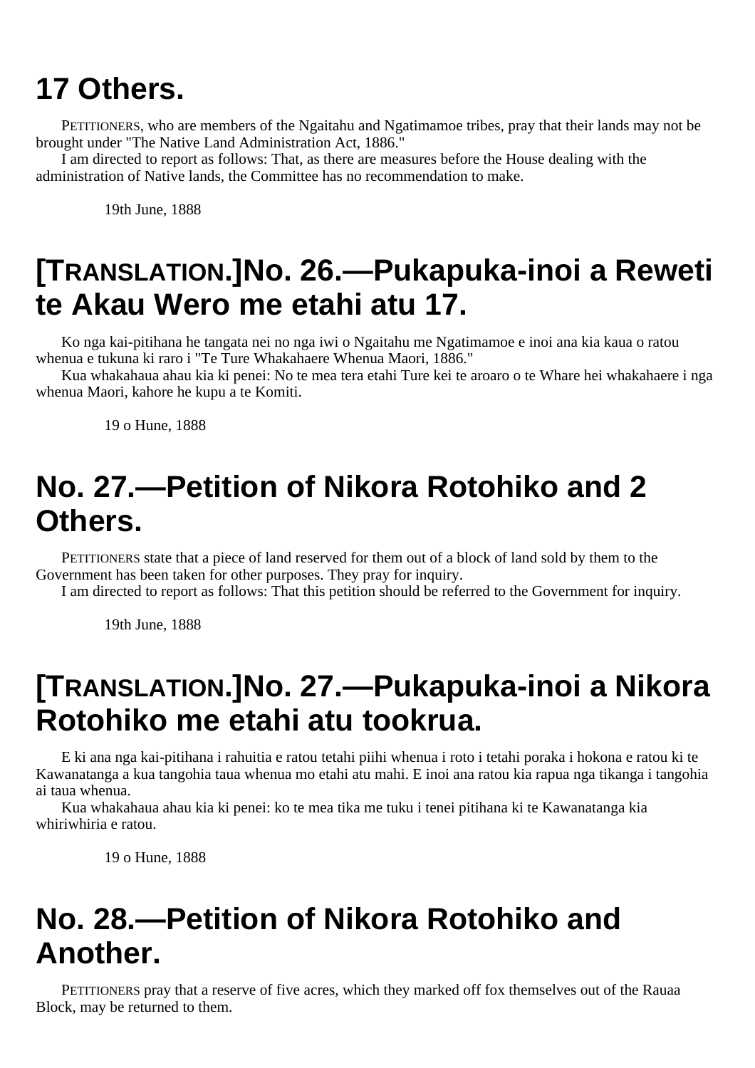# 17 Others.

PETITIONERS, who are members of the Ngaitahu and Ngatimamoe tribes, pray that their lands may not be brought under "The Native Land Administration Act, 1886."

I am directed to report as follows: That, as there are measures before the House dealing with the administration of Native lands, the Committee has no recommendation to make.

19th June, 1888

# [TRANSLATION.]No. 26.—Pukapuka-inoi a Reweti te Akau Wero me etahi atu 17.

Ko nga kai-pitihana he tangata nei no nga iwi o Ngaitahu me Ngatimamoe e inoi ana kia kaua o ratou whenua e tukuna ki raro i "Te Ture Whakahaere Whenua Maori, 1886."

Kua whakahaua ahau kia ki penei: No te mea tera etahi Ture kei te aroaro o te Whare hei whakahaere i nga whenua Maori, kahore he kupu a te Komiti.

19 o Hune, 1888

# No. 27.—Petition of Nikora Rotohiko and 2 Others.

PETITIONERS state that a piece of land reserved for them out of a block of land sold by them to the Government has been taken for other purposes. They pray for inquiry.

I am directed to report as follows: That this petition should be referred to the Government for inquiry.

19th June, 1888

# [TRANSLATION.]No. 27.—Pukapuka-inoi a Nikora Rotohiko me etahi atu tookrua.

E ki ana nga kai-pitihana i rahuitia e ratou tetahi piihi whenua i roto i tetahi poraka i hokona e ratou ki te Kawanatanga a kua tangohia taua whenua mo etahi atu mahi. E inoi ana ratou kia rapua nga tikanga i tangohia ai taua whenua.

Kua whakahaua ahau kia ki penei: ko te mea tika me tuku i tenei pitihana ki te Kawanatanga kia whiriwhiria e ratou.

19 o Hune, 1888

# No. 28.—Petition of Nikora Rotohiko and Another.

PETITIONERS pray that a reserve of five acres, which they marked off fox themselves out of the Rauaa Block, may be returned to them.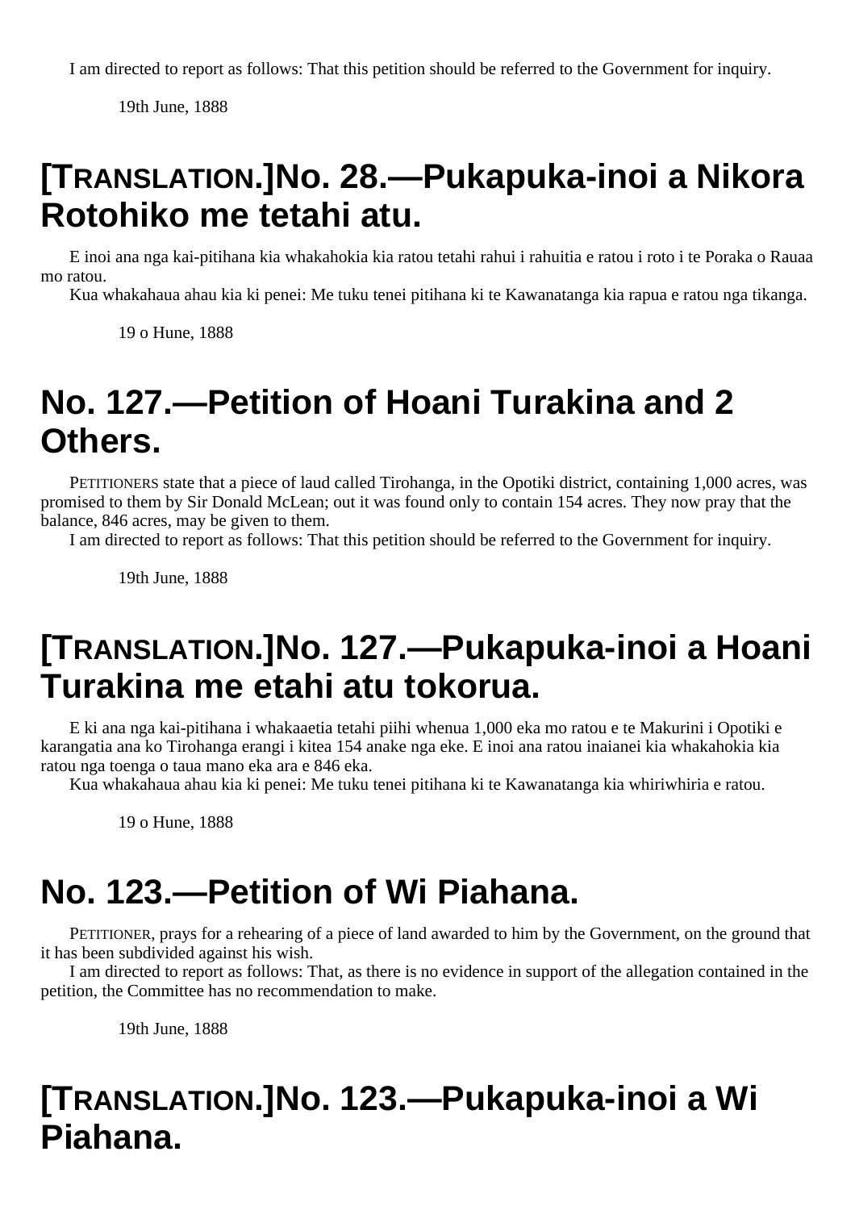I am directed to report as follows: That this petition should be referred to the Government for inquiry.

19th June, 1888

## [TRANSLATION.]No. 28.—Pukapuka-inoi a Nikora Rotohiko me tetahi atu.

E inoi ana nga kai-pitihana kia whakahokia kia ratou tetahi rahui i rahuitia e ratou i roto i te Poraka o Rauaa mo ratou.

Kua whakahaua ahau kia ki penei: Me tuku tenei pitihana ki te Kawanatanga kia rapua e ratou nga tikanga.

19 o Hune, 1888

## No. 127.—Petition of Hoani Turakina and 2 Others.

PETITIONERS state that a piece of laud called Tirohanga, in the Opotiki district, containing 1,000 acres, was promised to them by Sir Donald McLean; out it was found only to contain 154 acres. They now pray that the balance, 846 acres, may be given to them.

I am directed to report as follows: That this petition should be referred to the Government for inquiry.

19th June, 1888

## [TRANSLATION.]No. 127.—Pukapuka-inoi a Hoani Turakina me etahi atu tokorua.

E ki ana nga kai-pitihana i whakaaetia tetahi piihi whenua 1,000 eka mo ratou e te Makurini i Opotiki e karangatia ana ko Tirohanga erangi i kitea 154 anake nga eke. E inoi ana ratou inaianei kia whakahokia kia ratou nga toenga o taua mano eka ara e 846 eka.

Kua whakahaua ahau kia ki penei: Me tuku tenei pitihana ki te Kawanatanga kia whiriwhiria e ratou.

19 o Hune, 1888

## No. 123.—Petition of Wi Piahana.

PETITIONER, prays for a rehearing of a piece of land awarded to him by the Government, on the ground that it has been subdivided against his wish.

I am directed to report as follows: That, as there is no evidence in support of the allegation contained in the petition, the Committee has no recommendation to make.

19th June, 1888

## [TRANSLATION.]No. 123.—Pukapuka-inoi a Wi Piahana.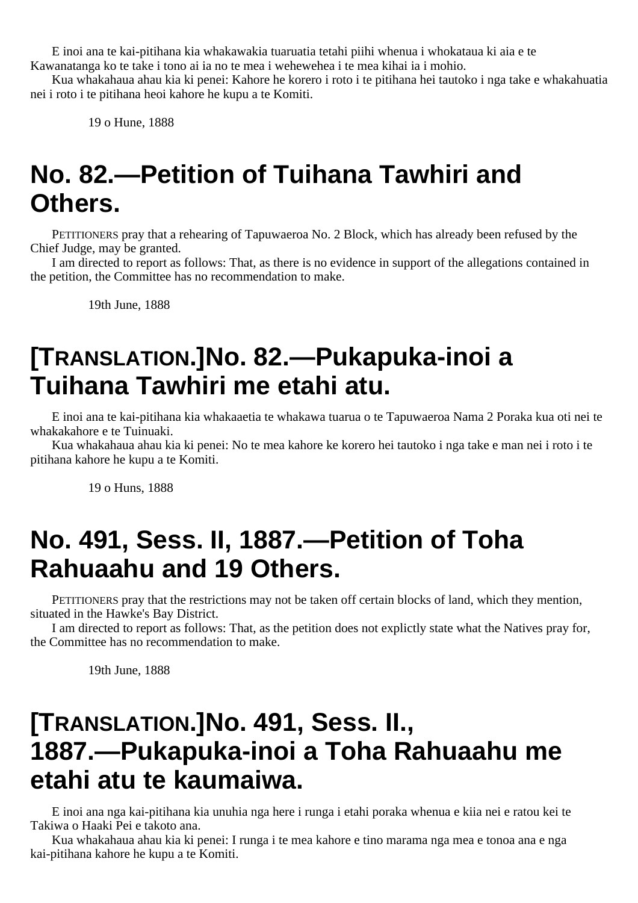E inoi ana te kai-pitihana kia whakawakia tuaruatia tetahi piihi whenua i whokataua ki aia e te Kawanatanga ko te take i tono ai ia no te mea i wehewehea i te mea kihai ia i mohio.

Kua whakahaua ahau kia ki penei: Kahore he korero i roto i te pitihana hei tautoko i nga take e whakahuatia nei i roto i te pitihana heoi kahore he kupu a te Komiti.

19 o Hune, 1888

# No. 82.—Petition of Tuihana Tawhiri and Others.

PETITIONERS pray that a rehearing of Tapuwaeroa No. 2 Block, which has already been refused by the Chief Judge, may be granted.

I am directed to report as follows: That, as there is no evidence in support of the allegations contained in the petition, the Committee has no recommendation to make.

19th June, 1888

# [TRANSLATION.]No. 82.—Pukapuka-inoi a Tuihana Tawhiri me etahi atu.

E inoi ana te kai-pitihana kia whakaaetia te whakawa tuarua o te Tapuwaeroa Nama 2 Poraka kua oti nei te whakakahore e te Tuinuaki.

Kua whakahaua ahau kia ki penei: No te mea kahore ke korero hei tautoko i nga take e man nei i roto i te pitihana kahore he kupu a te Komiti.

19 o Huns, 1888

# No. 491, Sess. II, 1887.—Petition of Toha Rahuaahu and 19 Others.

PETITIONERS pray that the restrictions may not be taken off certain blocks of land, which they mention, situated in the Hawke's Bay District.

I am directed to report as follows: That, as the petition does not explictly state what the Natives pray for, the Committee has no recommendation to make.

19th June, 1888

# [TRANSLATION.]No. 491, Sess. II., 1887.—Pukapuka-inoi a Toha Rahuaahu me etahi atu te kaumaiwa.

E inoi ana nga kai-pitihana kia unuhia nga here i runga i etahi poraka whenua e kiia nei e ratou kei te Takiwa o Haaki Pei e takoto ana.

Kua whakahaua ahau kia ki penei: I runga i te mea kahore e tino marama nga mea e tonoa ana e nga kai-pitihana kahore he kupu a te Komiti.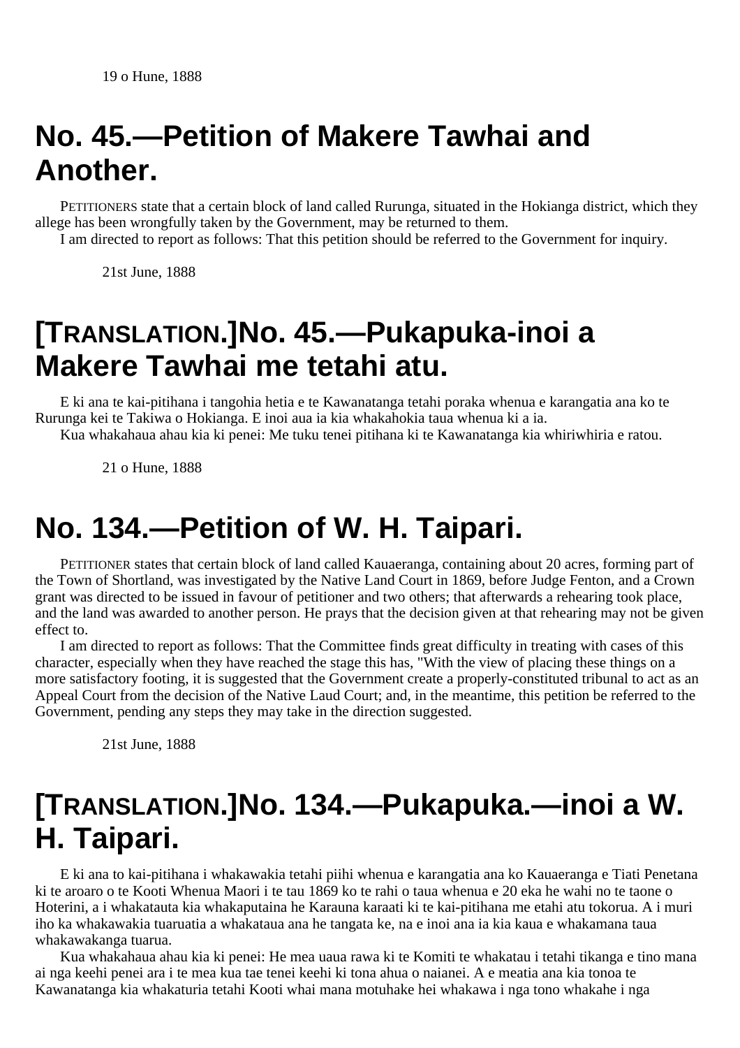19 o Hune, 1888

# No. 45.—Petition of Makere Tawhai and Another.

PETITIONERS state that a certain block of land called Rurunga, situated in the Hokianga district, which they allege has been wrongfully taken by the Government, may be returned to them.

I am directed to report as follows: That this petition should be referred to the Government for inquiry.

21st June, 1888

# [TRANSLATION.]No. 45.—Pukapuka-inoi a Makere Tawhai me tetahi atu.

E ki ana te kai-pitihana i tangohia hetia e te Kawanatanga tetahi poraka whenua e karangatia ana ko te Rurunga kei te Takiwa o Hokianga. E inoi aua ia kia whakahokia taua whenua ki a ia.

Kua whakahaua ahau kia ki penei: Me tuku tenei pitihana ki te Kawanatanga kia whiriwhiria e ratou.

21 o Hune, 1888

# No. 134.—Petition of W. H. Taipari.

PETITIONER states that certain block of land called Kauaeranga, containing about 20 acres, forming part of the Town of Shortland, was investigated by the Native Land Court in 1869, before Judge Fenton, and a Crown grant was directed to be issued in favour of petitioner and two others; that afterwards a rehearing took place, and the land was awarded to another person. He prays that the decision given at that rehearing may not be given effect to.

I am directed to report as follows: That the Committee finds great difficulty in treating with cases of this character, especially when they have reached the stage this has, "With the view of placing these things on a more satisfactory footing, it is suggested that the Government create a properly-constituted tribunal to act as an Appeal Court from the decision of the Native Laud Court; and, in the meantime, this petition be referred to the Government, pending any steps they may take in the direction suggested.

21st June, 1888

# [TRANSLATION.]No. 134.—Pukapuka.—inoi a W. H. Taipari.

E ki ana to kai-pitihana i whakawakia tetahi piihi whenua e karangatia ana ko Kauaeranga e Tiati Penetana ki te aroaro o te Kooti Whenua Maori i te tau 1869 ko te rahi o taua whenua e 20 eka he wahi no te taone o Hoterini, a i whakatauta kia whakaputaina he Karauna karaati ki te kai-pitihana me etahi atu tokorua. A i muri iho ka whakawakia tuaruatia a whakataua ana he tangata ke, na e inoi ana ia kia kaua e whakamana taua whakawakanga tuarua.

Kua whakahaua ahau kia ki penei: He mea uaua rawa ki te Komiti te whakatau i tetahi tikanga e tino mana ai nga keehi penei ara i te mea kua tae tenei keehi ki tona ahua o naianei. A e meatia ana kia tonoa te Kawanatanga kia whakaturia tetahi Kooti whai mana motuhake hei whakawa i nga tono whakahe i nga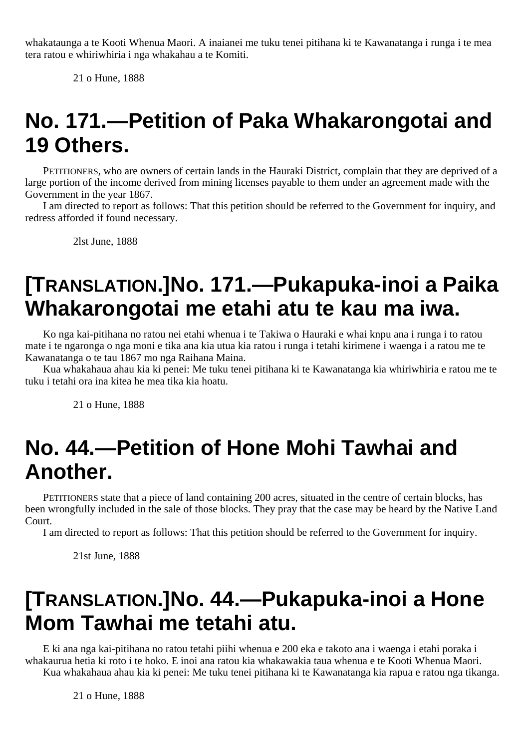whakataunga a te Kooti Whenua Maori. A inaianei me tuku tenei pitihana ki te Kawanatanga i runga i te mea tera ratou e whiriwhiria i nga whakahau a te Komiti.

21 o Hune, 1888

# No. 171.—Petition of Paka Whakarongotai and 19 Others.

PETITIONERS, who are owners of certain lands in the Hauraki District, complain that they are deprived of a large portion of the income derived from mining licenses payable to them under an agreement made with the Government in the year 1867.

I am directed to report as follows: That this petition should be referred to the Government for inquiry, and redress afforded if found necessary.

2lst June, 1888

# [TRANSLATION.]No. 171.—Pukapuka-inoi a Paika Whakarongotai me etahi atu te kau ma iwa.

Ko nga kai-pitihana no ratou nei etahi whenua i te Takiwa o Hauraki e whai knpu ana i runga i to ratou mate i te ngaronga o nga moni e tika ana kia utua kia ratou i runga i tetahi kirimene i waenga i a ratou me te Kawanatanga o te tau 1867 mo nga Raihana Maina.

Kua whakahaua ahau kia ki penei: Me tuku tenei pitihana ki te Kawanatanga kia whiriwhiria e ratou me te tuku i tetahi ora ina kitea he mea tika kia hoatu.

21 o Hune, 1888

# No. 44.—Petition of Hone Mohi Tawhai and Another.

PETITIONERS state that a piece of land containing 200 acres, situated in the centre of certain blocks, has been wrongfully included in the sale of those blocks. They pray that the case may be heard by the Native Land Court.

I am directed to report as follows: That this petition should be referred to the Government for inquiry.

21st June, 1888

# [TRANSLATION.]No. 44.—Pukapuka-inoi a Hone Mom Tawhai me tetahi atu.

E ki ana nga kai-pitihana no ratou tetahi piihi whenua e 200 eka e takoto ana i waenga i etahi poraka i whakaurua hetia ki roto i te hoko. E inoi ana ratou kia whakawakia taua whenua e te Kooti Whenua Maori.

Kua whakahaua ahau kia ki penei: Me tuku tenei pitihana ki te Kawanatanga kia rapua e ratou nga tikanga.

21 o Hune, 1888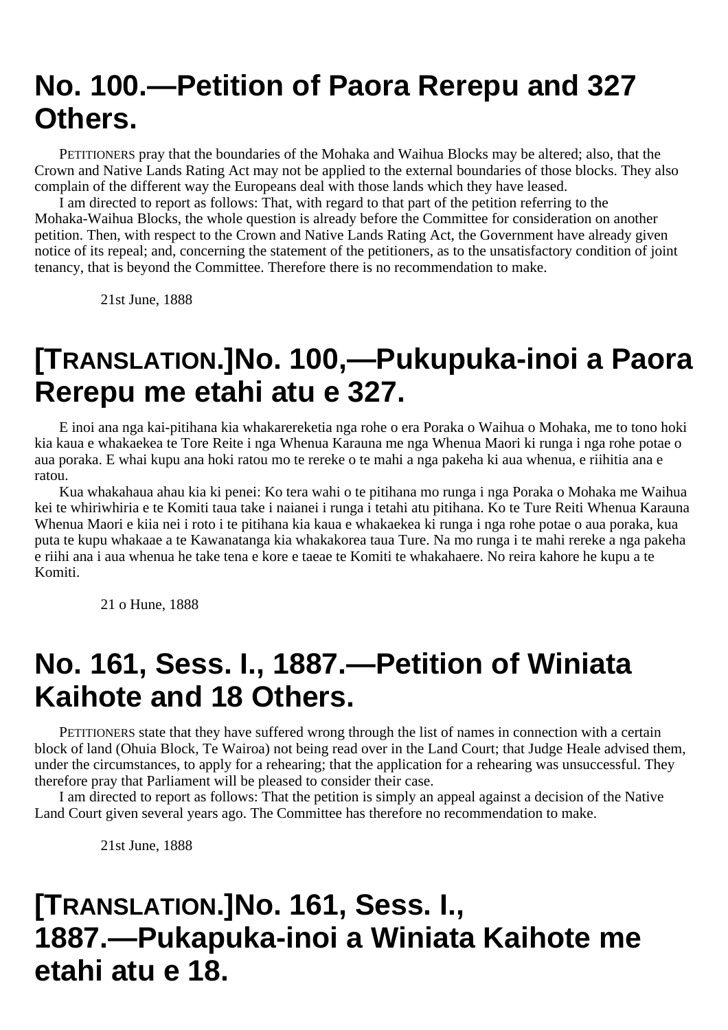# No. 100.—Petition of Paora Rerepu and 327 Others.

PETITIONERS pray that the boundaries of the Mohaka and Waihua Blocks may be altered; also, that the Crown and Native Lands Rating Act may not be applied to the external boundaries of those blocks. They also complain of the different way the Europeans deal with those lands which they have leased.

I am directed to report as follows: That, with regard to that part of the petition referring to the Mohaka-Waihua Blocks, the whole question is already before the Committee for consideration on another petition. Then, with respect to the Crown and Native Lands Rating Act, the Government have already given notice of its repeal; and, concerning the statement of the petitioners, as to the unsatisfactory condition of joint tenancy, that is beyond the Committee. Therefore there is no recommendation to make.

21st June, 1888

# [TRANSLATION.]No. 100,—Pukupuka-inoi a Paora Rerepu me etahi atu e 327.

E inoi ana nga kai-pitihana kia whakarereketia nga rohe o era Poraka o Waihua o Mohaka, me to tono hoki kia kaua e whakaekea te Tore Reite i nga Whenua Karauna me nga Whenua Maori ki runga i nga rohe potae o aua poraka. E whai kupu ana hoki ratou mo te rereke o te mahi a nga pakeha ki aua whenua, e riihitia ana e ratou.

Kua whakahaua ahau kia ki penei: Ko tera wahi o te pitihana mo runga i nga Poraka o Mohaka me Waihua kei te whiriwhiria e te Komiti taua take i naianei i runga i tetahi atu pitihana. Ko te Ture Reiti Whenua Karauna Whenua Maori e kiia nei i roto i te pitihana kia kaua e whakaekea ki runga i nga rohe potae o aua poraka, kua puta te kupu whakaae a te Kawanatanga kia whakakorea taua Ture. Na mo runga i te mahi rereke a nga pakeha e riihi ana i aua whenua he take tena e kore e taeae te Komiti te whakahaere. No reira kahore he kupu a te Komiti.

21 o Hune, 1888

# No. 161, Sess. I., 1887.—Petition of Winiata Kaihote and 18 Others.

PETITIONERS state that they have suffered wrong through the list of names in connection with a certain block of land (Ohuia Block, Te Wairoa) not being read over in the Land Court; that Judge Heale advised them, under the circumstances, to apply for a rehearing; that the application for a rehearing was unsuccessful. They therefore pray that Parliament will be pleased to consider their case.

I am directed to report as follows: That the petition is simply an appeal against a decision of the Native Land Court given several years ago. The Committee has therefore no recommendation to make.

21st June, 1888

# [TRANSLATION.]No. 161, Sess. I., 1887.—Pukapuka-inoi a Winiata Kaihote me etahi atu e 18.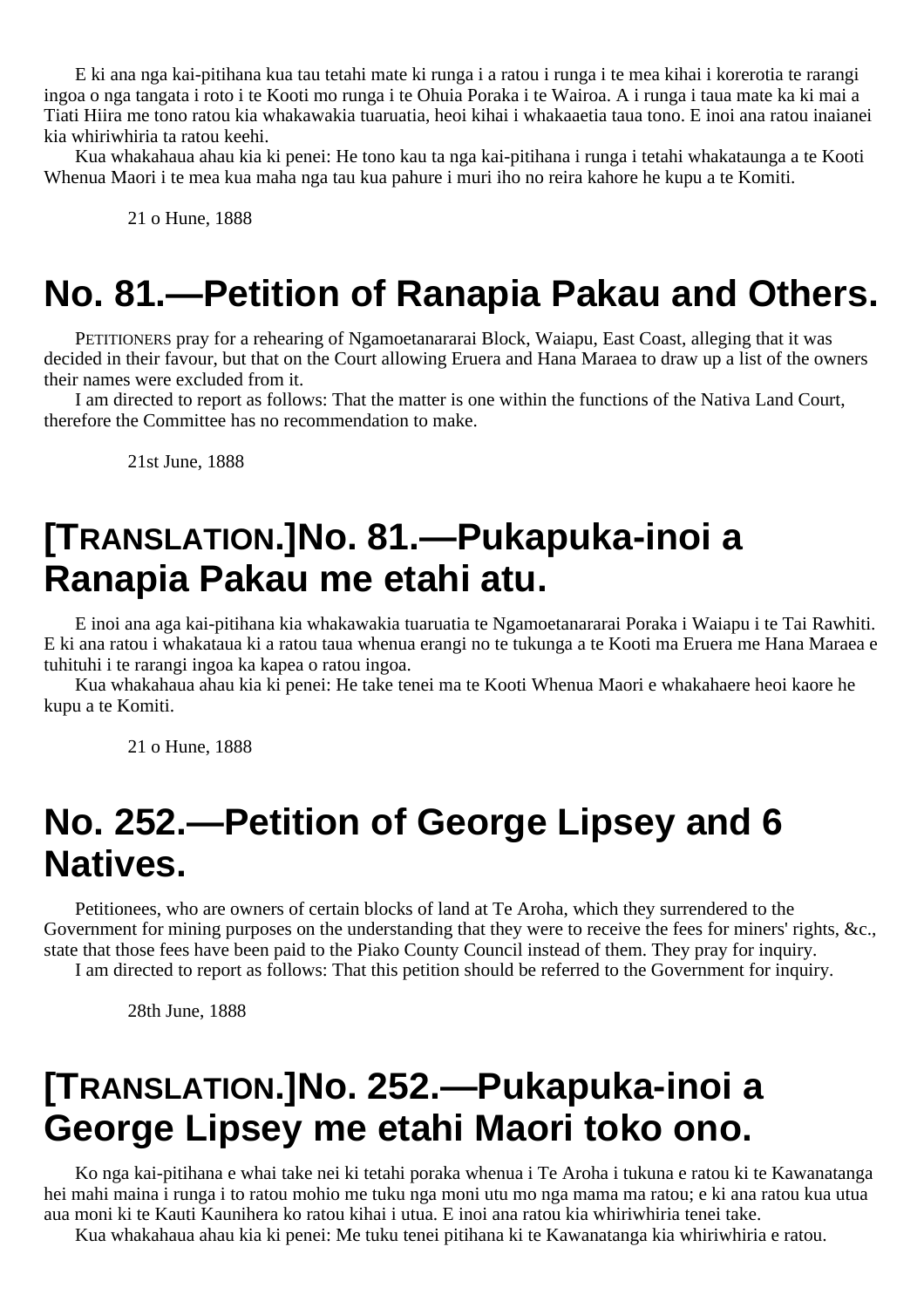E ki ana nga kai-pitihana kua tau tetahi mate ki runga i a ratou i runga i te mea kihai i korerotia te rarangi ingoa o nga tangata i roto i te Kooti mo runga i te Ohuia Poraka i te Wairoa. A i runga i taua mate ka ki mai a Tiati Hiira me tono ratou kia whakawakia tuaruatia, heoi kihai i whakaaetia taua tono. E inoi ana ratou inaianei kia whiriwhiria ta ratou keehi.

Kua whakahaua ahau kia ki penei: He tono kau ta nga kai-pitihana i runga i tetahi whakataunga a te Kooti Whenua Maori i te mea kua maha nga tau kua pahure i muri iho no reira kahore he kupu a te Komiti.

21 o Hune, 1888

# No. 81.—Petition of Ranapia Pakau and Others.

PETITIONERS pray for a rehearing of Ngamoetanararai Block, Waiapu, East Coast, alleging that it was decided in their favour, but that on the Court allowing Eruera and Hana Maraea to draw up a list of the owners their names were excluded from it.

I am directed to report as follows: That the matter is one within the functions of the Nativa Land Court, therefore the Committee has no recommendation to make.

21st June, 1888

# [TRANSLATION.]No. 81.—Pukapuka-inoi a Ranapia Pakau me etahi atu.

E inoi ana aga kai-pitihana kia whakawakia tuaruatia te Ngamoetanararai Poraka i Waiapu i te Tai Rawhiti. E ki ana ratou i whakataua ki a ratou taua whenua erangi no te tukunga a te Kooti ma Eruera me Hana Maraea e tuhituhi i te rarangi ingoa ka kapea o ratou ingoa.

Kua whakahaua ahau kia ki penei: He take tenei ma te Kooti Whenua Maori e whakahaere heoi kaore he kupu a te Komiti.

21 o Hune, 1888

# No. 252.—Petition of George Lipsey and 6 Natives.

Petitionees, who are owners of certain blocks of land at Te Aroha, which they surrendered to the Government for mining purposes on the understanding that they were to receive the fees for miners' rights, &c., state that those fees have been paid to the Piako County Council instead of them. They pray for inquiry.

I am directed to report as follows: That this petition should be referred to the Government for inquiry.

28th June, 1888

# [TRANSLATION.]No. 252.—Pukapuka-inoi a George Lipsey me etahi Maori toko ono.

Ko nga kai-pitihana e whai take nei ki tetahi poraka whenua i Te Aroha i tukuna e ratou ki te Kawanatanga hei mahi maina i runga i to ratou mohio me tuku nga moni utu mo nga mama ma ratou; e ki ana ratou kua utua aua moni ki te Kauti Kaunihera ko ratou kihai i utua. E inoi ana ratou kia whiriwhiria tenei take.

Kua whakahaua ahau kia ki penei: Me tuku tenei pitihana ki te Kawanatanga kia whiriwhiria e ratou.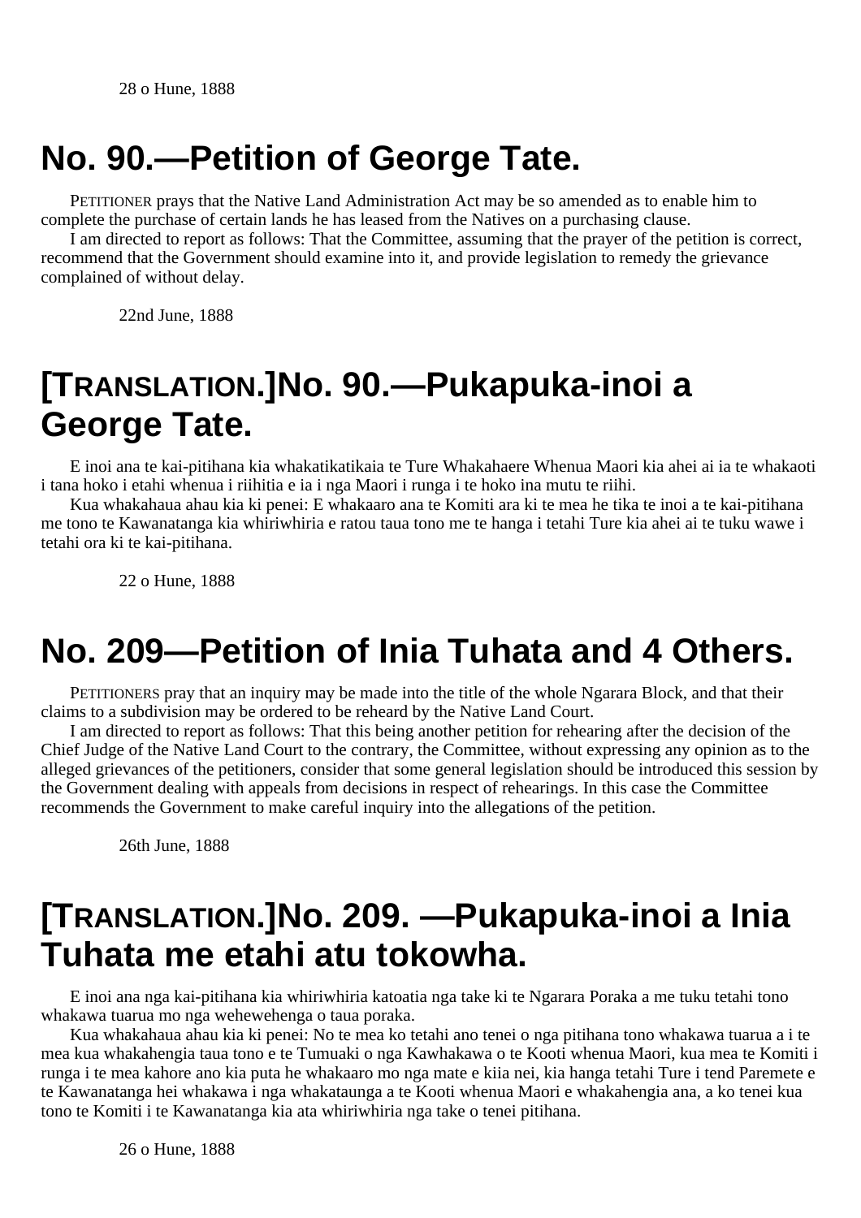28 o Hune, 1888

# No. 90.—Petition of George Tate.

PETITIONER prays that the Native Land Administration Act may be so amended as to enable him to complete the purchase of certain lands he has leased from the Natives on a purchasing clause.

I am directed to report as follows: That the Committee, assuming that the prayer of the petition is correct, recommend that the Government should examine into it, and provide legislation to remedy the grievance complained of without delay.

22nd June, 1888

# [TRANSLATION.]No. 90.—Pukapuka-inoi a George Tate.

E inoi ana te kai-pitihana kia whakatikatikaia te Ture Whakahaere Whenua Maori kia ahei ai ia te whakaoti i tana hoko i etahi whenua i riihitia e ia i nga Maori i runga i te hoko ina mutu te riihi.

Kua whakahaua ahau kia ki penei: E whakaaro ana te Komiti ara ki te mea he tika te inoi a te kai-pitihana me tono te Kawanatanga kia whiriwhiria e ratou taua tono me te hanga i tetahi Ture kia ahei ai te tuku wawe i tetahi ora ki te kai-pitihana.

22 o Hune, 1888

# No. 209—Petition of Inia Tuhata and 4 Others.

PETITIONERS pray that an inquiry may be made into the title of the whole Ngarara Block, and that their claims to a subdivision may be ordered to be reheard by the Native Land Court.

I am directed to report as follows: That this being another petition for rehearing after the decision of the Chief Judge of the Native Land Court to the contrary, the Committee, without expressing any opinion as to the alleged grievances of the petitioners, consider that some general legislation should be introduced this session by the Government dealing with appeals from decisions in respect of rehearings. In this case the Committee recommends the Government to make careful inquiry into the allegations of the petition.

26th June, 1888

# [TRANSLATION.]No. 209. —Pukapuka-inoi a Inia Tuhata me etahi atu tokowha.

E inoi ana nga kai-pitihana kia whiriwhiria katoatia nga take ki te Ngarara Poraka a me tuku tetahi tono whakawa tuarua mo nga wehewehenga o taua poraka.

Kua whakahaua ahau kia ki penei: No te mea ko tetahi ano tenei o nga pitihana tono whakawa tuarua a i te mea kua whakahengia taua tono e te Tumuaki o nga Kawhakawa o te Kooti whenua Maori, kua mea te Komiti i runga i te mea kahore ano kia puta he whakaaro mo nga mate e kiia nei, kia hanga tetahi Ture i tend Paremete e te Kawanatanga hei whakawa i nga whakataunga a te Kooti whenua Maori e whakahengia ana, a ko tenei kua tono te Komiti i te Kawanatanga kia ata whiriwhiria nga take o tenei pitihana.

26 o Hune, 1888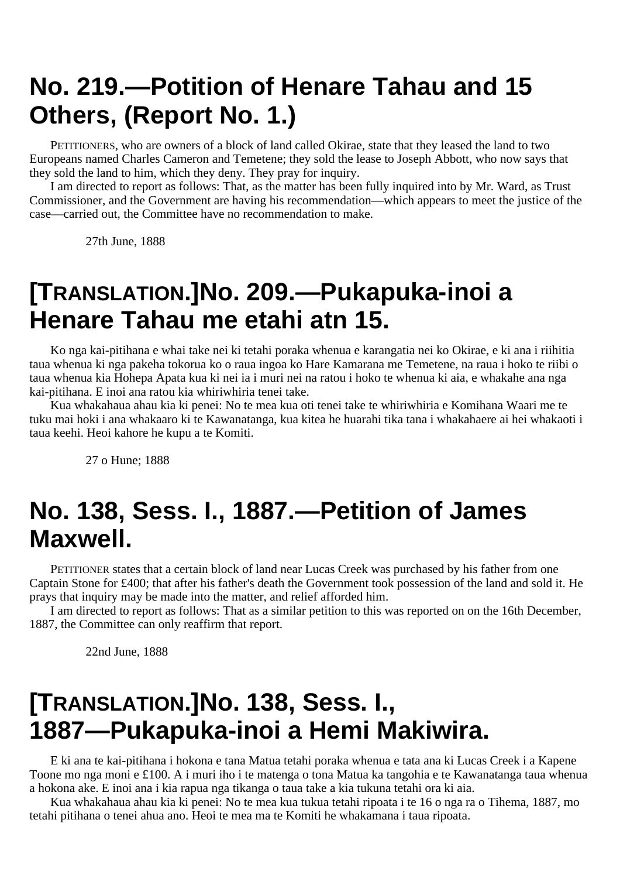# No. 219.—Potition of Henare Tahau and 15 Others, (Report No. 1.)

PETITIONERS, who are owners of a block of land called Okirae, state that they leased the land to two Europeans named Charles Cameron and Temetene; they sold the lease to Joseph Abbott, who now says that they sold the land to him, which they deny. They pray for inquiry.

I am directed to report as follows: That, as the matter has been fully inquired into by Mr. Ward, as Trust Commissioner, and the Government are having his recommendation—which appears to meet the justice of the case—carried out, the Committee have no recommendation to make.

27th June, 1888

# [TRANSLATION.]No. 209.—Pukapuka-inoi a Henare Tahau me etahi atn 15.

Ko nga kai-pitihana e whai take nei ki tetahi poraka whenua e karangatia nei ko Okirae, e ki ana i riihitia taua whenua ki nga pakeha tokorua ko o raua ingoa ko Hare Kamarana me Temetene, na raua i hoko te riibi o taua whenua kia Hohepa Apata kua ki nei ia i muri nei na ratou i hoko te whenua ki aia, e whakahe ana nga kai-pitihana. E inoi ana ratou kia whiriwhiria tenei take.

Kua whakahaua ahau kia ki penei: No te mea kua oti tenei take te whiriwhiria e Komihana Waari me te tuku mai hoki i ana whakaaro ki te Kawanatanga, kua kitea he huarahi tika tana i whakahaere ai hei whakaoti i taua keehi. Heoi kahore he kupu a te Komiti.

27 o Hune; 1888

# No. 138, Sess. I., 1887.—Petition of James Maxwell.

PETITIONER states that a certain block of land near Lucas Creek was purchased by his father from one Captain Stone for £400; that after his father's death the Government took possession of the land and sold it. He prays that inquiry may be made into the matter, and relief afforded him.

I am directed to report as follows: That as a similar petition to this was reported on on the 16th December, 1887, the Committee can only reaffirm that report.

22nd June, 1888

# [TRANSLATION.]No. 138, Sess. I., 1887—Pukapuka-inoi a Hemi Makiwira.

E ki ana te kai-pitihana i hokona e tana Matua tetahi poraka whenua e tata ana ki Lucas Creek i a Kapene Toone mo nga moni e £100. A i muri iho i te matenga o tona Matua ka tangohia e te Kawanatanga taua whenua a hokona ake. E inoi ana i kia rapua nga tikanga o taua take a kia tukuna tetahi ora ki aia.

Kua whakahaua ahau kia ki penei: No te mea kua tukua tetahi ripoata i te 16 o nga ra o Tihema, 1887, mo tetahi pitihana o tenei ahua ano. Heoi te mea ma te Komiti he whakamana i taua ripoata.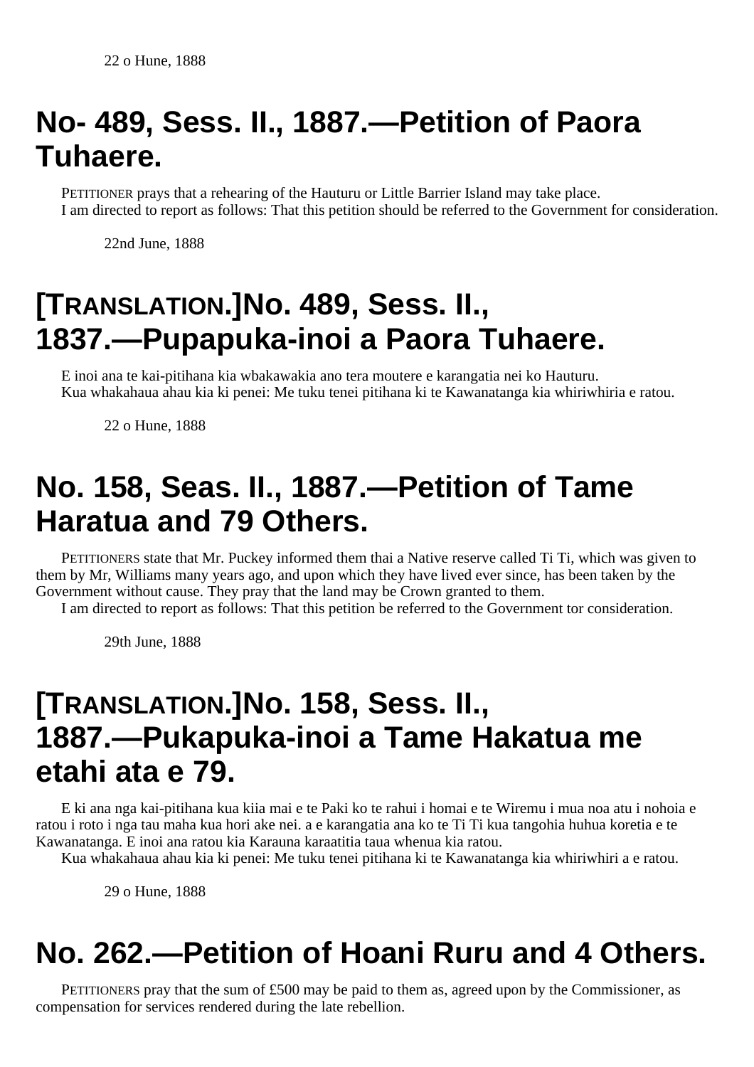22 o Hune, 1888

# No- 489, Sess. II., 1887.—Petition of Paora Tuhaere.

PETITIONER prays that a rehearing of the Hauturu or Little Barrier Island may take place.

I am directed to report as follows: That this petition should be referred to the Government for consideration.

22nd June, 1888

# [TRANSLATION.]No. 489, Sess. II., 1837.—Pupapuka-inoi a Paora Tuhaere.

E inoi ana te kai-pitihana kia wbakawakia ano tera moutere e karangatia nei ko Hauturu.

Kua whakahaua ahau kia ki penei: Me tuku tenei pitihana ki te Kawanatanga kia whiriwhiria e ratou.

22 o Hune, 1888

# No. 158, Seas. II., 1887.—Petition of Tame Haratua and 79 Others.

PETITIONERS state that Mr. Puckey informed them thai a Native reserve called Ti Ti, which was given to them by Mr, Williams many years ago, and upon which they have lived ever since, has been taken by the Government without cause. They pray that the land may be Crown granted to them.

I am directed to report as follows: That this petition be referred to the Government tor consideration.

29th June, 1888

# [TRANSLATION.]No. 158, Sess. II., 1887.—Pukapuka-inoi a Tame Hakatua me etahi ata e 79.

E ki ana nga kai-pitihana kua kiia mai e te Paki ko te rahui i homai e te Wiremu i mua noa atu i nohoia e ratou i roto i nga tau maha kua hori ake nei. a e karangatia ana ko te Ti Ti kua tangohia huhua koretia e te Kawanatanga. E inoi ana ratou kia Karauna karaatitia taua whenua kia ratou.

Kua whakahaua ahau kia ki penei: Me tuku tenei pitihana ki te Kawanatanga kia whiriwhiri a e ratou.

29 o Hune, 1888

# No. 262.—Petition of Hoani Ruru and 4 Others.

PETITIONERS pray that the sum of £500 may be paid to them as, agreed upon by the Commissioner, as compensation for services rendered during the late rebellion.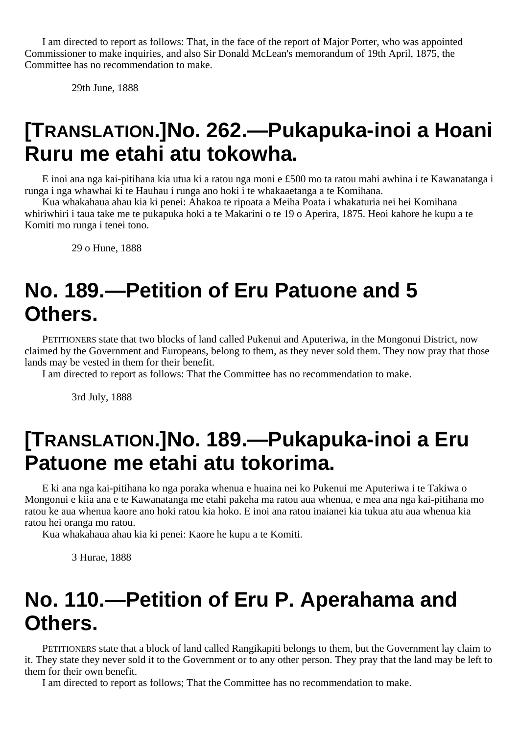I am directed to report as follows: That, in the face of the report of Major Porter, who was appointed Commissioner to make inquiries, and also Sir Donald McLean's memorandum of 19th April, 1875, the Committee has no recommendation to make.

29th June, 1888

# [Translation.]No. 262.—Pukapuka-inoi a Hoani Ruru me etahi atu tokowha.

E inoi ana nga kai-pitihana kia utua ki a ratou nga moni e £500 mo ta ratou mahi awhina i te Kawanatanga i runga i nga whawhai ki te Hauhau i runga ano hoki i te whakaaetanga a te Komihana.

Kua whakahaua ahau kia ki penei: Ahakoa te ripoata a Meiha Poata i whakaturia nei hei Komihana whiriwhiri i taua take me te pukapuka hoki a te Makarini o te 19 o Aperira, 1875. Heoi kahore he kupu a te Komiti mo runga i tenei tono.

29 o Hune, 1888

# No. 189.—Petition of Eru Patuone and 5 Others.

Petitioners state that two blocks of land called Pukenui and Aputeriwa, in the Mongonui District, now claimed by the Government and Europeans, belong to them, as they never sold them. They now pray that those lands may be vested in them for their benefit.

I am directed to report as follows: That the Committee has no recommendation to make.

3rd July, 1888

# [Translation.]No. 189.—Pukapuka-inoi a Eru Patuone me etahi atu tokorima.

E ki ana nga kai-pitihana ko nga poraka whenua e huaina nei ko Pukenui me Aputeriwa i te Takiwa o Mongonui e kiia ana e te Kawanatanga me etahi pakeha ma ratou aua whenua, e mea ana nga kai-pitihana mo ratou ke aua whenua kaore ano hoki ratou kia hoko. E inoi ana ratou inaianei kia tukua atu aua whenua kia ratou hei oranga mo ratou.

Kua whakahaua ahau kia ki penei: Kaore he kupu a te Komiti.

3 Hurae, 1888

# No. 110.—Petition of Eru P. Aperahama and Others.

Petitioners state that a block of land called Rangikapiti belongs to them, but the Government lay claim to it. They state they never sold it to the Government or to any other person. They pray that the land may be left to them for their own benefit.

I am directed to report as follows; That the Committee has no recommendation to make.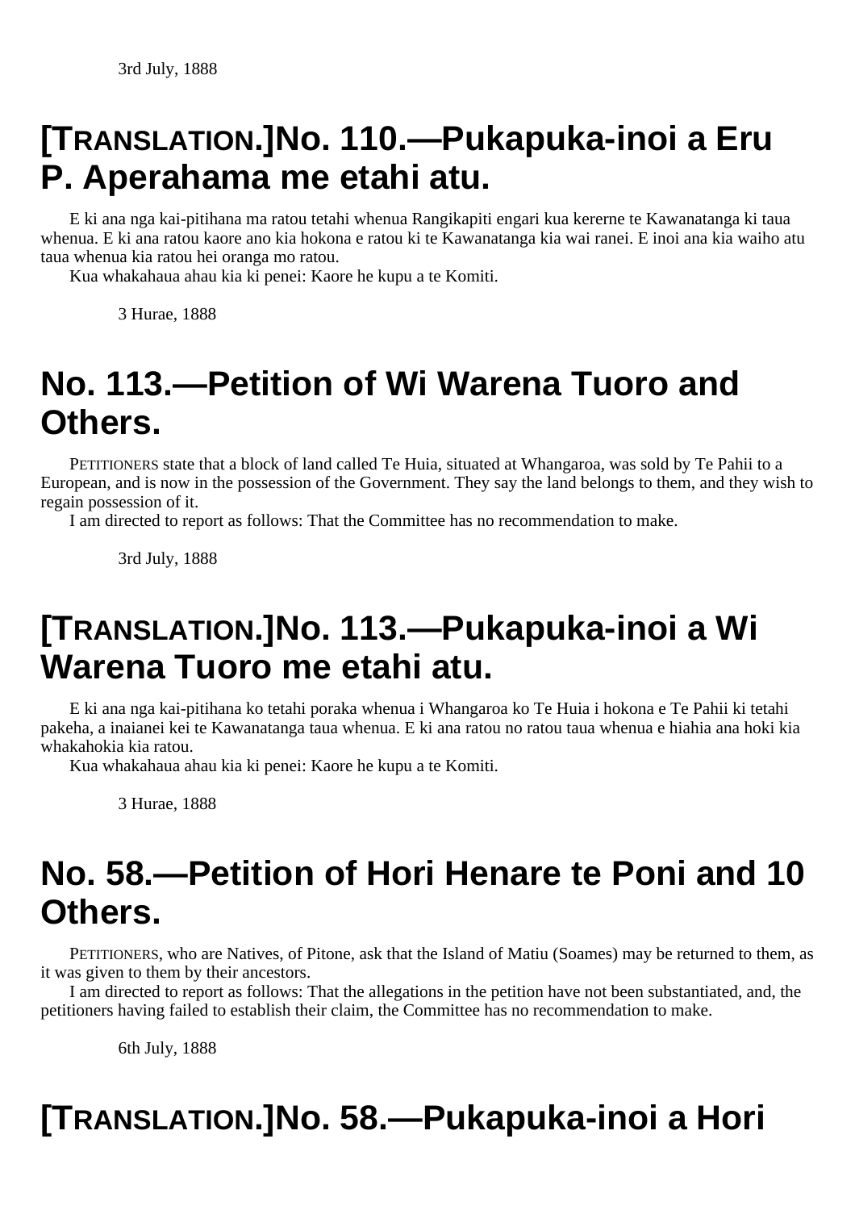3rd July, 1888

## [TRANSLATION.]No. 110.—Pukapuka-inoi a Eru P. Aperahama me etahi atu.

E ki ana nga kai-pitihana ma ratou tetahi whenua Rangikapiti engari kua kererne te Kawanatanga ki taua whenua. E ki ana ratou kaore ano kia hokona e ratou ki te Kawanatanga kia wai ranei. E inoi ana kia waiho atu taua whenua kia ratou hei oranga mo ratou.

Kua whakahaua ahau kia ki penei: Kaore he kupu a te Komiti.

3 Hurae, 1888

## No. 113.—Petition of Wi Warena Tuoro and Others.

PETITIONERS state that a block of land called Te Huia, situated at Whangaroa, was sold by Te Pahii to a European, and is now in the possession of the Government. They say the land belongs to them, and they wish to regain possession of it.

I am directed to report as follows: That the Committee has no recommendation to make.

3rd July, 1888

## [TRANSLATION.]No. 113.—Pukapuka-inoi a Wi Warena Tuoro me etahi atu.

E ki ana nga kai-pitihana ko tetahi poraka whenua i Whangaroa ko Te Huia i hokona e Te Pahii ki tetahi pakeha, a inaianei kei te Kawanatanga taua whenua. E ki ana ratou no ratou taua whenua e hiahia ana hoki kia whakahokia kia ratou.

Kua whakahaua ahau kia ki penei: Kaore he kupu a te Komiti.

3 Hurae, 1888

## No. 58.—Petition of Hori Henare te Poni and 10 Others.

PETITIONERS, who are Natives, of Pitone, ask that the Island of Matiu (Soames) may be returned to them, as it was given to them by their ancestors.

I am directed to report as follows: That the allegations in the petition have not been substantiated, and, the petitioners having failed to establish their claim, the Committee has no recommendation to make.

6th July, 1888

## [TRANSLATION.]No. 58.—Pukapuka-inoi a Hori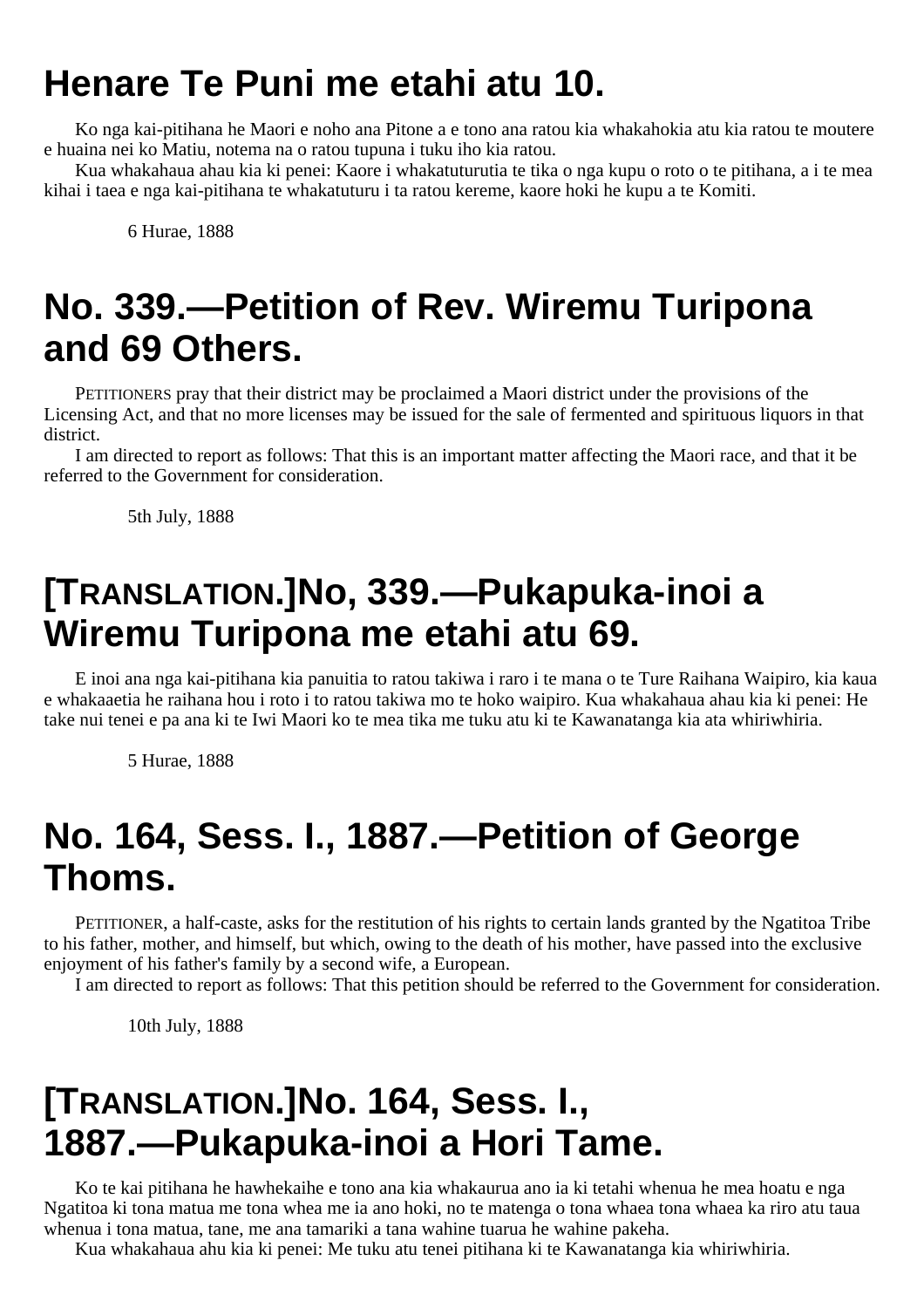# Henare Te Puni me etahi atu 10.

Ko nga kai-pitihana he Maori e noho ana Pitone a e tono ana ratou kia whakahokia atu kia ratou te moutere e huaina nei ko Matiu, notema na o ratou tupuna i tuku iho kia ratou.

Kua whakahaua ahau kia ki penei: Kaore i whakatuturutia te tika o nga kupu o roto o te pitihana, a i te mea kihai i taea e nga kai-pitihana te whakatuturu i ta ratou kereme, kaore hoki he kupu a te Komiti.

6 Hurae, 1888

# No. 339.—Petition of Rev. Wiremu Turipona and 69 Others.

PETITIONERS pray that their district may be proclaimed a Maori district under the provisions of the Licensing Act, and that no more licenses may be issued for the sale of fermented and spirituous liquors in that district.

I am directed to report as follows: That this is an important matter affecting the Maori race, and that it be referred to the Government for consideration.

5th July, 1888

# [TRANSLATION.]No, 339.—Pukapuka-inoi a Wiremu Turipona me etahi atu 69.

E inoi ana nga kai-pitihana kia panuitia to ratou takiwa i raro i te mana o te Ture Raihana Waipiro, kia kaua e whakaaetia he raihana hou i roto i to ratou takiwa mo te hoko waipiro. Kua whakahaua ahau kia ki penei: He take nui tenei e pa ana ki te Iwi Maori ko te mea tika me tuku atu ki te Kawanatanga kia ata whiriwhiria.

5 Hurae, 1888

# No. 164, Sess. I., 1887.—Petition of George Thoms.

PETITIONER, a half-caste, asks for the restitution of his rights to certain lands granted by the Ngatitoa Tribe to his father, mother, and himself, but which, owing to the death of his mother, have passed into the exclusive enjoyment of his father's family by a second wife, a European.

I am directed to report as follows: That this petition should be referred to the Government for consideration.

10th July, 1888

# [TRANSLATION.]No. 164, Sess. I., 1887.—Pukapuka-inoi a Hori Tame.

Ko te kai pitihana he hawhekaihe e tono ana kia whakaurua ano ia ki tetahi whenua he mea hoatu e nga Ngatitoa ki tona matua me tona whea me ia ano hoki, no te matenga o tona whaea tona whaea ka riro atu taua whenua i tona matua, tane, me ana tamariki a tana wahine tuarua he wahine pakeha.

Kua whakahaua ahu kia ki penei: Me tuku atu tenei pitihana ki te Kawanatanga kia whiriwhiria.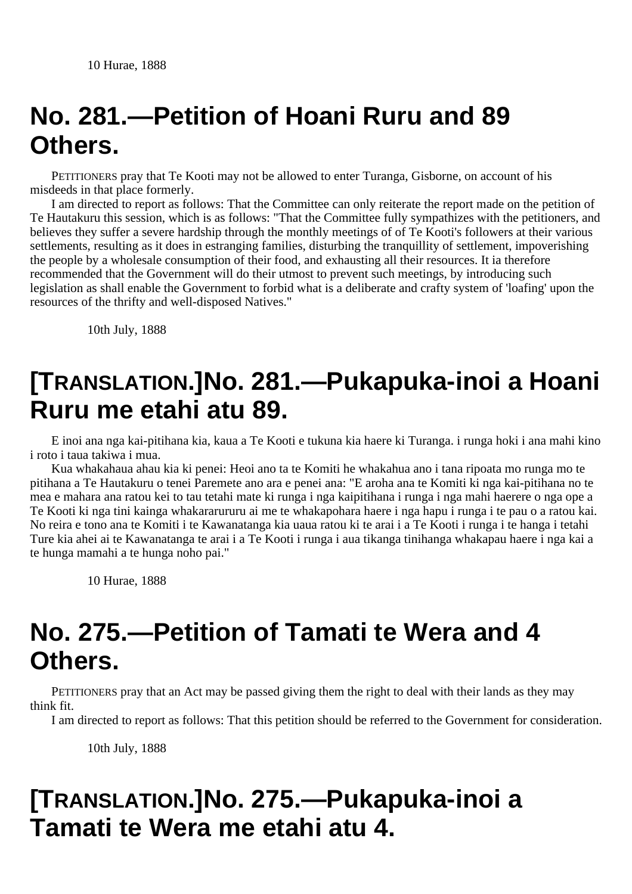10 Hurae, 1888

# No. 281.—Petition of Hoani Ruru and 89 Others.

PETITIONERS pray that Te Kooti may not be allowed to enter Turanga, Gisborne, on account of his misdeeds in that place formerly.

I am directed to report as follows: That the Committee can only reiterate the report made on the petition of Te Hautakuru this session, which is as follows: "That the Committee fully sympathizes with the petitioners, and believes they suffer a severe hardship through the monthly meetings of of Te Kooti's followers at their various settlements, resulting as it does in estranging families, disturbing the tranquillity of settlement, impoverishing the people by a wholesale consumption of their food, and exhausting all their resources. It ia therefore recommended that the Government will do their utmost to prevent such meetings, by introducing such legislation as shall enable the Government to forbid what is a deliberate and crafty system of 'loafing' upon the resources of the thrifty and well-disposed Natives."

10th July, 1888

# [TRANSLATION.]No. 281.—Pukapuka-inoi a Hoani Ruru me etahi atu 89.

E inoi ana nga kai-pitihana kia, kaua a Te Kooti e tukuna kia haere ki Turanga. i runga hoki i ana mahi kino i roto i taua takiwa i mua.

Kua whakahaua ahau kia ki penei: Heoi ano ta te Komiti he whakahua ano i tana ripoata mo runga mo te pitihana a Te Hautakuru o tenei Paremete ano ara e penei ana: "E aroha ana te Komiti ki nga kai-pitihana no te mea e mahara ana ratou kei to tau tetahi mate ki runga i nga kaipitihana i runga i nga mahi haerere o nga ope a Te Kooti ki nga tini kainga whakarareruru ai me te whakapohara haere i nga hapu i runga i te pau o a ratou kai. No reira e tono ana te Komiti i te Kawanatanga kia uaua ratou ki te arai i a Te Kooti i runga i te hanga i tetahi Ture kia ahei ai te Kawanatanga te arai i a Te Kooti i runga i aua tikanga tinihanga whakapau haere i nga kai a te hunga mamahi a te hunga noho pai."

10 Hurae, 1888

# No. 275.—Petition of Tamati te Wera and 4 Others.

PETITIONERS pray that an Act may be passed giving them the right to deal with their lands as they may think fit.

I am directed to report as follows: That this petition should be referred to the Government for consideration.

10th July, 1888

# [TRANSLATION.]No. 275.—Pukapuka-inoi a Tamati te Wera me etahi atu 4.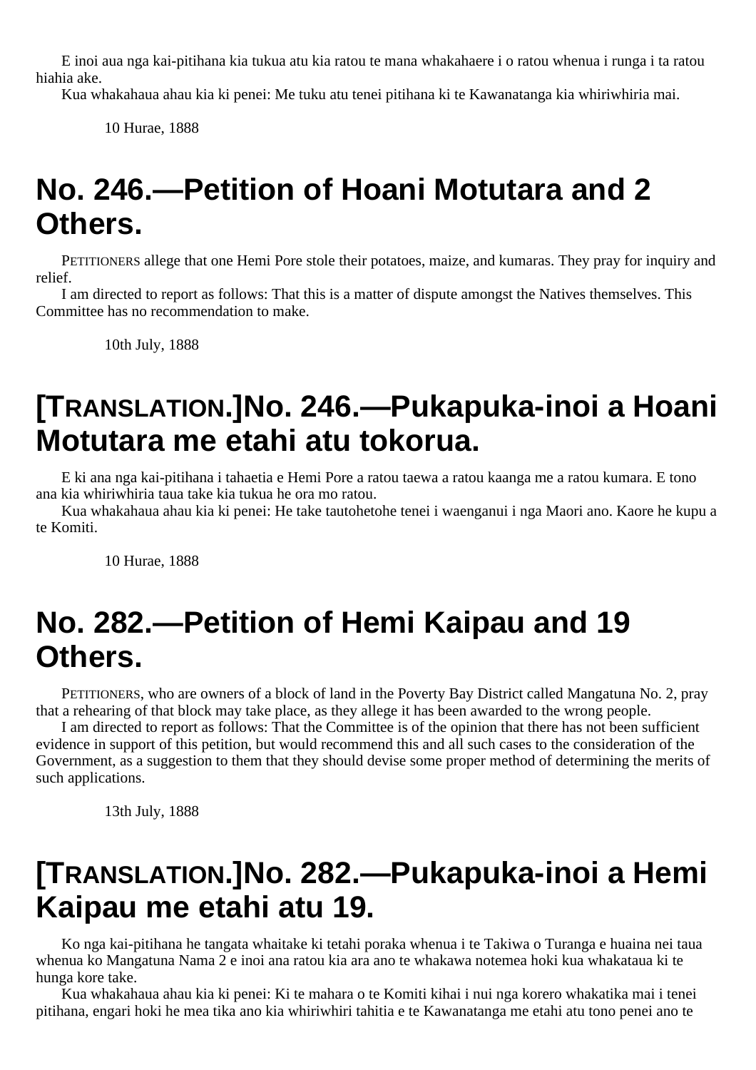E inoi aua nga kai-pitihana kia tukua atu kia ratou te mana whakahaere i o ratou whenua i runga i ta ratou hiahia ake.

Kua whakahaua ahau kia ki penei: Me tuku atu tenei pitihana ki te Kawanatanga kia whiriwhiria mai.

10 Hurae, 1888

# No. 246.—Petition of Hoani Motutara and 2 Others.

PETITIONERS allege that one Hemi Pore stole their potatoes, maize, and kumaras. They pray for inquiry and relief.

I am directed to report as follows: That this is a matter of dispute amongst the Natives themselves. This Committee has no recommendation to make.

10th July, 1888

# [TRANSLATION.]No. 246.—Pukapuka-inoi a Hoani Motutara me etahi atu tokorua.

E ki ana nga kai-pitihana i tahaetia e Hemi Pore a ratou taewa a ratou kaanga me a ratou kumara. E tono ana kia whiriwhiria taua take kia tukua he ora mo ratou.

Kua whakahaua ahau kia ki penei: He take tautohetohe tenei i waenganui i nga Maori ano. Kaore he kupu a te Komiti.

10 Hurae, 1888

# No. 282.—Petition of Hemi Kaipau and 19 Others.

PETITIONERS, who are owners of a block of land in the Poverty Bay District called Mangatuna No. 2, pray that a rehearing of that block may take place, as they allege it has been awarded to the wrong people.

I am directed to report as follows: That the Committee is of the opinion that there has not been sufficient evidence in support of this petition, but would recommend this and all such cases to the consideration of the Government, as a suggestion to them that they should devise some proper method of determining the merits of such applications.

13th July, 1888

# [TRANSLATION.]No. 282.—Pukapuka-inoi a Hemi Kaipau me etahi atu 19.

Ko nga kai-pitihana he tangata whaitake ki tetahi poraka whenua i te Takiwa o Turanga e huaina nei taua whenua ko Mangatuna Nama 2 e inoi ana ratou kia ara ano te whakawa notemea hoki kua whakataua ki te hunga kore take.

Kua whakahaua ahau kia ki penei: Ki te mahara o te Komiti kihai i nui nga korero whakatika mai i tenei pitihana, engari hoki he mea tika ano kia whiriwhiri tahitia e te Kawanatanga me etahi atu tono penei ano te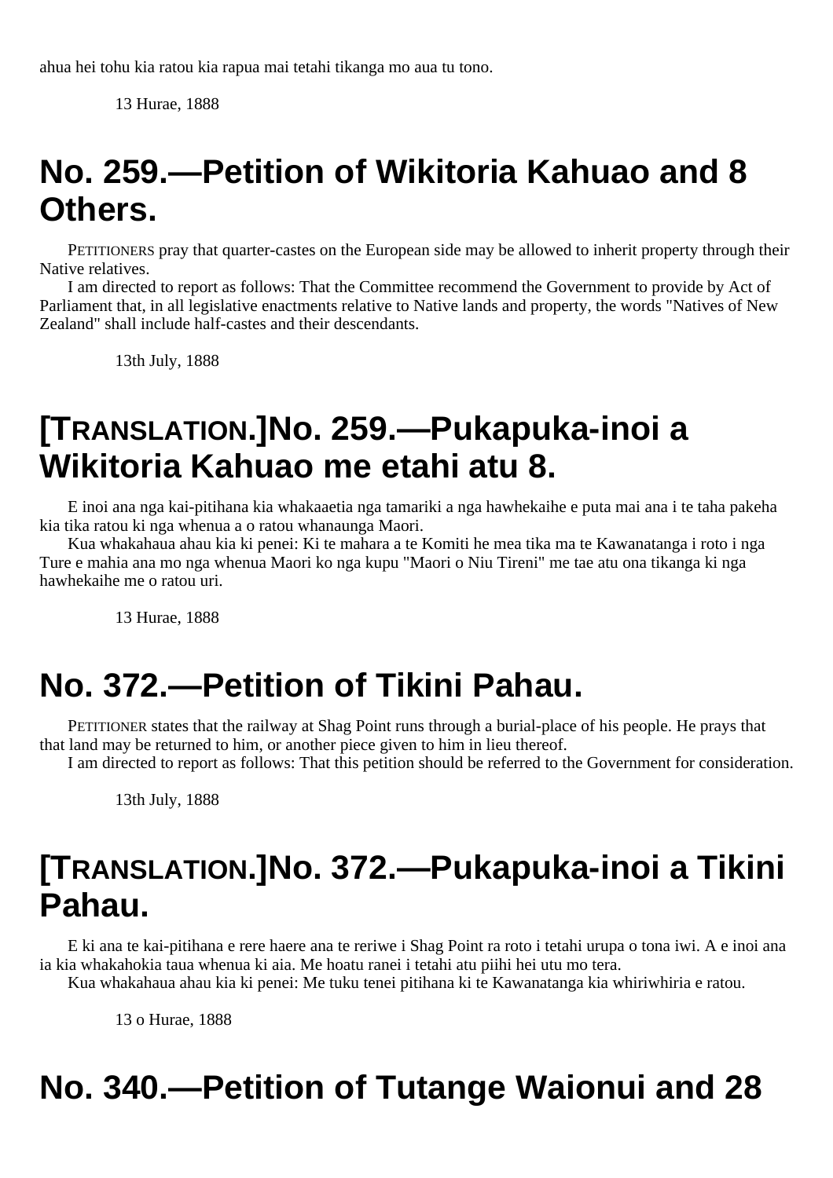ahua hei tohu kia ratou kia rapua mai tetahi tikanga mo aua tu tono.

13 Hurae, 1888

# No. 259.—Petition of Wikitoria Kahuao and 8 Others.

PETITIONERS pray that quarter-castes on the European side may be allowed to inherit property through their Native relatives.

I am directed to report as follows: That the Committee recommend the Government to provide by Act of Parliament that, in all legislative enactments relative to Native lands and property, the words "Natives of New Zealand" shall include half-castes and their descendants.

13th July, 1888

# [TRANSLATION.]No. 259.—Pukapuka-inoi a Wikitoria Kahuao me etahi atu 8.

E inoi ana nga kai-pitihana kia whakaaetia nga tamariki a nga hawhekaihe e puta mai ana i te taha pakeha kia tika ratou ki nga whenua a o ratou whanaunga Maori.

Kua whakahaua ahau kia ki penei: Ki te mahara a te Komiti he mea tika ma te Kawanatanga i roto i nga Ture e mahia ana mo nga whenua Maori ko nga kupu "Maori o Niu Tireni" me tae atu ona tikanga ki nga hawhekaihe me o ratou uri.

13 Hurae, 1888

# No. 372.—Petition of Tikini Pahau.

PETITIONER states that the railway at Shag Point runs through a burial-place of his people. He prays that that land may be returned to him, or another piece given to him in lieu thereof.

I am directed to report as follows: That this petition should be referred to the Government for consideration.

13th July, 1888

# [TRANSLATION.]No. 372.—Pukapuka-inoi a Tikini Pahau.

E ki ana te kai-pitihana e rere haere ana te reriwe i Shag Point ra roto i tetahi urupa o tona iwi. A e inoi ana ia kia whakahokia taua whenua ki aia. Me hoatu ranei i tetahi atu piihi hei utu mo tera.

Kua whakahaua ahau kia ki penei: Me tuku tenei pitihana ki te Kawanatanga kia whiriwhiria e ratou.

13 o Hurae, 1888

# No. 340.—Petition of Tutange Waionui and 28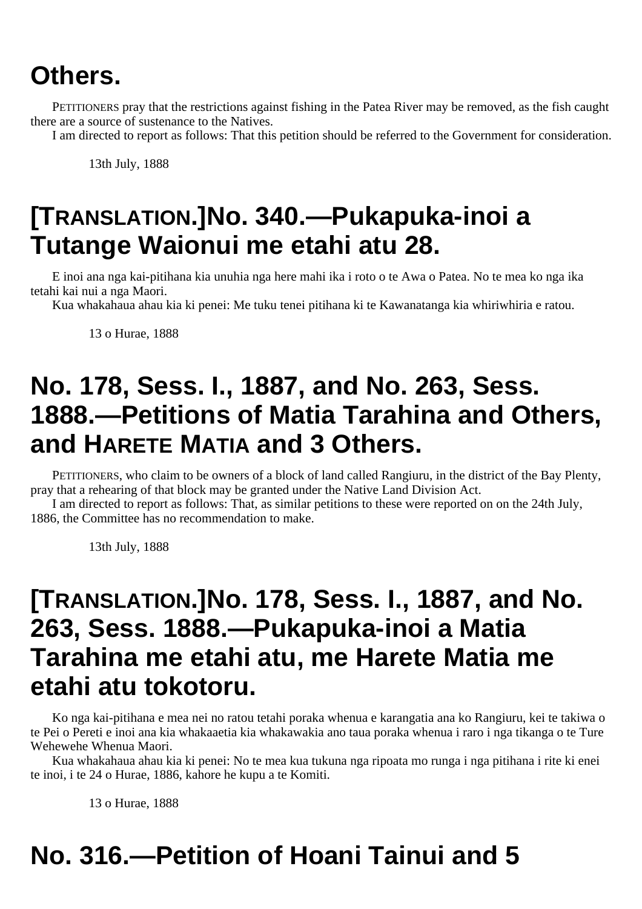# Others.

PETITIONERS pray that the restrictions against fishing in the Patea River may be removed, as the fish caught there are a source of sustenance to the Natives.

I am directed to report as follows: That this petition should be referred to the Government for consideration.

13th July, 1888

# [TRANSLATION.]No. 340.—Pukapuka-inoi a Tutange Waionui me etahi atu 28.

E inoi ana nga kai-pitihana kia unuhia nga here mahi ika i roto o te Awa o Patea. No te mea ko nga ika tetahi kai nui a nga Maori.

Kua whakahaua ahau kia ki penei: Me tuku tenei pitihana ki te Kawanatanga kia whiriwhiria e ratou.

13 o Hurae, 1888

# No. 178, Sess. I., 1887, and No. 263, Sess. 1888.—Petitions of Matia Tarahina and Others, and HARETE MATIA and 3 Others.

PETITIONERS, who claim to be owners of a block of land called Rangiuru, in the district of the Bay Plenty, pray that a rehearing of that block may be granted under the Native Land Division Act.

I am directed to report as follows: That, as similar petitions to these were reported on on the 24th July, 1886, the Committee has no recommendation to make.

13th July, 1888

# [TRANSLATION.]No. 178, Sess. I., 1887, and No. 263, Sess. 1888.—Pukapuka-inoi a Matia Tarahina me etahi atu, me Harete Matia me etahi atu tokotoru.

Ko nga kai-pitihana e mea nei no ratou tetahi poraka whenua e karangatia ana ko Rangiuru, kei te takiwa o te Pei o Pereti e inoi ana kia whakaaetia kia whakawakia ano taua poraka whenua i raro i nga tikanga o te Ture Wehewehe Whenua Maori.

Kua whakahaua ahau kia ki penei: No te mea kua tukuna nga ripoata mo runga i nga pitihana i rite ki enei te inoi, i te 24 o Hurae, 1886, kahore he kupu a te Komiti.

13 o Hurae, 1888

# No. 316.—Petition of Hoani Tainui and 5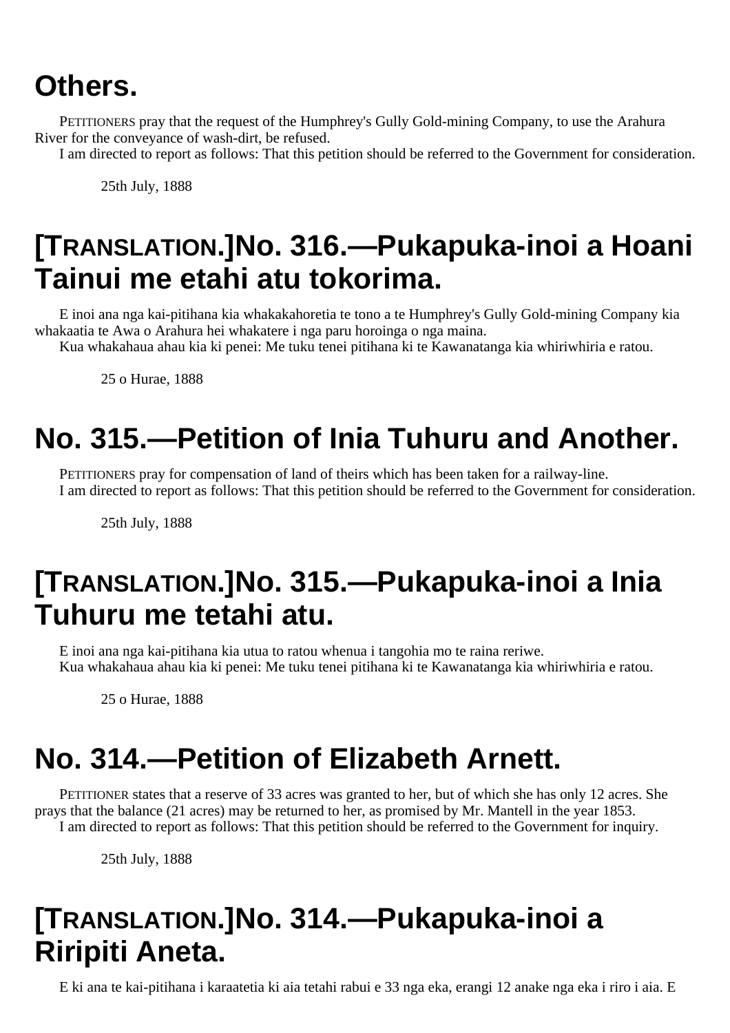# Others.

PETITIONERS pray that the request of the Humphrey's Gully Gold-mining Company, to use the Arahura River for the conveyance of wash-dirt, be refused.

I am directed to report as follows: That this petition should be referred to the Government for consideration.

25th July, 1888

# [TRANSLATION.]No. 316.—Pukapuka-inoi a Hoani Tainui me etahi atu tokorima.

E inoi ana nga kai-pitihana kia whakakahoretia te tono a te Humphrey's Gully Gold-mining Company kia whakaatia te Awa o Arahura hei whakatere i nga paru horoinga o nga maina.

Kua whakahaua ahau kia ki penei: Me tuku tenei pitihana ki te Kawanatanga kia whiriwhiria e ratou.

25 o Hurae, 1888

# No. 315.—Petition of Inia Tuhuru and Another.

PETITIONERS pray for compensation of land of theirs which has been taken for a railway-line.

I am directed to report as follows: That this petition should be referred to the Government for consideration.

25th July, 1888

# [TRANSLATION.]No. 315.—Pukapuka-inoi a Inia Tuhuru me tetahi atu.

E inoi ana nga kai-pitihana kia utua to ratou whenua i tangohia mo te raina reriwe.

Kua whakahaua ahau kia ki penei: Me tuku tenei pitihana ki te Kawanatanga kia whiriwhiria e ratou.

25 o Hurae, 1888

# No. 314.—Petition of Elizabeth Arnett.

PETITIONER states that a reserve of 33 acres was granted to her, but of which she has only 12 acres. She prays that the balance (21 acres) may be returned to her, as promised by Mr. Mantell in the year 1853.

I am directed to report as follows: That this petition should be referred to the Government for inquiry.

25th July, 1888

# [TRANSLATION.]No. 314.—Pukapuka-inoi a Riripiti Aneta.

E ki ana te kai-pitihana i karaatetia ki aia tetahi rabui e 33 nga eka, erangi 12 anake nga eka i riro i aia. E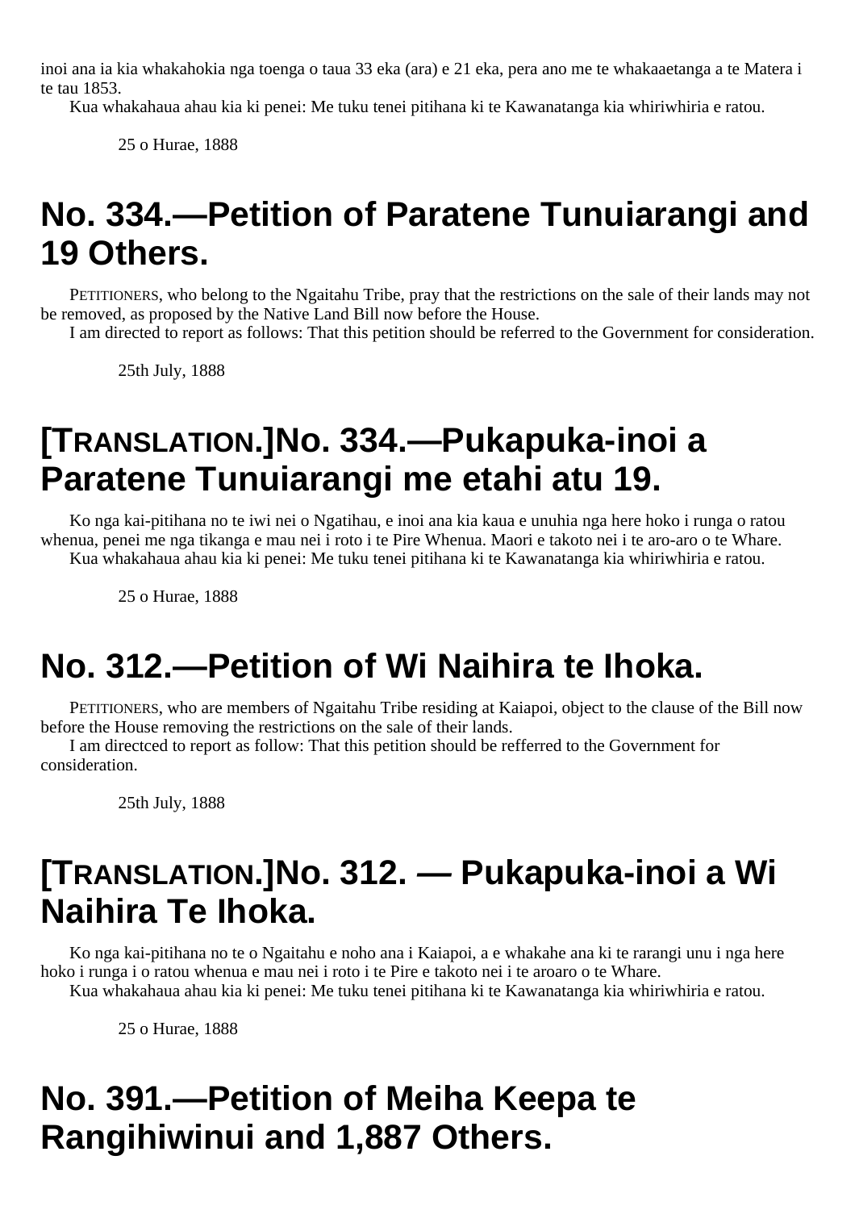inoi ana ia kia whakahokia nga toenga o taua 33 eka (ara) e 21 eka, pera ano me te whakaaetanga a te Matera i te tau 1853.

Kua whakahaua ahau kia ki penei: Me tuku tenei pitihana ki te Kawanatanga kia whiriwhiria e ratou.

25 o Hurae, 1888

# No. 334.—Petition of Paratene Tunuiarangi and 19 Others.

PETITIONERS, who belong to the Ngaitahu Tribe, pray that the restrictions on the sale of their lands may not be removed, as proposed by the Native Land Bill now before the House.

I am directed to report as follows: That this petition should be referred to the Government for consideration.

25th July, 1888

# [TRANSLATION.]No. 334.—Pukapuka-inoi a Paratene Tunuiarangi me etahi atu 19.

Ko nga kai-pitihana no te iwi nei o Ngatihau, e inoi ana kia kaua e unuhia nga here hoko i runga o ratou whenua, penei me nga tikanga e mau nei i roto i te Pire Whenua. Maori e takoto nei i te aro-aro o te Whare.

Kua whakahaua ahau kia ki penei: Me tuku tenei pitihana ki te Kawanatanga kia whiriwhiria e ratou.

25 o Hurae, 1888

# No. 312.—Petition of Wi Naihira te Ihoka.

PETITIONERS, who are members of Ngaitahu Tribe residing at Kaiapoi, object to the clause of the Bill now before the House removing the restrictions on the sale of their lands.

I am directced to report as follow: That this petition should be refferred to the Government for consideration.

25th July, 1888

# [TRANSLATION.]No. 312. — Pukapuka-inoi a Wi Naihira Te Ihoka.

Ko nga kai-pitihana no te o Ngaitahu e noho ana i Kaiapoi, a e whakahe ana ki te rarangi unu i nga here hoko i runga i o ratou whenua e mau nei i roto i te Pire e takoto nei i te aroaro o te Whare.

Kua whakahaua ahau kia ki penei: Me tuku tenei pitihana ki te Kawanatanga kia whiriwhiria e ratou.

25 o Hurae, 1888

# No. 391.—Petition of Meiha Keepa te Rangihiwinui and 1,887 Others.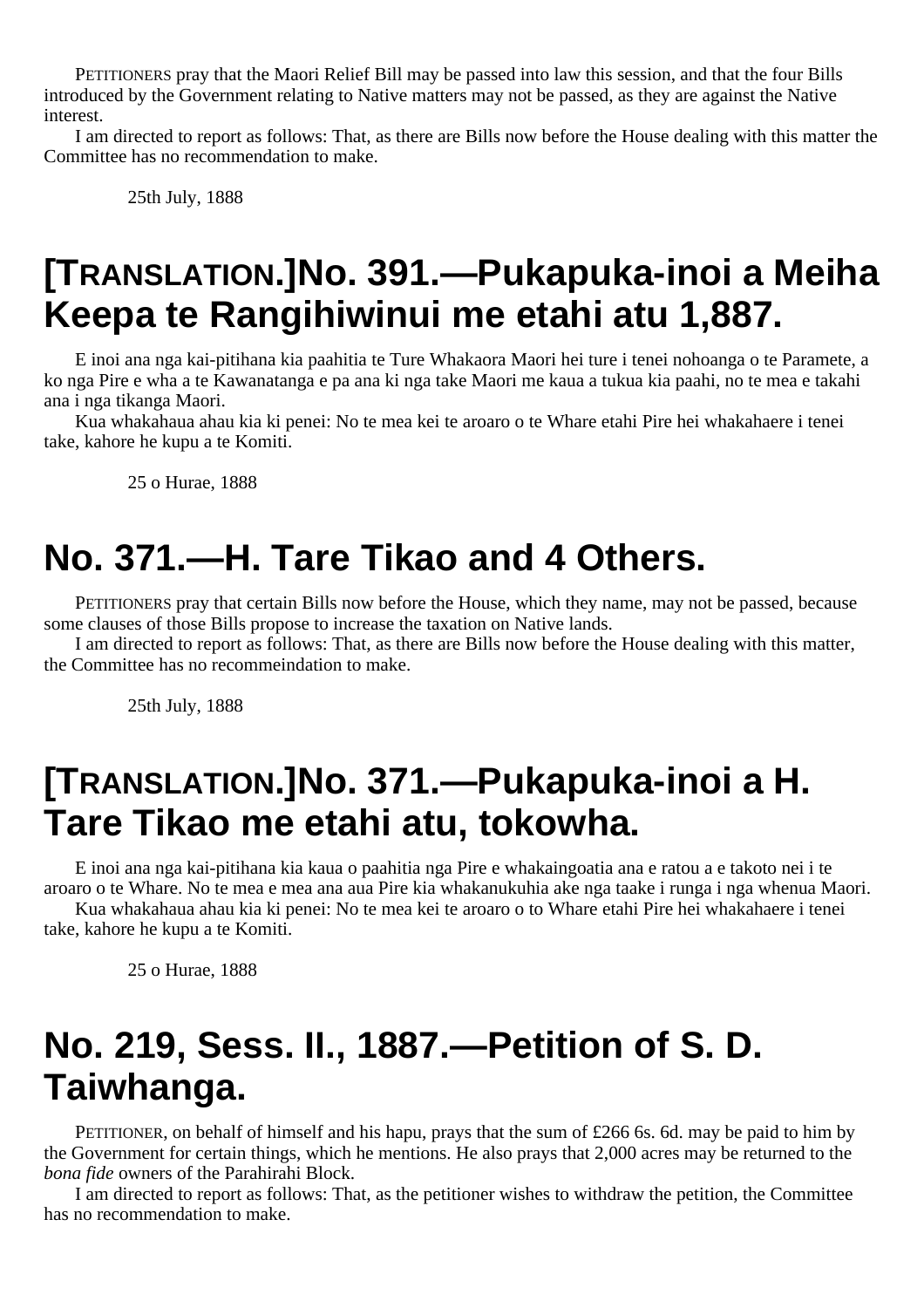PETITIONERS pray that the Maori Relief Bill may be passed into law this session, and that the four Bills introduced by the Government relating to Native matters may not be passed, as they are against the Native interest.

I am directed to report as follows: That, as there are Bills now before the House dealing with this matter the Committee has no recommendation to make.

25th July, 1888

## [TRANSLATION.]No. 391.—Pukapuka-inoi a Meiha Keepa te Rangihiwinui me etahi atu 1,887.

E inoi ana nga kai-pitihana kia paahitia te Ture Whakaora Maori hei ture i tenei nohoanga o te Paramete, a ko nga Pire e wha a te Kawanatanga e pa ana ki nga take Maori me kaua a tukua kia paahi, no te mea e takahi ana i nga tikanga Maori.

Kua whakahaua ahau kia ki penei: No te mea kei te aroaro o te Whare etahi Pire hei whakahaere i tenei take, kahore he kupu a te Komiti.

25 o Hurae, 1888

## No. 371.—H. Tare Tikao and 4 Others.

PETITIONERS pray that certain Bills now before the House, which they name, may not be passed, because some clauses of those Bills propose to increase the taxation on Native lands.

I am directed to report as follows: That, as there are Bills now before the House dealing with this matter, the Committee has no recommeindation to make.

25th July, 1888

## [TRANSLATION.]No. 371.—Pukapuka-inoi a H. Tare Tikao me etahi atu, tokowha.

E inoi ana nga kai-pitihana kia kaua o paahitia nga Pire e whakaingoatia ana e ratou a e takoto nei i te aroaro o te Whare. No te mea e mea ana aua Pire kia whakanukuhia ake nga taake i runga i nga whenua Maori.

Kua whakahaua ahau kia ki penei: No te mea kei te aroaro o to Whare etahi Pire hei whakahaere i tenei take, kahore he kupu a te Komiti.

25 o Hurae, 1888

## No. 219, Sess. II., 1887.—Petition of S. D. Taiwhanga.

PETITIONER, on behalf of himself and his hapu, prays that the sum of £266 6s. 6d. may be paid to him by the Government for certain things, which he mentions. He also prays that 2,000 acres may be returned to the *bona fide* owners of the Parahirahi Block.

I am directed to report as follows: That, as the petitioner wishes to withdraw the petition, the Committee has no recommendation to make.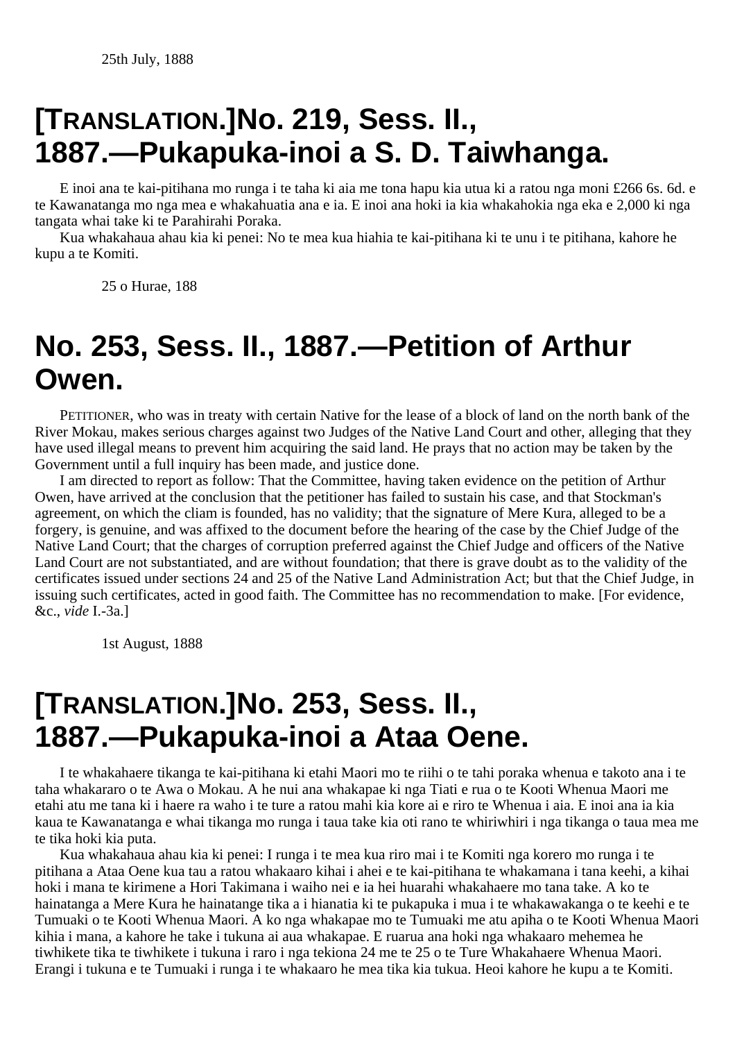25th July, 1888

# [TRANSLATION.]No. 219, Sess. II., 1887.—Pukapuka-inoi a S. D. Taiwhanga.

E inoi ana te kai-pitihana mo runga i te taha ki aia me tona hapu kia utua ki a ratou nga moni £266 6s. 6d. e te Kawanatanga mo nga mea e whakahuatia ana e ia. E inoi ana hoki ia kia whakahokia nga eka e 2,000 ki nga tangata whai take ki te Parahirahi Poraka.

Kua whakahaua ahau kia ki penei: No te mea kua hiahia te kai-pitihana ki te unu i te pitihana, kahore he kupu a te Komiti.

25 o Hurae, 188

# No. 253, Sess. II., 1887.—Petition of Arthur Owen.

PETITIONER, who was in treaty with certain Native for the lease of a block of land on the north bank of the River Mokau, makes serious charges against two Judges of the Native Land Court and other, alleging that they have used illegal means to prevent him acquiring the said land. He prays that no action may be taken by the Government until a full inquiry has been made, and justice done.

I am directed to report as follow: That the Committee, having taken evidence on the petition of Arthur Owen, have arrived at the conclusion that the petitioner has failed to sustain his case, and that Stockman's agreement, on which the cliam is founded, has no validity; that the signature of Mere Kura, alleged to be a forgery, is genuine, and was affixed to the document before the hearing of the case by the Chief Judge of the Native Land Court; that the charges of corruption preferred against the Chief Judge and officers of the Native Land Court are not substantiated, and are without foundation; that there is grave doubt as to the validity of the certificates issued under sections 24 and 25 of the Native Land Administration Act; but that the Chief Judge, in issuing such certificates, acted in good faith. The Committee has no recommendation to make. [For evidence, &c., *vide* I.-3a.]

1st August, 1888

# [TRANSLATION.]No. 253, Sess. II., 1887.—Pukapuka-inoi a Ataa Oene.

I te whakahaere tikanga te kai-pitihana ki etahi Maori mo te riihi o te tahi poraka whenua e takoto ana i te taha whakararo o te Awa o Mokau. A he nui ana whakapae ki nga Tiati e rua o te Kooti Whenua Maori me etahi atu me tana ki i haere ra waho i te ture a ratou mahi kia kore ai e riro te Whenua i aia. E inoi ana ia kia kaua te Kawanatanga e whai tikanga mo runga i taua take kia oti rano te whiriwhiri i nga tikanga o taua mea me te tika hoki kia puta.

Kua whakahaua ahau kia ki penei: I runga i te mea kua riro mai i te Komiti nga korero mo runga i te pitihana a Ataa Oene kua tau a ratou whakaaro kihai i ahei e te kai-pitihana te whakamana i tana keehi, a kihai hoki i mana te kirimene a Hori Takimana i waiho nei e ia hei huarahi whakahaere mo tana take. A ko te hainatanga a Mere Kura he hainatange tika a i hianatia ki te pukapuka i mua i te whakawakanga o te keehi e te Tumuaki o te Kooti Whenua Maori. A ko nga whakapae mo te Tumuaki me atu apiha o te Kooti Whenua Maori kihia i mana, a kahore he take i tukuna ai aua whakapae. E ruarua ana hoki nga whakaaro mehemea he tiwhikete tika te tiwhikete i tukuna i raro i nga tekiona 24 me te 25 o te Ture Whakahaere Whenua Maori. Erangi i tukuna e te Tumuaki i runga i te whakaaro he mea tika kia tukua. Heoi kahore he kupu a te Komiti.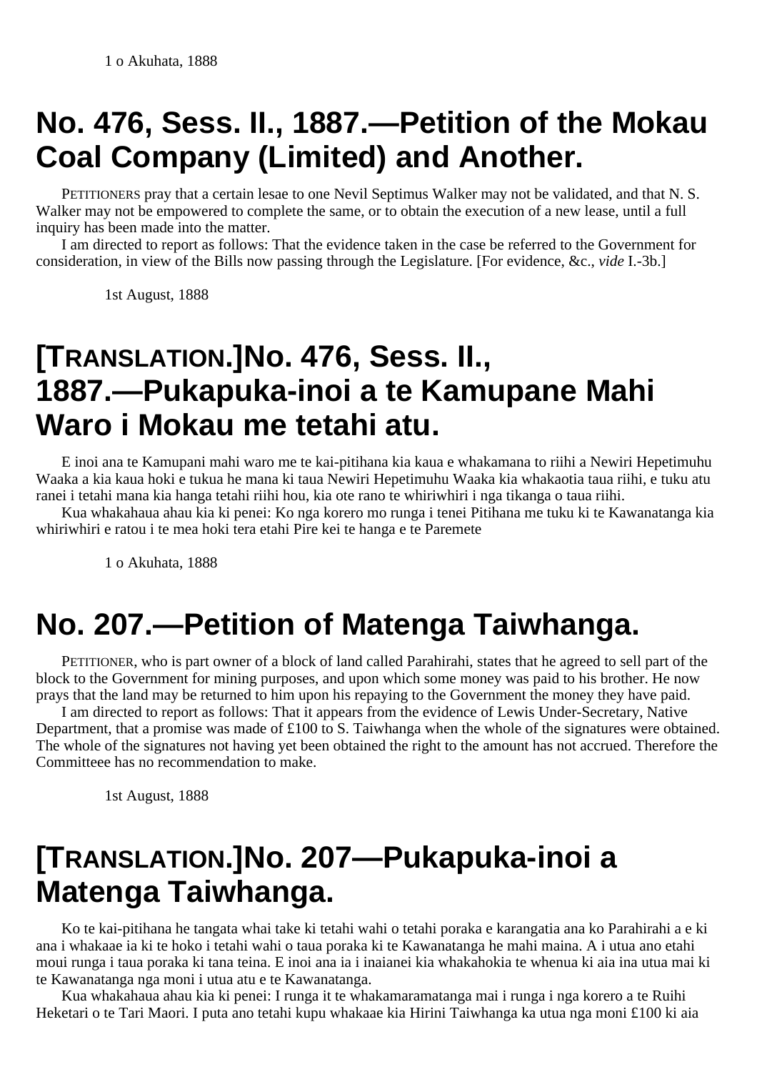1 o Akuhata, 1888

# No. 476, Sess. II., 1887.—Petition of the Mokau Coal Company (Limited) and Another.

PETITIONERS pray that a certain lesae to one Nevil Septimus Walker may not be validated, and that N. S. Walker may not be empowered to complete the same, or to obtain the execution of a new lease, until a full inquiry has been made into the matter.

I am directed to report as follows: That the evidence taken in the case be referred to the Government for consideration, in view of the Bills now passing through the Legislature. [For evidence, &c., *vide* I.-3b.]

1st August, 1888

# [TRANSLATION.]No. 476, Sess. II., 1887.—Pukapuka-inoi a te Kamupane Mahi Waro i Mokau me tetahi atu.

E inoi ana te Kamupani mahi waro me te kai-pitihana kia kaua e whakamana to riihi a Newiri Hepetimuhu Waaka a kia kaua hoki e tukua he mana ki taua Newiri Hepetimuhu Waaka kia whakaotia taua riihi, e tuku atu ranei i tetahi mana kia hanga tetahi riihi hou, kia ote rano te whiriwhiri i nga tikanga o taua riihi.

Kua whakahaua ahau kia ki penei: Ko nga korero mo runga i tenei Pitihana me tuku ki te Kawanatanga kia whiriwhiri e ratou i te mea hoki tera etahi Pire kei te hanga e te Paremete

1 o Akuhata, 1888

# No. 207.—Petition of Matenga Taiwhanga.

PETITIONER, who is part owner of a block of land called Parahirahi, states that he agreed to sell part of the block to the Government for mining purposes, and upon which some money was paid to his brother. He now prays that the land may be returned to him upon his repaying to the Government the money they have paid.

I am directed to report as follows: That it appears from the evidence of Lewis Under-Secretary, Native Department, that a promise was made of £100 to S. Taiwhanga when the whole of the signatures were obtained. The whole of the signatures not having yet been obtained the right to the amount has not accrued. Therefore the Committeee has no recommendation to make.

1st August, 1888

# [TRANSLATION.]No. 207—Pukapuka-inoi a Matenga Taiwhanga.

Ko te kai-pitihana he tangata whai take ki tetahi wahi o tetahi poraka e karangatia ana ko Parahirahi a e ki ana i whakaae ia ki te hoko i tetahi wahi o taua poraka ki te Kawanatanga he mahi maina. A i utua ano etahi moui runga i taua poraka ki tana teina. E inoi ana ia i inaianei kia whakahokia te whenua ki aia ina utua mai ki te Kawanatanga nga moni i utua atu e te Kawanatanga.

Kua whakahaua ahau kia ki penei: I runga it te whakamaramatanga mai i runga i nga korero a te Ruihi Heketari o te Tari Maori. I puta ano tetahi kupu whakaae kia Hirini Taiwhanga ka utua nga moni £100 ki aia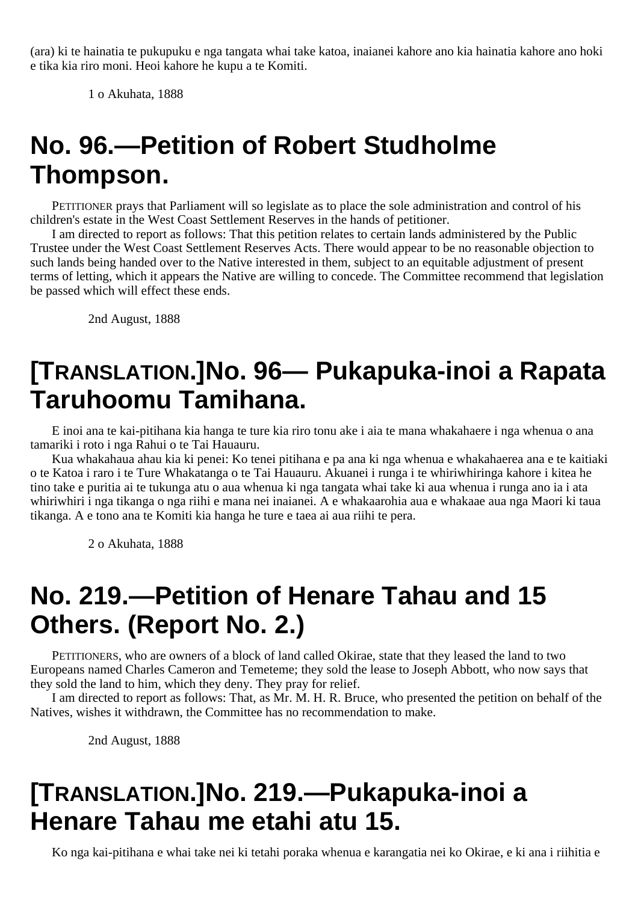(ara) ki te hainatia te pukupuku e nga tangata whai take katoa, inaianei kahore ano kia hainatia kahore ano hoki e tika kia riro moni. Heoi kahore he kupu a te Komiti.

1 o Akuhata, 1888

# No. 96.—Petition of Robert Studholme Thompson.

PETITIONER prays that Parliament will so legislate as to place the sole administration and control of his children's estate in the West Coast Settlement Reserves in the hands of petitioner.

I am directed to report as follows: That this petition relates to certain lands administered by the Public Trustee under the West Coast Settlement Reserves Acts. There would appear to be no reasonable objection to such lands being handed over to the Native interested in them, subject to an equitable adjustment of present terms of letting, which it appears the Native are willing to concede. The Committee recommend that legislation be passed which will effect these ends.

2nd August, 1888

# [TRANSLATION.]No. 96— Pukapuka-inoi a Rapata Taruhoomu Tamihana.

E inoi ana te kai-pitihana kia hanga te ture kia riro tonu ake i aia te mana whakahaere i nga whenua o ana tamariki i roto i nga Rahui o te Tai Hauauru.

Kua whakahaua ahau kia ki penei: Ko tenei pitihana e pa ana ki nga whenua e whakahaerea ana e te kaitiaki o te Katoa i raro i te Ture Whakatanga o te Tai Hauauru. Akuanei i runga i te whiriwhiringa kahore i kitea he tino take e puritia ai te tukunga atu o aua whenua ki nga tangata whai take ki aua whenua i runga ano ia i ata whiriwhiri i nga tikanga o nga riihi e mana nei inaianei. A e whakaarohia aua e whakaae aua nga Maori ki taua tikanga. A e tono ana te Komiti kia hanga he ture e taea ai aua riihi te pera.

2 o Akuhata, 1888

# No. 219.—Petition of Henare Tahau and 15 Others. (Report No. 2.)

PETITIONERS, who are owners of a block of land called Okirae, state that they leased the land to two Europeans named Charles Cameron and Temeteme; they sold the lease to Joseph Abbott, who now says that they sold the land to him, which they deny. They pray for relief.

I am directed to report as follows: That, as Mr. M. H. R. Bruce, who presented the petition on behalf of the Natives, wishes it withdrawn, the Committee has no recommendation to make.

2nd August, 1888

# [TRANSLATION.]No. 219.—Pukapuka-inoi a Henare Tahau me etahi atu 15.

Ko nga kai-pitihana e whai take nei ki tetahi poraka whenua e karangatia nei ko Okirae, e ki ana i riihitia e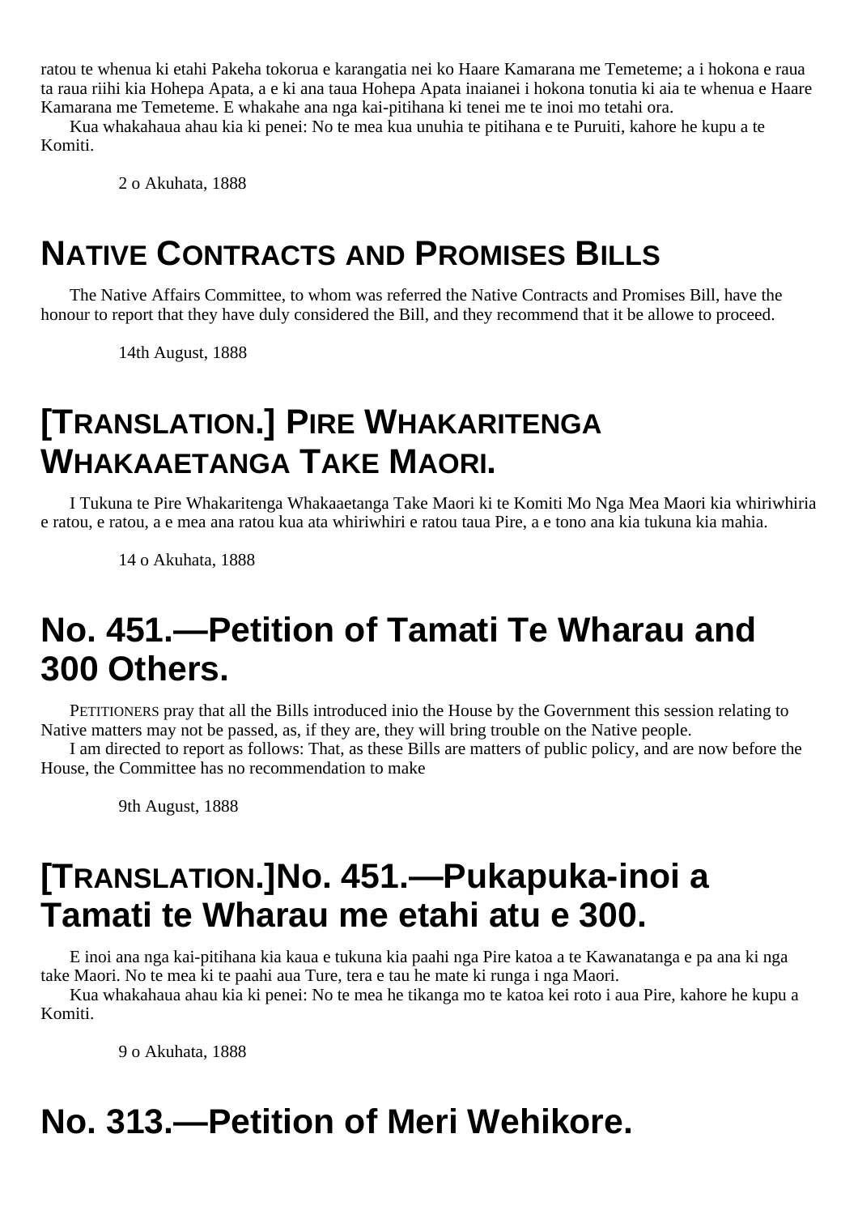ratou te whenua ki etahi Pakeha tokorua e karangatia nei ko Haare Kamarana me Temeteme; a i hokona e raua ta raua riihi kia Hohepa Apata, a e ki ana taua Hohepa Apata inaianei i hokona tonutia ki aia te whenua e Haare Kamarana me Temeteme. E whakahe ana nga kai-pitihana ki tenei me te inoi mo tetahi ora.

Kua whakahaua ahau kia ki penei: No te mea kua unuhia te pitihana e te Puruiti, kahore he kupu a te Komiti.

2 o Akuhata, 1888

# NATIVE CONTRACTS AND PROMISES BILLS

The Native Affairs Committee, to whom was referred the Native Contracts and Promises Bill, have the honour to report that they have duly considered the Bill, and they recommend that it be allowe to proceed.

14th August, 1888

# [TRANSLATION.] PIRE WHAKARITENGA WHAKAAETANGA TAKE MAORI.

I Tukuna te Pire Whakaritenga Whakaaetanga Take Maori ki te Komiti Mo Nga Mea Maori kia whiriwhiria e ratou, e ratou, a e mea ana ratou kua ata whiriwhiri e ratou taua Pire, a e tono ana kia tukuna kia mahia.

14 o Akuhata, 1888

# No. 451.—Petition of Tamati Te Wharau and 300 Others.

PETITIONERS pray that all the Bills introduced inio the House by the Government this session relating to Native matters may not be passed, as, if they are, they will bring trouble on the Native people.

I am directed to report as follows: That, as these Bills are matters of public policy, and are now before the House, the Committee has no recommendation to make

9th August, 1888

# [TRANSLATION.]No. 451.—Pukapuka-inoi a Tamati te Wharau me etahi atu e 300.

E inoi ana nga kai-pitihana kia kaua e tukuna kia paahi nga Pire katoa a te Kawanatanga e pa ana ki nga take Maori. No te mea ki te paahi aua Ture, tera e tau he mate ki runga i nga Maori.

Kua whakahaua ahau kia ki penei: No te mea he tikanga mo te katoa kei roto i aua Pire, kahore he kupu a Komiti.

9 o Akuhata, 1888

# No. 313.—Petition of Meri Wehikore.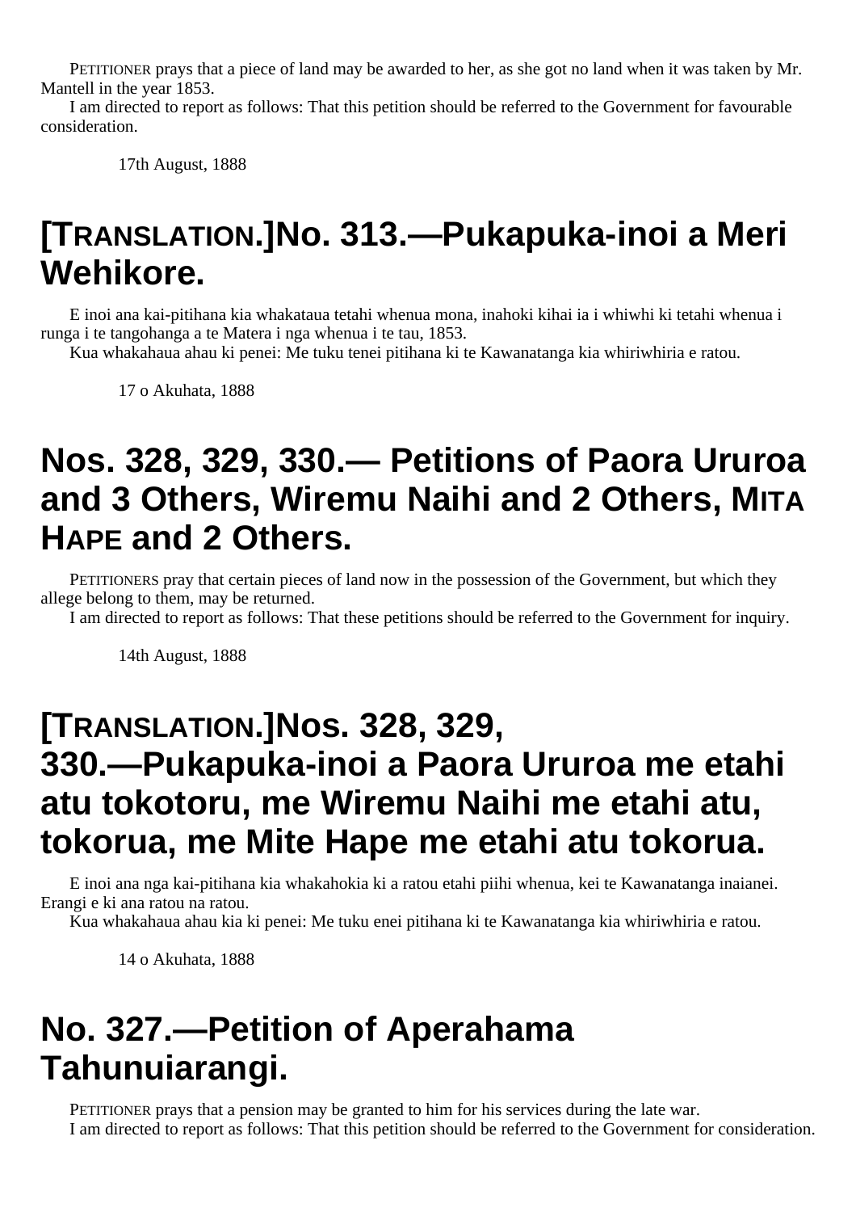PETITIONER prays that a piece of land may be awarded to her, as she got no land when it was taken by Mr. Mantell in the year 1853.

I am directed to report as follows: That this petition should be referred to the Government for favourable consideration.

17th August, 1888

## [TRANSLATION.]No. 313.—Pukapuka-inoi a Meri Wehikore.

E inoi ana kai-pitihana kia whakataua tetahi whenua mona, inahoki kihai ia i whiwhi ki tetahi whenua i runga i te tangohanga a te Matera i nga whenua i te tau, 1853.

Kua whakahaua ahau ki penei: Me tuku tenei pitihana ki te Kawanatanga kia whiriwhiria e ratou.

17 o Akuhata, 1888

## Nos. 328, 329, 330.— Petitions of Paora Ururoa and 3 Others, Wiremu Naihi and 2 Others, MITA HAPE and 2 Others.

PETITIONERS pray that certain pieces of land now in the possession of the Government, but which they allege belong to them, may be returned.

I am directed to report as follows: That these petitions should be referred to the Government for inquiry.

14th August, 1888

## [TRANSLATION.]Nos. 328, 329, 330.—Pukapuka-inoi a Paora Ururoa me etahi atu tokotoru, me Wiremu Naihi me etahi atu, tokorua, me Mite Hape me etahi atu tokorua.

E inoi ana nga kai-pitihana kia whakahokia ki a ratou etahi piihi whenua, kei te Kawanatanga inaianei. Erangi e ki ana ratou na ratou.

Kua whakahaua ahau kia ki penei: Me tuku enei pitihana ki te Kawanatanga kia whiriwhiria e ratou.

14 o Akuhata, 1888

## No. 327.—Petition of Aperahama Tahunuiarangi.

PETITIONER prays that a pension may be granted to him for his services during the late war.

I am directed to report as follows: That this petition should be referred to the Government for consideration.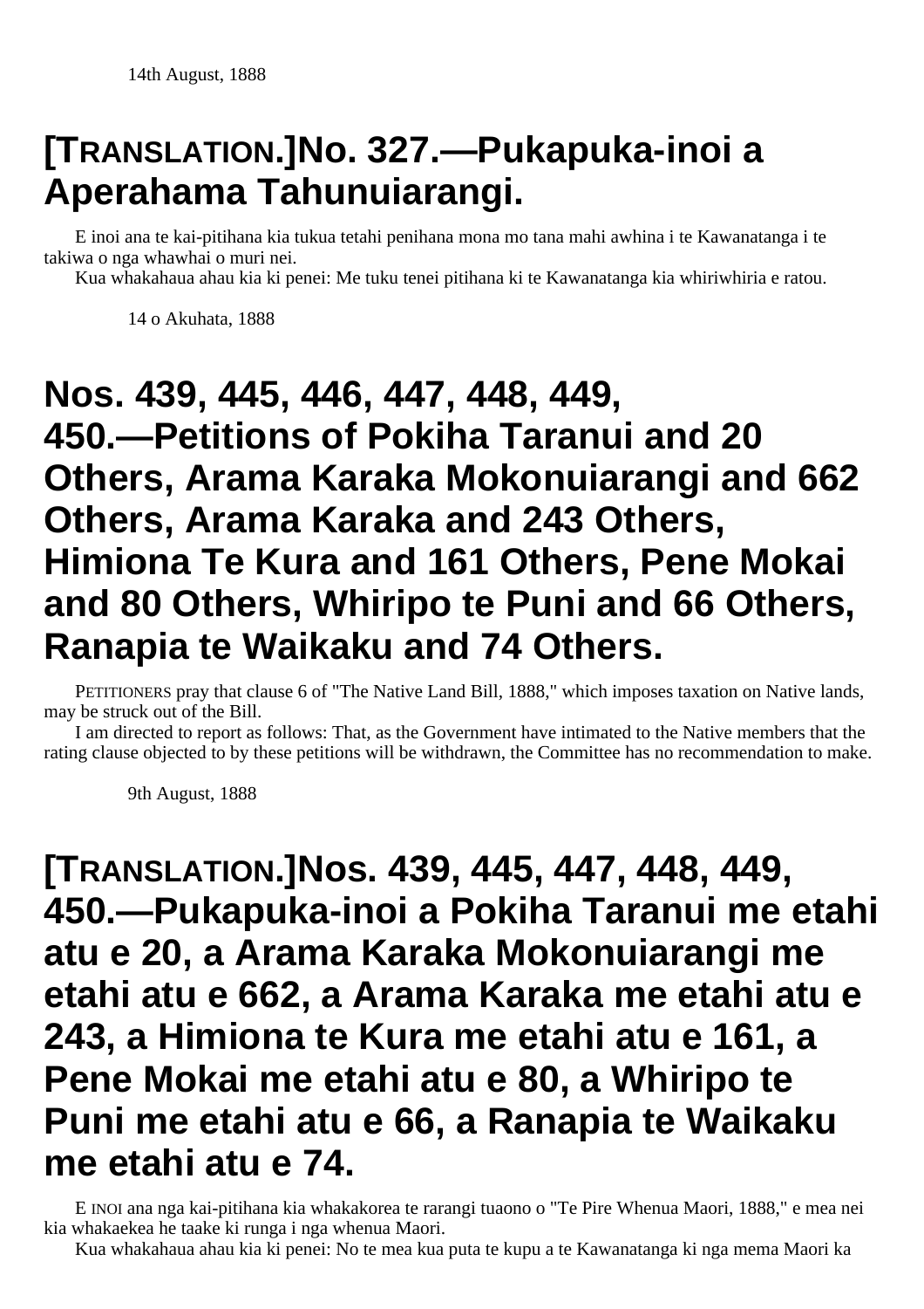14th August, 1888

## [TRANSLATION.]No. 327.—Pukapuka-inoi a Aperahama Tahunuiarangi.

E inoi ana te kai-pitihana kia tukua tetahi penihana mona mo tana mahi awhina i te Kawanatanga i te takiwa o nga whawhai o muri nei.

Kua whakahaua ahau kia ki penei: Me tuku tenei pitihana ki te Kawanatanga kia whiriwhiria e ratou.

14 o Akuhata, 1888

## Nos. 439, 445, 446, 447, 448, 449, 450.—Petitions of Pokiha Taranui and 20 Others, Arama Karaka Mokonuiarangi and 662 Others, Arama Karaka and 243 Others, Himiona Te Kura and 161 Others, Pene Mokai and 80 Others, Whiripo te Puni and 66 Others, Ranapia te Waikaku and 74 Others.

PETITIONERS pray that clause 6 of "The Native Land Bill, 1888," which imposes taxation on Native lands, may be struck out of the Bill.

I am directed to report as follows: That, as the Government have intimated to the Native members that the rating clause objected to by these petitions will be withdrawn, the Committee has no recommendation to make.

9th August, 1888

## [TRANSLATION.]Nos. 439, 445, 447, 448, 449, 450.—Pukapuka-inoi a Pokiha Taranui me etahi atu e 20, a Arama Karaka Mokonuiarangi me etahi atu e 662, a Arama Karaka me etahi atu e 243, a Himiona te Kura me etahi atu e 161, a Pene Mokai me etahi atu e 80, a Whiripo te Puni me etahi atu e 66, a Ranapia te Waikaku me etahi atu e 74.

E INOI ana nga kai-pitihana kia whakakorea te rarangi tuaono o "Te Pire Whenua Maori, 1888," e mea nei kia whakaekea he taake ki runga i nga whenua Maori.

Kua whakahaua ahau kia ki penei: No te mea kua puta te kupu a te Kawanatanga ki nga mema Maori ka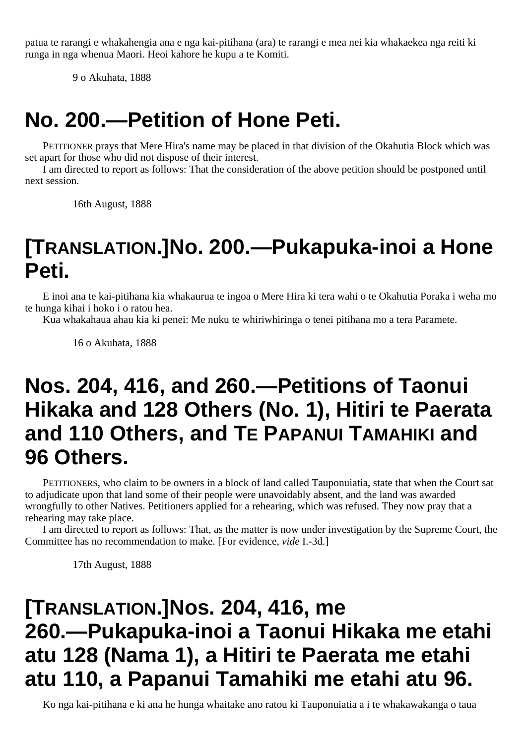patua te rarangi e whakahengia ana e nga kai-pitihana (ara) te rarangi e mea nei kia whakaekea nga reiti ki runga in nga whenua Maori. Heoi kahore he kupu a te Komiti.

9 o Akuhata, 1888

# No. 200.—Petition of Hone Peti.

PETITIONER prays that Mere Hira's name may be placed in that division of the Okahutia Block which was set apart for those who did not dispose of their interest.

I am directed to report as follows: That the consideration of the above petition should be postponed until next session.

16th August, 1888

# [TRANSLATION.]No. 200.—Pukapuka-inoi a Hone Peti.

E inoi ana te kai-pitihana kia whakaurua te ingoa o Mere Hira ki tera wahi o te Okahutia Poraka i weha mo te hunga kihai i hoko i o ratou hea.

Kua whakahaua ahau kia ki penei: Me nuku te whiriwhiringa o tenei pitihana mo a tera Paramete.

16 o Akuhata, 1888

# Nos. 204, 416, and 260.—Petitions of Taonui Hikaka and 128 Others (No. 1), Hitiri te Paerata and 110 Others, and TE PAPANUI TAMAHIKI and 96 Others.

PETITIONERS, who claim to be owners in a block of land called Tauponuiatia, state that when the Court sat to adjudicate upon that land some of their people were unavoidably absent, and the land was awarded wrongfully to other Natives. Petitioners applied for a rehearing, which was refused. They now pray that a rehearing may take place.

I am directed to report as follows: That, as the matter is now under investigation by the Supreme Court, the Committee has no recommendation to make. [For evidence, *vide* I.-3d.]

17th August, 1888

# [TRANSLATION.]Nos. 204, 416, me 260.—Pukapuka-inoi a Taonui Hikaka me etahi atu 128 (Nama 1), a Hitiri te Paerata me etahi atu 110, a Papanui Tamahiki me etahi atu 96.

Ko nga kai-pitihana e ki ana he hunga whaitake ano ratou ki Tauponuiatia a i te whakawakanga o taua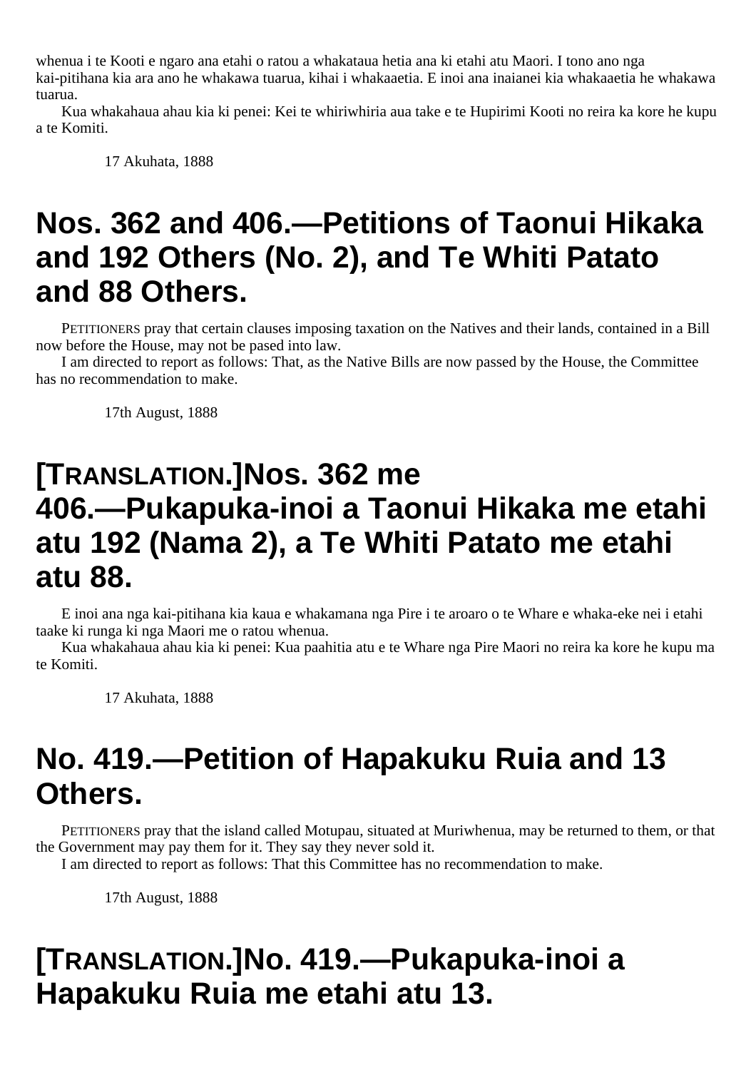whenua i te Kooti e ngaro ana etahi o ratou a whakataua hetia ana ki etahi atu Maori. I tono ano nga kai-pitihana kia ara ano he whakawa tuarua, kihai i whakaaetia. E inoi ana inaianei kia whakaaetia he whakawa tuarua.

Kua whakahaua ahau kia ki penei: Kei te whiriwhiria aua take e te Hupirimi Kooti no reira ka kore he kupu a te Komiti.

17 Akuhata, 1888

# Nos. 362 and 406.—Petitions of Taonui Hikaka and 192 Others (No. 2), and Te Whiti Patato and 88 Others.

PETITIONERS pray that certain clauses imposing taxation on the Natives and their lands, contained in a Bill now before the House, may not be pased into law.

I am directed to report as follows: That, as the Native Bills are now passed by the House, the Committee has no recommendation to make.

17th August, 1888

# [TRANSLATION.]Nos. 362 me 406.—Pukapuka-inoi a Taonui Hikaka me etahi atu 192 (Nama 2), a Te Whiti Patato me etahi atu 88.

E inoi ana nga kai-pitihana kia kaua e whakamana nga Pire i te aroaro o te Whare e whaka-eke nei i etahi taake ki runga ki nga Maori me o ratou whenua.

Kua whakahaua ahau kia ki penei: Kua paahitia atu e te Whare nga Pire Maori no reira ka kore he kupu ma te Komiti.

17 Akuhata, 1888

# No. 419.—Petition of Hapakuku Ruia and 13 Others.

PETITIONERS pray that the island called Motupau, situated at Muriwhenua, may be returned to them, or that the Government may pay them for it. They say they never sold it.

I am directed to report as follows: That this Committee has no recommendation to make.

17th August, 1888

# [TRANSLATION.]No. 419.—Pukapuka-inoi a Hapakuku Ruia me etahi atu 13.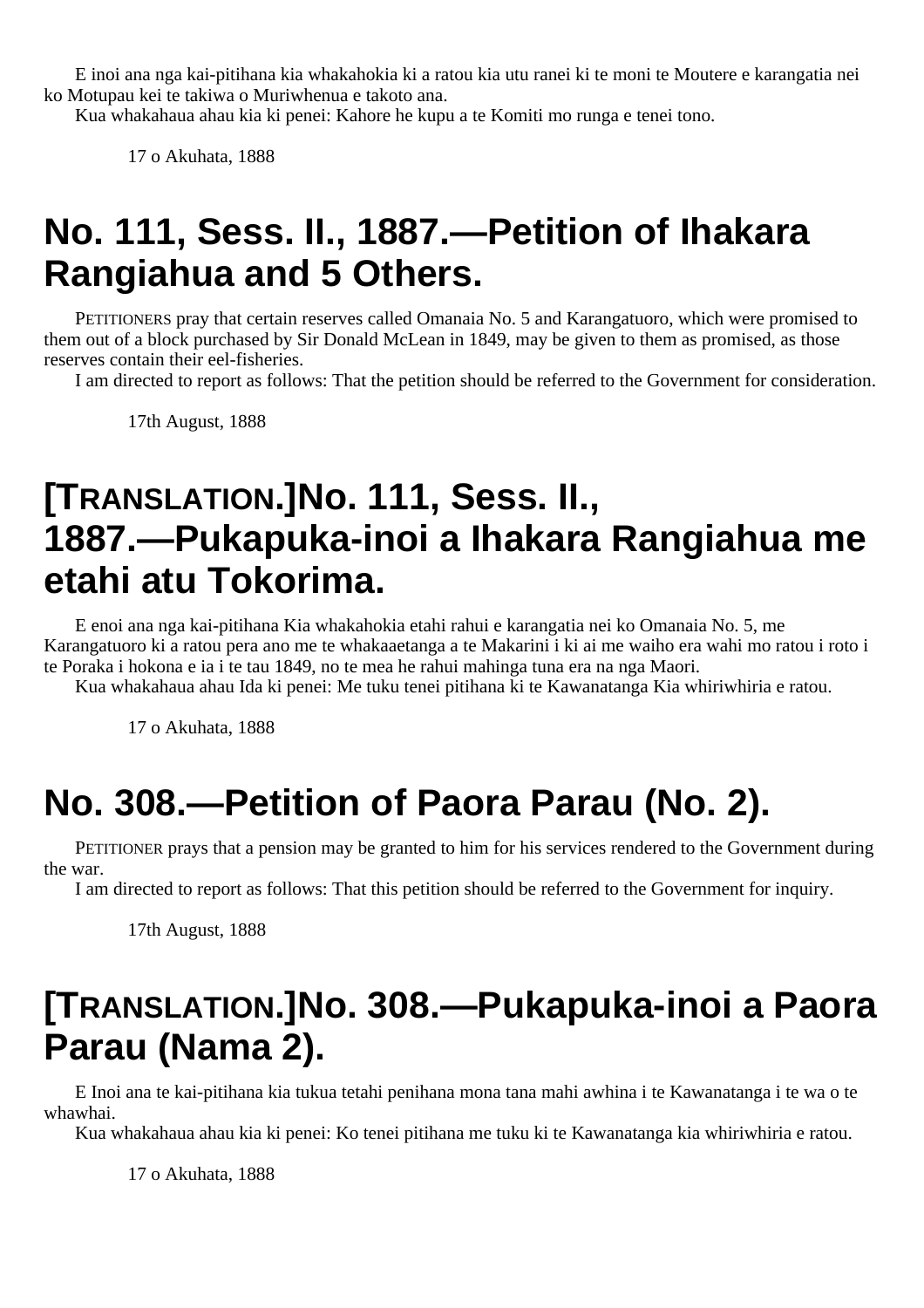E inoi ana nga kai-pitihana kia whakahokia ki a ratou kia utu ranei ki te moni te Moutere e karangatia nei ko Motupau kei te takiwa o Muriwhenua e takoto ana.

Kua whakahaua ahau kia ki penei: Kahore he kupu a te Komiti mo runga e tenei tono.

17 o Akuhata, 1888

# No. 111, Sess. II., 1887.—Petition of Ihakara Rangiahua and 5 Others.

PETITIONERS pray that certain reserves called Omanaia No. 5 and Karangatuoro, which were promised to them out of a block purchased by Sir Donald McLean in 1849, may be given to them as promised, as those reserves contain their eel-fisheries.

I am directed to report as follows: That the petition should be referred to the Government for consideration.

17th August, 1888

# [TRANSLATION.]No. 111, Sess. II., 1887.—Pukapuka-inoi a Ihakara Rangiahua me etahi atu Tokorima.

E enoi ana nga kai-pitihana Kia whakahokia etahi rahui e karangatia nei ko Omanaia No. 5, me Karangatuoro ki a ratou pera ano me te whakaaetanga a te Makarini i ki ai me waiho era wahi mo ratou i roto i te Poraka i hokona e ia i te tau 1849, no te mea he rahui mahinga tuna era na nga Maori.

Kua whakahaua ahau Ida ki penei: Me tuku tenei pitihana ki te Kawanatanga Kia whiriwhiria e ratou.

17 o Akuhata, 1888

# No. 308.—Petition of Paora Parau (No. 2).

PETITIONER prays that a pension may be granted to him for his services rendered to the Government during the war.

I am directed to report as follows: That this petition should be referred to the Government for inquiry.

17th August, 1888

# [TRANSLATION.]No. 308.—Pukapuka-inoi a Paora Parau (Nama 2).

E Inoi ana te kai-pitihana kia tukua tetahi penihana mona tana mahi awhina i te Kawanatanga i te wa o te whawhai.

Kua whakahaua ahau kia ki penei: Ko tenei pitihana me tuku ki te Kawanatanga kia whiriwhiria e ratou.

17 o Akuhata, 1888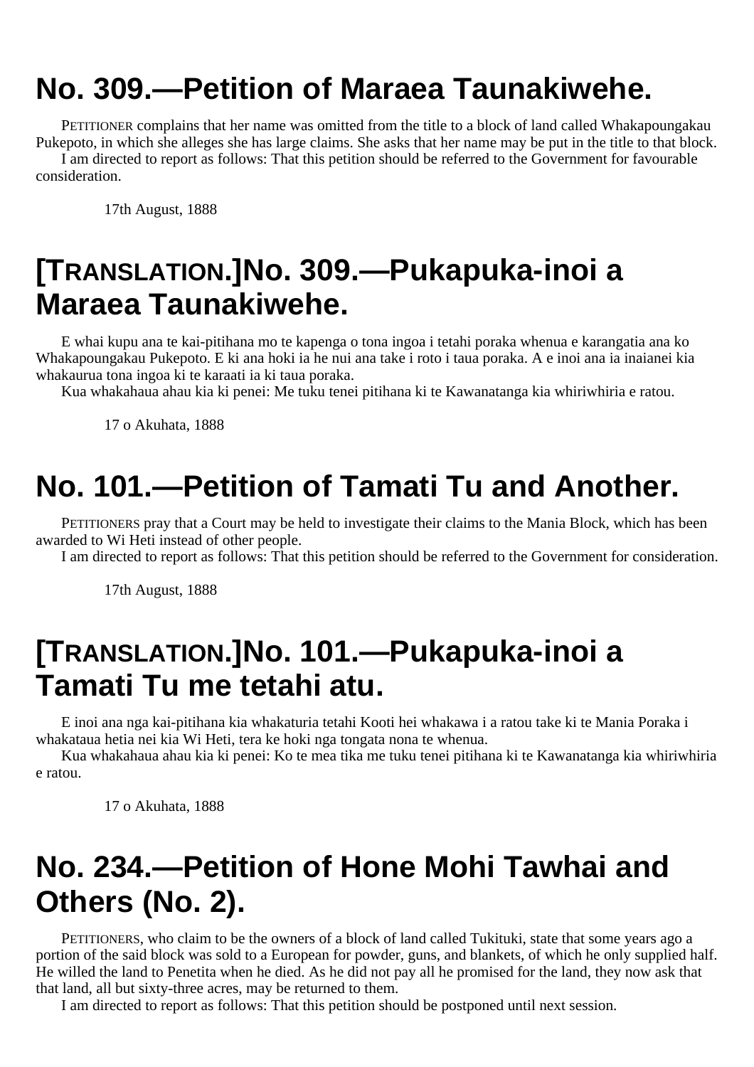# No. 309.—Petition of Maraea Taunakiwehe.

PETITIONER complains that her name was omitted from the title to a block of land called Whakapoungakau Pukepoto, in which she alleges she has large claims. She asks that her name may be put in the title to that block.

I am directed to report as follows: That this petition should be referred to the Government for favourable consideration.

17th August, 1888

# [TRANSLATION.]No. 309.—Pukapuka-inoi a Maraea Taunakiwehe.

E whai kupu ana te kai-pitihana mo te kapenga o tona ingoa i tetahi poraka whenua e karangatia ana ko Whakapoungakau Pukepoto. E ki ana hoki ia he nui ana take i roto i taua poraka. A e inoi ana ia inaianei kia whakaurua tona ingoa ki te karaati ia ki taua poraka.

Kua whakahaua ahau kia ki penei: Me tuku tenei pitihana ki te Kawanatanga kia whiriwhiria e ratou.

17 o Akuhata, 1888

# No. 101.—Petition of Tamati Tu and Another.

PETITIONERS pray that a Court may be held to investigate their claims to the Mania Block, which has been awarded to Wi Heti instead of other people.

I am directed to report as follows: That this petition should be referred to the Government for consideration.

17th August, 1888

# [TRANSLATION.]No. 101.—Pukapuka-inoi a Tamati Tu me tetahi atu.

E inoi ana nga kai-pitihana kia whakaturia tetahi Kooti hei whakawa i a ratou take ki te Mania Poraka i whakataua hetia nei kia Wi Heti, tera ke hoki nga tongata nona te whenua.

Kua whakahaua ahau kia ki penei: Ko te mea tika me tuku tenei pitihana ki te Kawanatanga kia whiriwhiria e ratou.

17 o Akuhata, 1888

# No. 234.—Petition of Hone Mohi Tawhai and Others (No. 2).

PETITIONERS, who claim to be the owners of a block of land called Tukituki, state that some years ago a portion of the said block was sold to a European for powder, guns, and blankets, of which he only supplied half. He willed the land to Penetita when he died. As he did not pay all he promised for the land, they now ask that that land, all but sixty-three acres, may be returned to them.

I am directed to report as follows: That this petition should be postponed until next session.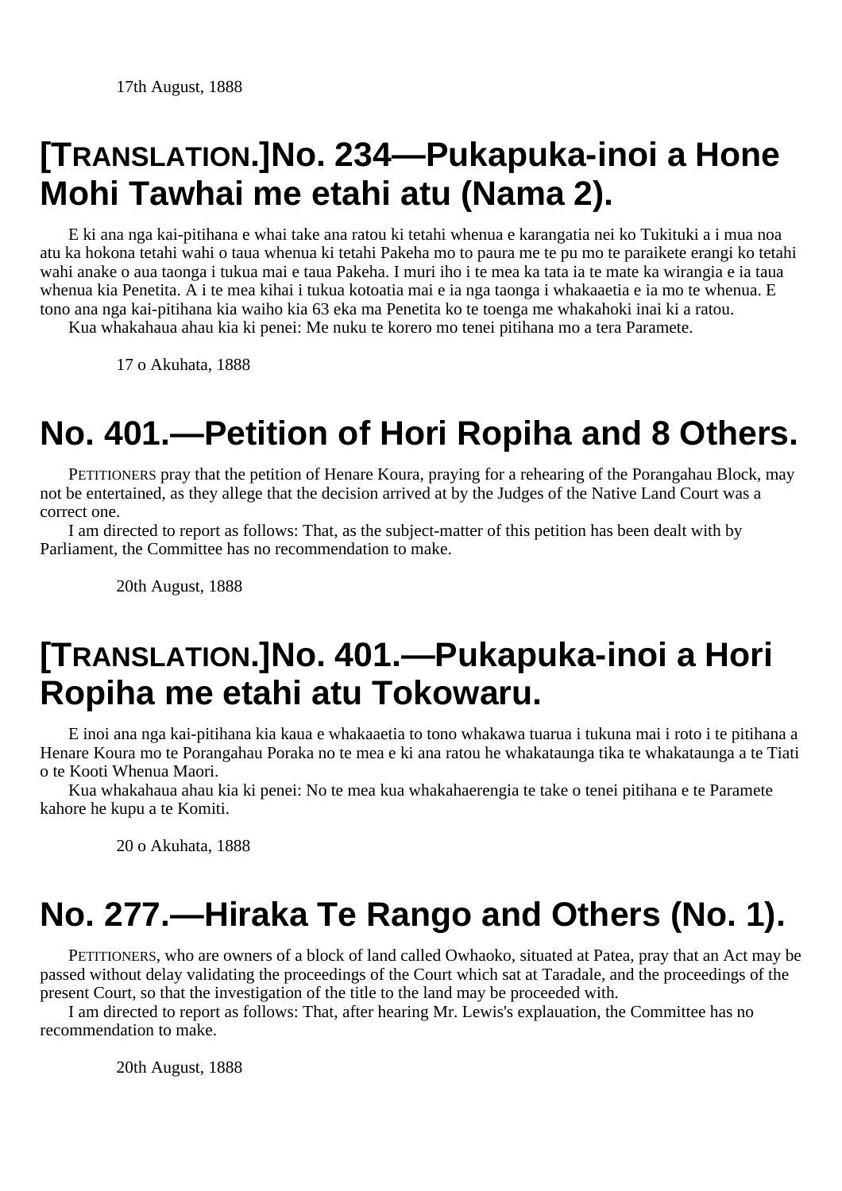17th August, 1888

# [TRANSLATION.]No. 234—Pukapuka-inoi a Hone Mohi Tawhai me etahi atu (Nama 2).

E ki ana nga kai-pitihana e whai take ana ratou ki tetahi whenua e karangatia nei ko Tukituki a i mua noa atu ka hokona tetahi wahi o taua whenua ki tetahi Pakeha mo to paura me te pu mo te paraikete erangi ko tetahi wahi anake o aua taonga i tukua mai e taua Pakeha. I muri iho i te mea ka tata ia te mate ka wirangia e ia taua whenua kia Penetita. A i te mea kihai i tukua kotoatia mai e ia nga taonga i whakaaetia e ia mo te whenua. E tono ana nga kai-pitihana kia waiho kia 63 eka ma Penetita ko te toenga me whakahoki inai ki a ratou.

Kua whakahaua ahau kia ki penei: Me nuku te korero mo tenei pitihana mo a tera Paramete.

17 o Akuhata, 1888

# No. 401.—Petition of Hori Ropiha and 8 Others.

PETITIONERS pray that the petition of Henare Koura, praying for a rehearing of the Porangahau Block, may not be entertained, as they allege that the decision arrived at by the Judges of the Native Land Court was a correct one.

I am directed to report as follows: That, as the subject-matter of this petition has been dealt with by Parliament, the Committee has no recommendation to make.

20th August, 1888

# [TRANSLATION.]No. 401.—Pukapuka-inoi a Hori Ropiha me etahi atu Tokowaru.

E inoi ana nga kai-pitihana kia kaua e whakaaetia to tono whakawa tuarua i tukuna mai i roto i te pitihana a Henare Koura mo te Porangahau Poraka no te mea e ki ana ratou he whakataunga tika te whakataunga a te Tiati o te Kooti Whenua Maori.

Kua whakahaua ahau kia ki penei: No te mea kua whakahaerengia te take o tenei pitihana e te Paramete kahore he kupu a te Komiti.

20 o Akuhata, 1888

# No. 277.—Hiraka Te Rango and Others (No. 1).

PETITIONERS, who are owners of a block of land called Owhaoko, situated at Patea, pray that an Act may be passed without delay validating the proceedings of the Court which sat at Taradale, and the proceedings of the present Court, so that the investigation of the title to the land may be proceeded with.

I am directed to report as follows: That, after hearing Mr. Lewis's explauation, the Committee has no recommendation to make.

20th August, 1888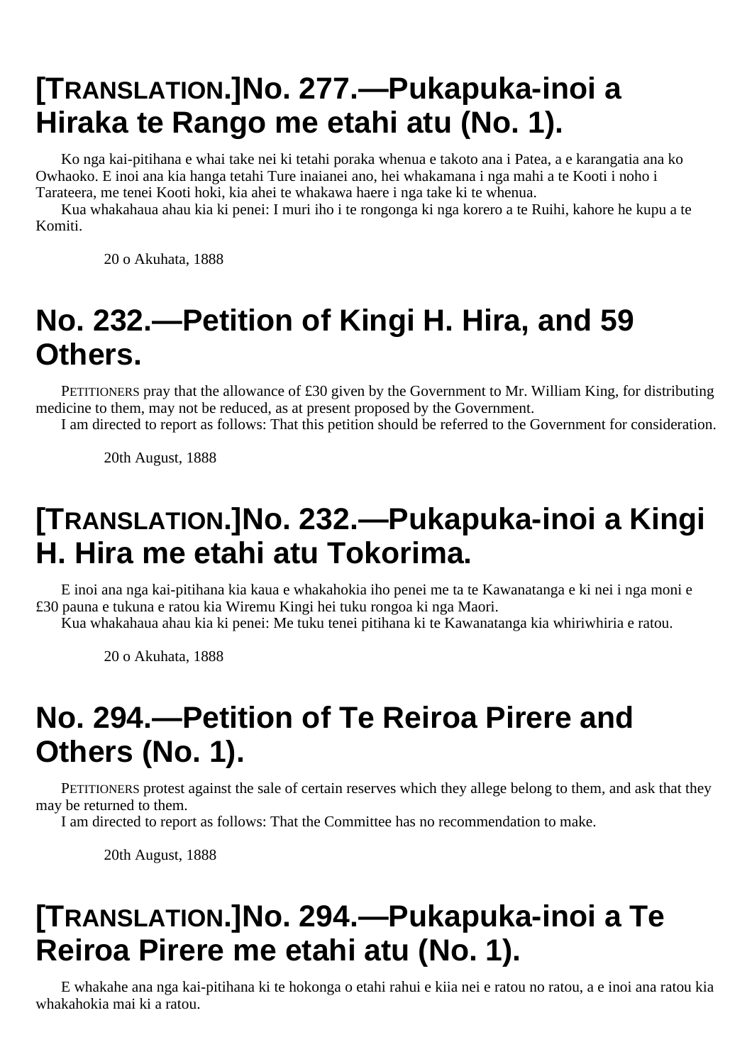## [TRANSLATION.]No. 277.—Pukapuka-inoi a Hiraka te Rango me etahi atu (No. 1).

Ko nga kai-pitihana e whai take nei ki tetahi poraka whenua e takoto ana i Patea, a e karangatia ana ko Owhaoko. E inoi ana kia hanga tetahi Ture inaianei ano, hei whakamana i nga mahi a te Kooti i noho i Tarateera, me tenei Kooti hoki, kia ahei te whakawa haere i nga take ki te whenua.

Kua whakahaua ahau kia ki penei: I muri iho i te rongonga ki nga korero a te Ruihi, kahore he kupu a te Komiti.

20 o Akuhata, 1888

## No. 232.—Petition of Kingi H. Hira, and 59 Others.

PETITIONERS pray that the allowance of £30 given by the Government to Mr. William King, for distributing medicine to them, may not be reduced, as at present proposed by the Government.

I am directed to report as follows: That this petition should be referred to the Government for consideration.

20th August, 1888

## [TRANSLATION.]No. 232.—Pukapuka-inoi a Kingi H. Hira me etahi atu Tokorima.

E inoi ana nga kai-pitihana kia kaua e whakahokia iho penei me ta te Kawanatanga e ki nei i nga moni e £30 pauna e tukuna e ratou kia Wiremu Kingi hei tuku rongoa ki nga Maori.

Kua whakahaua ahau kia ki penei: Me tuku tenei pitihana ki te Kawanatanga kia whiriwhiria e ratou.

20 o Akuhata, 1888

## No. 294.—Petition of Te Reiroa Pirere and Others (No. 1).

PETITIONERS protest against the sale of certain reserves which they allege belong to them, and ask that they may be returned to them.

I am directed to report as follows: That the Committee has no recommendation to make.

20th August, 1888

## [TRANSLATION.]No. 294.—Pukapuka-inoi a Te Reiroa Pirere me etahi atu (No. 1).

E whakahe ana nga kai-pitihana ki te hokonga o etahi rahui e kiia nei e ratou no ratou, a e inoi ana ratou kia whakahokia mai ki a ratou.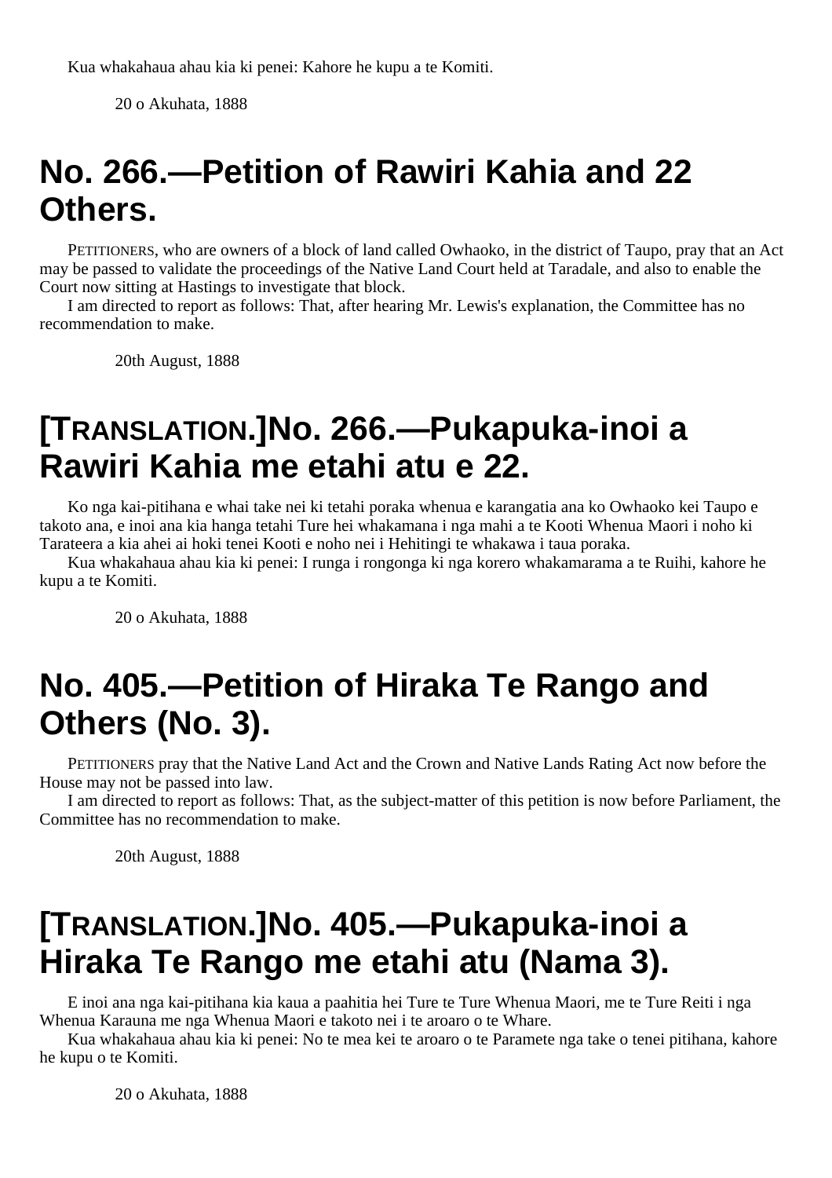Kua whakahaua ahau kia ki penei: Kahore he kupu a te Komiti.

20 o Akuhata, 1888

# No. 266.—Petition of Rawiri Kahia and 22 Others.

PETITIONERS, who are owners of a block of land called Owhaoko, in the district of Taupo, pray that an Act may be passed to validate the proceedings of the Native Land Court held at Taradale, and also to enable the Court now sitting at Hastings to investigate that block.

I am directed to report as follows: That, after hearing Mr. Lewis's explanation, the Committee has no recommendation to make.

20th August, 1888

# [TRANSLATION.]No. 266.—Pukapuka-inoi a Rawiri Kahia me etahi atu e 22.

Ko nga kai-pitihana e whai take nei ki tetahi poraka whenua e karangatia ana ko Owhaoko kei Taupo e takoto ana, e inoi ana kia hanga tetahi Ture hei whakamana i nga mahi a te Kooti Whenua Maori i noho ki Tarateera a kia ahei ai hoki tenei Kooti e noho nei i Hehitingi te whakawa i taua poraka.

Kua whakahaua ahau kia ki penei: I runga i rongonga ki nga korero whakamarama a te Ruihi, kahore he kupu a te Komiti.

20 o Akuhata, 1888

# No. 405.—Petition of Hiraka Te Rango and Others (No. 3).

PETITIONERS pray that the Native Land Act and the Crown and Native Lands Rating Act now before the House may not be passed into law.

I am directed to report as follows: That, as the subject-matter of this petition is now before Parliament, the Committee has no recommendation to make.

20th August, 1888

# [TRANSLATION.]No. 405.—Pukapuka-inoi a Hiraka Te Rango me etahi atu (Nama 3).

E inoi ana nga kai-pitihana kia kaua a paahitia hei Ture te Ture Whenua Maori, me te Ture Reiti i nga Whenua Karauna me nga Whenua Maori e takoto nei i te aroaro o te Whare.

Kua whakahaua ahau kia ki penei: No te mea kei te aroaro o te Paramete nga take o tenei pitihana, kahore he kupu o te Komiti.

20 o Akuhata, 1888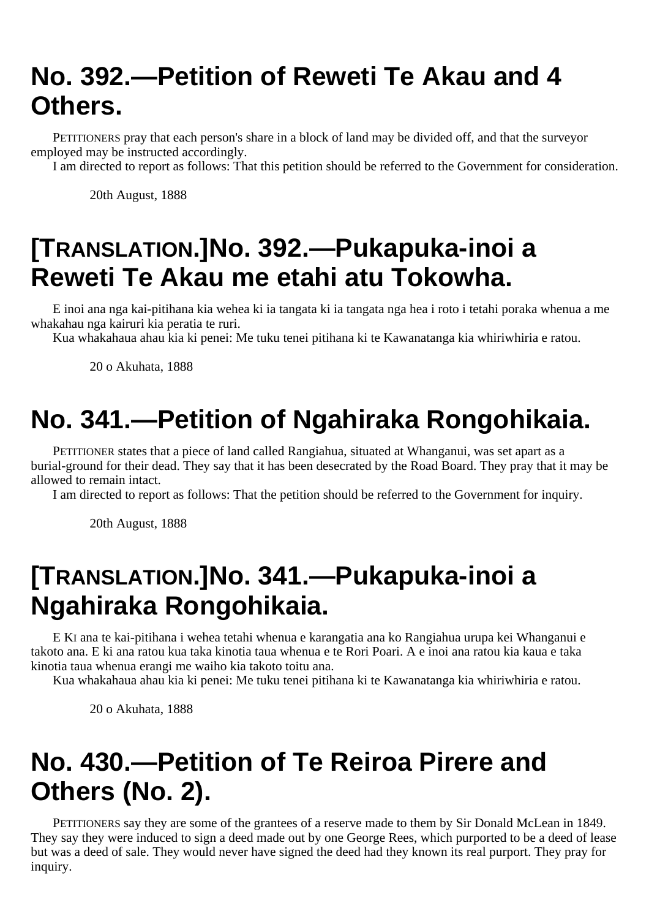# No. 392.—Petition of Reweti Te Akau and 4 Others.

PETITIONERS pray that each person's share in a block of land may be divided off, and that the surveyor employed may be instructed accordingly.

I am directed to report as follows: That this petition should be referred to the Government for consideration.

20th August, 1888

# [TRANSLATION.]No. 392.—Pukapuka-inoi a Reweti Te Akau me etahi atu Tokowha.

E inoi ana nga kai-pitihana kia wehea ki ia tangata ki ia tangata nga hea i roto i tetahi poraka whenua a me whakahau nga kairuri kia peratia te ruri.

Kua whakahaua ahau kia ki penei: Me tuku tenei pitihana ki te Kawanatanga kia whiriwhiria e ratou.

20 o Akuhata, 1888

# No. 341.—Petition of Ngahiraka Rongohikaia.

PETITIONER states that a piece of land called Rangiahua, situated at Whanganui, was set apart as a burial-ground for their dead. They say that it has been desecrated by the Road Board. They pray that it may be allowed to remain intact.

I am directed to report as follows: That the petition should be referred to the Government for inquiry.

20th August, 1888

# [TRANSLATION.]No. 341.—Pukapuka-inoi a Ngahiraka Rongohikaia.

E KI ana te kai-pitihana i wehea tetahi whenua e karangatia ana ko Rangiahua urupa kei Whanganui e takoto ana. E ki ana ratou kua taka kinotia taua whenua e te Rori Poari. A e inoi ana ratou kia kaua e taka kinotia taua whenua erangi me waiho kia takoto toitu ana.

Kua whakahaua ahau kia ki penei: Me tuku tenei pitihana ki te Kawanatanga kia whiriwhiria e ratou.

20 o Akuhata, 1888

# No. 430.—Petition of Te Reiroa Pirere and Others (No. 2).

PETITIONERS say they are some of the grantees of a reserve made to them by Sir Donald McLean in 1849. They say they were induced to sign a deed made out by one George Rees, which purported to be a deed of lease but was a deed of sale. They would never have signed the deed had they known its real purport. They pray for inquiry.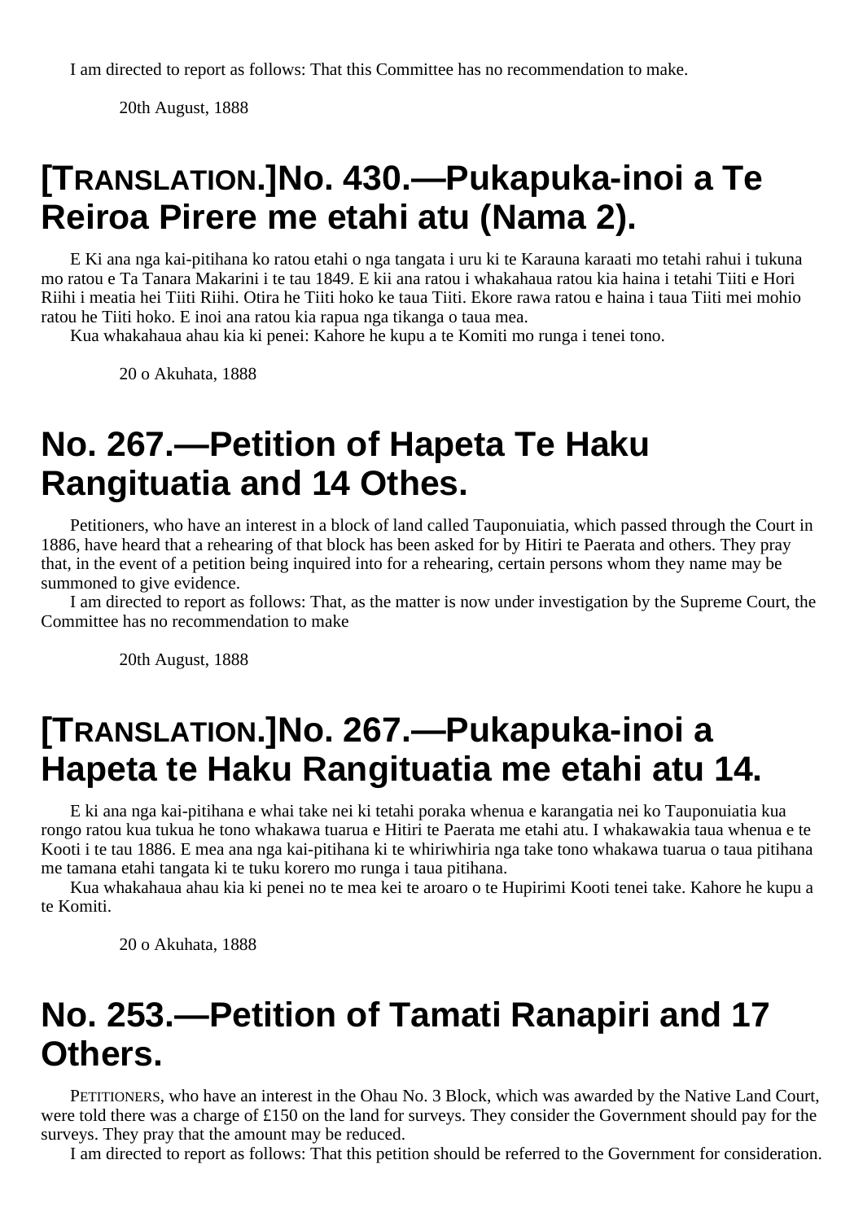I am directed to report as follows: That this Committee has no recommendation to make.

20th August, 1888

## [TRANSLATION.]No. 430.—Pukapuka-inoi a Te Reiroa Pirere me etahi atu (Nama 2).

E Ki ana nga kai-pitihana ko ratou etahi o nga tangata i uru ki te Karauna karaati mo tetahi rahui i tukuna mo ratou e Ta Tanara Makarini i te tau 1849. E kii ana ratou i whakahaua ratou kia haina i tetahi Tiiti e Hori Riihi i meatia hei Tiiti Riihi. Otira he Tiiti hoko ke taua Tiiti. Ekore rawa ratou e haina i taua Tiiti mei mohio ratou he Tiiti hoko. E inoi ana ratou kia rapua nga tikanga o taua mea.

Kua whakahaua ahau kia ki penei: Kahore he kupu a te Komiti mo runga i tenei tono.

20 o Akuhata, 1888

## No. 267.—Petition of Hapeta Te Haku Rangituatia and 14 Othes.

Petitioners, who have an interest in a block of land called Tauponuiatia, which passed through the Court in 1886, have heard that a rehearing of that block has been asked for by Hitiri te Paerata and others. They pray that, in the event of a petition being inquired into for a rehearing, certain persons whom they name may be summoned to give evidence.

I am directed to report as follows: That, as the matter is now under investigation by the Supreme Court, the Committee has no recommendation to make

20th August, 1888

## [TRANSLATION.]No. 267.—Pukapuka-inoi a Hapeta te Haku Rangituatia me etahi atu 14.

E ki ana nga kai-pitihana e whai take nei ki tetahi poraka whenua e karangatia nei ko Tauponuiatia kua rongo ratou kua tukua he tono whakawa tuarua e Hitiri te Paerata me etahi atu. I whakawakia taua whenua e te Kooti i te tau 1886. E mea ana nga kai-pitihana ki te whiriwhiria nga take tono whakawa tuarua o taua pitihana me tamana etahi tangata ki te tuku korero mo runga i taua pitihana.

Kua whakahaua ahau kia ki penei no te mea kei te aroaro o te Hupirimi Kooti tenei take. Kahore he kupu a te Komiti.

20 o Akuhata, 1888

## No. 253.—Petition of Tamati Ranapiri and 17 Others.

PETITIONERS, who have an interest in the Ohau No. 3 Block, which was awarded by the Native Land Court, were told there was a charge of £150 on the land for surveys. They consider the Government should pay for the surveys. They pray that the amount may be reduced.

I am directed to report as follows: That this petition should be referred to the Government for consideration.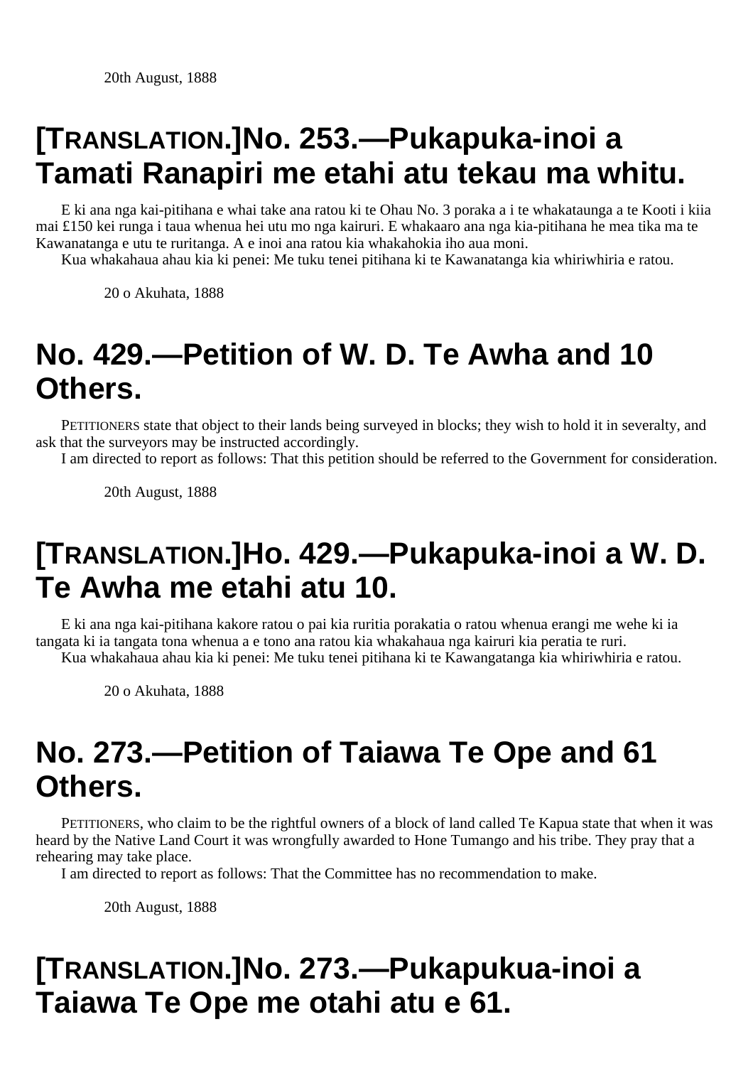20th August, 1888

## [TRANSLATION.]No. 253.—Pukapuka-inoi a Tamati Ranapiri me etahi atu tekau ma whitu.

E ki ana nga kai-pitihana e whai take ana ratou ki te Ohau No. 3 poraka a i te whakataunga a te Kooti i kiia mai £150 kei runga i taua whenua hei utu mo nga kairuri. E whakaaro ana nga kia-pitihana he mea tika ma te Kawanatanga e utu te ruritanga. A e inoi ana ratou kia whakahokia iho aua moni.

Kua whakahaua ahau kia ki penei: Me tuku tenei pitihana ki te Kawanatanga kia whiriwhiria e ratou.

20 o Akuhata, 1888

## No. 429.—Petition of W. D. Te Awha and 10 Others.

PETITIONERS state that object to their lands being surveyed in blocks; they wish to hold it in severalty, and ask that the surveyors may be instructed accordingly.

I am directed to report as follows: That this petition should be referred to the Government for consideration.

20th August, 1888

## [TRANSLATION.]Ho. 429.—Pukapuka-inoi a W. D. Te Awha me etahi atu 10.

E ki ana nga kai-pitihana kakore ratou o pai kia ruritia porakatia o ratou whenua erangi me wehe ki ia tangata ki ia tangata tona whenua a e tono ana ratou kia whakahaua nga kairuri kia peratia te ruri.

Kua whakahaua ahau kia ki penei: Me tuku tenei pitihana ki te Kawangatanga kia whiriwhiria e ratou.

20 o Akuhata, 1888

## No. 273.—Petition of Taiawa Te Ope and 61 Others.

PETITIONERS, who claim to be the rightful owners of a block of land called Te Kapua state that when it was heard by the Native Land Court it was wrongfully awarded to Hone Tumango and his tribe. They pray that a rehearing may take place.

I am directed to report as follows: That the Committee has no recommendation to make.

20th August, 1888

## [TRANSLATION.]No. 273.—Pukapukua-inoi a Taiawa Te Ope me otahi atu e 61.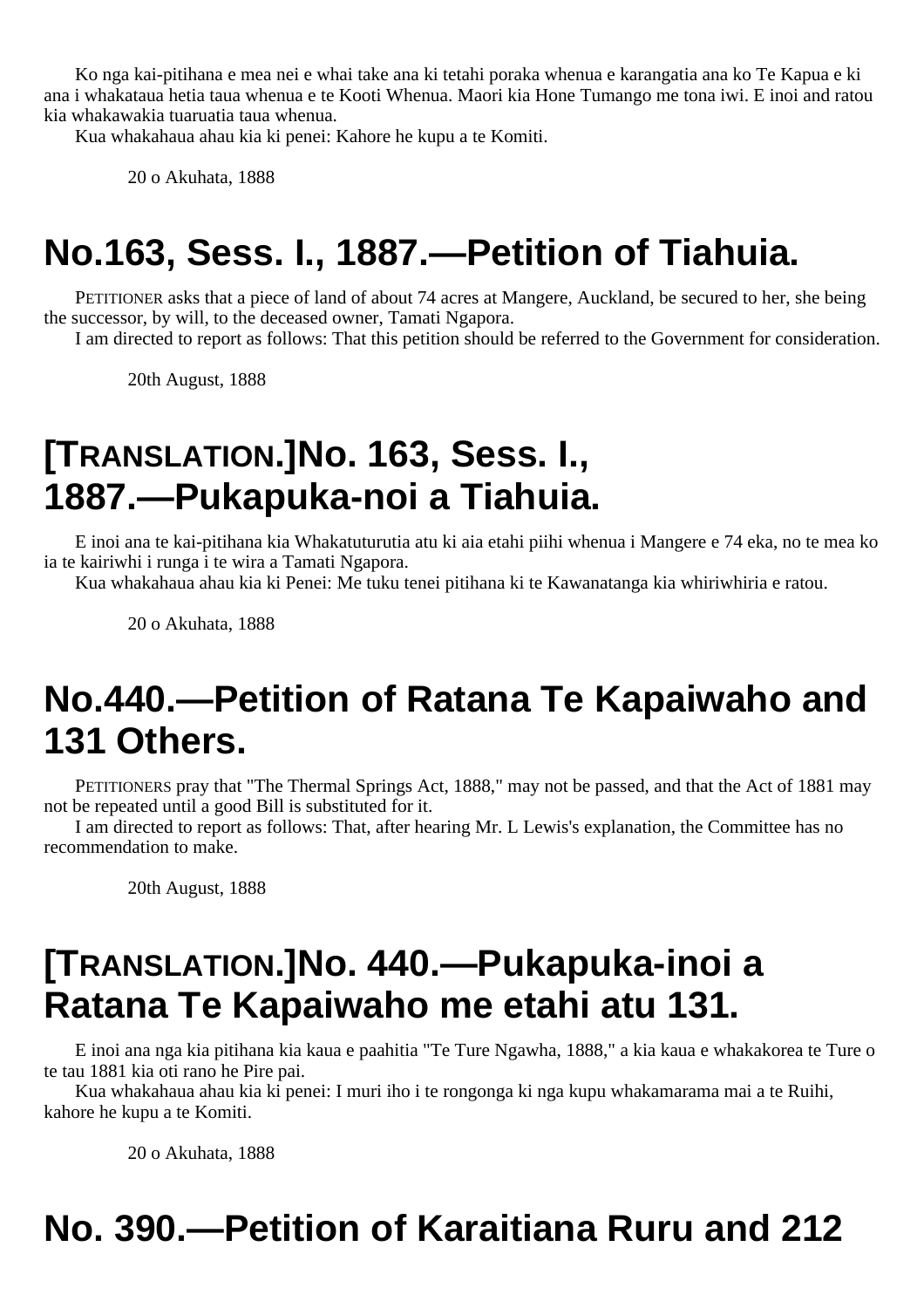Ko nga kai-pitihana e mea nei e whai take ana ki tetahi poraka whenua e karangatia ana ko Te Kapua e ki ana i whakataua hetia taua whenua e te Kooti Whenua. Maori kia Hone Tumango me tona iwi. E inoi and ratou kia whakawakia tuaruatia taua whenua.

Kua whakahaua ahau kia ki penei: Kahore he kupu a te Komiti.

20 o Akuhata, 1888

# No.163, Sess. I., 1887.—Petition of Tiahuia.

PETITIONER asks that a piece of land of about 74 acres at Mangere, Auckland, be secured to her, she being the successor, by will, to the deceased owner, Tamati Ngapora.

I am directed to report as follows: That this petition should be referred to the Government for consideration.

20th August, 1888

# [TRANSLATION.]No. 163, Sess. I., 1887.—Pukapuka-noi a Tiahuia.

E inoi ana te kai-pitihana kia Whakatuturutia atu ki aia etahi piihi whenua i Mangere e 74 eka, no te mea ko ia te kairiwhi i runga i te wira a Tamati Ngapora.

Kua whakahaua ahau kia ki Penei: Me tuku tenei pitihana ki te Kawanatanga kia whiriwhiria e ratou.

20 o Akuhata, 1888

# No.440.—Petition of Ratana Te Kapaiwaho and 131 Others.

PETITIONERS pray that "The Thermal Springs Act, 1888," may not be passed, and that the Act of 1881 may not be repeated until a good Bill is substituted for it.

I am directed to report as follows: That, after hearing Mr. L Lewis's explanation, the Committee has no recommendation to make.

20th August, 1888

# [TRANSLATION.]No. 440.—Pukapuka-inoi a Ratana Te Kapaiwaho me etahi atu 131.

E inoi ana nga kia pitihana kia kaua e paahitia "Te Ture Ngawha, 1888," a kia kaua e whakakorea te Ture o te tau 1881 kia oti rano he Pire pai.

Kua whakahaua ahau kia ki penei: I muri iho i te rongonga ki nga kupu whakamarama mai a te Ruihi, kahore he kupu a te Komiti.

20 o Akuhata, 1888

# No. 390.—Petition of Karaitiana Ruru and 212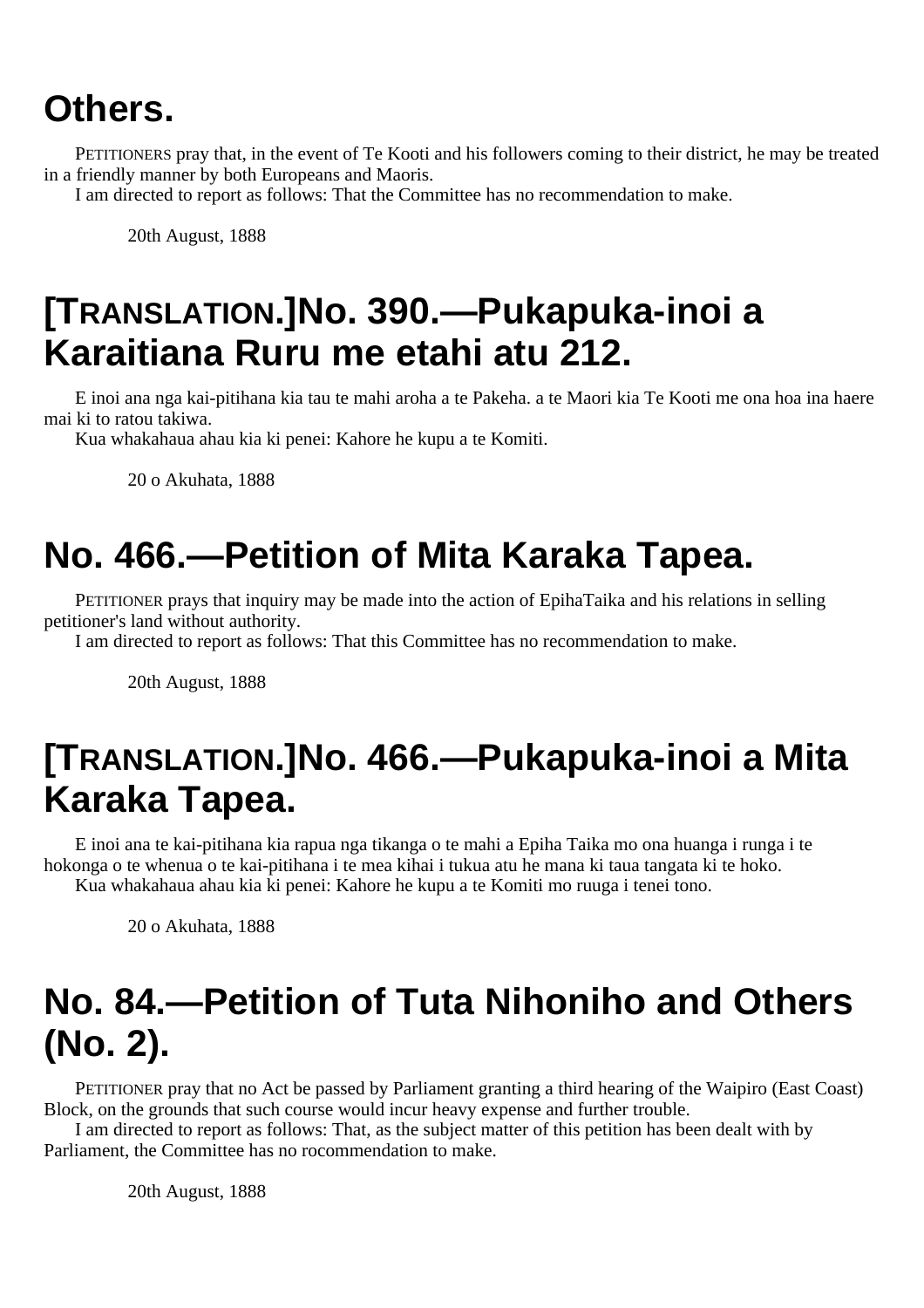# Others.

PETITIONERS pray that, in the event of Te Kooti and his followers coming to their district, he may be treated in a friendly manner by both Europeans and Maoris.

I am directed to report as follows: That the Committee has no recommendation to make.

20th August, 1888

# [TRANSLATION.]No. 390.—Pukapuka-inoi a Karaitiana Ruru me etahi atu 212.

E inoi ana nga kai-pitihana kia tau te mahi aroha a te Pakeha. a te Maori kia Te Kooti me ona hoa ina haere mai ki to ratou takiwa.

Kua whakahaua ahau kia ki penei: Kahore he kupu a te Komiti.

20 o Akuhata, 1888

# No. 466.—Petition of Mita Karaka Tapea.

PETITIONER prays that inquiry may be made into the action of EpihaTaika and his relations in selling petitioner's land without authority.

I am directed to report as follows: That this Committee has no recommendation to make.

20th August, 1888

# [TRANSLATION.]No. 466.—Pukapuka-inoi a Mita Karaka Tapea.

E inoi ana te kai-pitihana kia rapua nga tikanga o te mahi a Epiha Taika mo ona huanga i runga i te hokonga o te whenua o te kai-pitihana i te mea kihai i tukua atu he mana ki taua tangata ki te hoko.

Kua whakahaua ahau kia ki penei: Kahore he kupu a te Komiti mo ruuga i tenei tono.

20 o Akuhata, 1888

# No. 84.—Petition of Tuta Nihoniho and Others (No. 2).

PETITIONER pray that no Act be passed by Parliament granting a third hearing of the Waipiro (East Coast) Block, on the grounds that such course would incur heavy expense and further trouble.

I am directed to report as follows: That, as the subject matter of this petition has been dealt with by Parliament, the Committee has no rocommendation to make.

20th August, 1888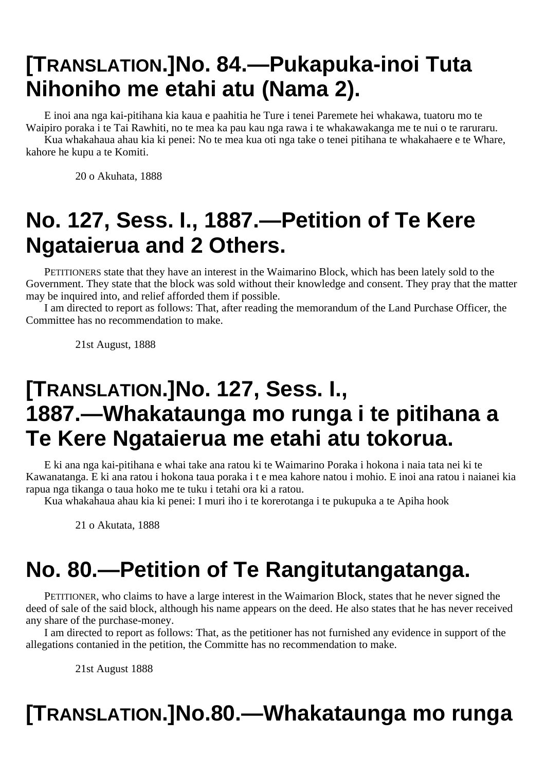# [TRANSLATION.]No. 84.—Pukapuka-inoi Tuta Nihoniho me etahi atu (Nama 2).

E inoi ana nga kai-pitihana kia kaua e paahitia he Ture i tenei Paremete hei whakawa, tuatoru mo te Waipiro poraka i te Tai Rawhiti, no te mea ka pau kau nga rawa i te whakawakanga me te nui o te raruraru.

Kua whakahaua ahau kia ki penei: No te mea kua oti nga take o tenei pitihana te whakahaere e te Whare, kahore he kupu a te Komiti.

20 o Akuhata, 1888

# No. 127, Sess. I., 1887.—Petition of Te Kere Ngataierua and 2 Others.

PETITIONERS state that they have an interest in the Waimarino Block, which has been lately sold to the Government. They state that the block was sold without their knowledge and consent. They pray that the matter may be inquired into, and relief afforded them if possible.

I am directed to report as follows: That, after reading the memorandum of the Land Purchase Officer, the Committee has no recommendation to make.

21st August, 1888

# [TRANSLATION.]No. 127, Sess. I., 1887.—Whakataunga mo runga i te pitihana a Te Kere Ngataierua me etahi atu tokorua.

E ki ana nga kai-pitihana e whai take ana ratou ki te Waimarino Poraka i hokona i naia tata nei ki te Kawanatanga. E ki ana ratou i hokona taua poraka i t e mea kahore natou i mohio. E inoi ana ratou i naianei kia rapua nga tikanga o taua hoko me te tuku i tetahi ora ki a ratou.

Kua whakahaua ahau kia ki penei: I muri iho i te korerotanga i te pukupuka a te Apiha hook

21 o Akutata, 1888

# No. 80.—Petition of Te Rangitutangatanga.

PETITIONER, who claims to have a large interest in the Waimarion Block, states that he never signed the deed of sale of the said block, although his name appears on the deed. He also states that he has never received any share of the purchase-money.

I am directed to report as follows: That, as the petitioner has not furnished any evidence in support of the allegations contanied in the petition, the Committe has no recommendation to make.

21st August 1888

# [TRANSLATION.]No.80.—Whakataunga mo runga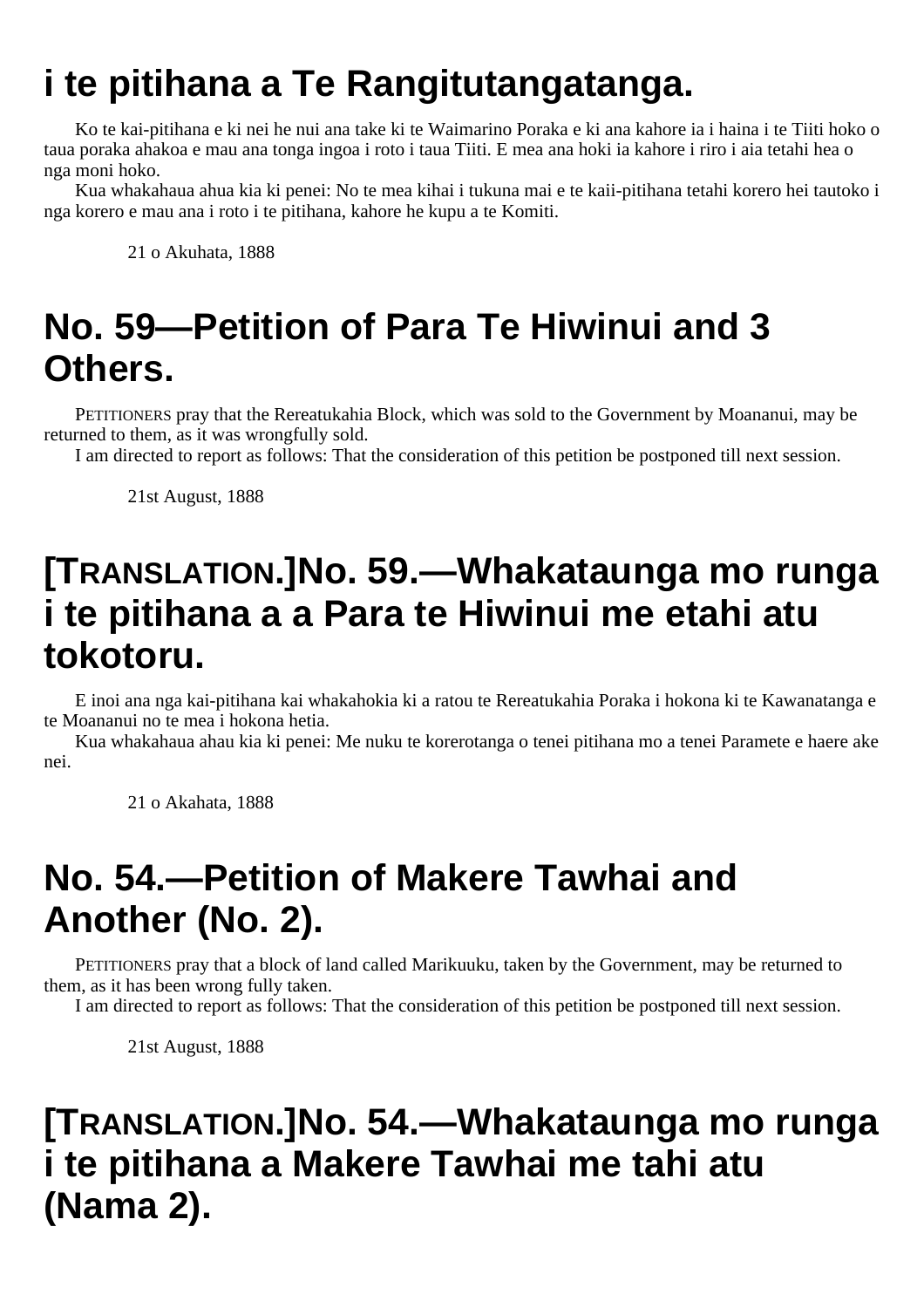# i te pitihana a Te Rangitutangatanga.

Ko te kai-pitihana e ki nei he nui ana take ki te Waimarino Poraka e ki ana kahore ia i haina i te Tiiti hoko o taua poraka ahakoa e mau ana tonga ingoa i roto i taua Tiiti. E mea ana hoki ia kahore i riro i aia tetahi hea o nga moni hoko.

Kua whakahaua ahua kia ki penei: No te mea kihai i tukuna mai e te kaii-pitihana tetahi korero hei tautoko i nga korero e mau ana i roto i te pitihana, kahore he kupu a te Komiti.

21 o Akuhata, 1888

# No. 59—Petition of Para Te Hiwinui and 3 Others.

PETITIONERS pray that the Rereatukahia Block, which was sold to the Government by Moananui, may be returned to them, as it was wrongfully sold.

I am directed to report as follows: That the consideration of this petition be postponed till next session.

21st August, 1888

# [TRANSLATION.]No. 59.—Whakataunga mo runga i te pitihana a a Para te Hiwinui me etahi atu tokotoru.

E inoi ana nga kai-pitihana kai whakahokia ki a ratou te Rereatukahia Poraka i hokona ki te Kawanatanga e te Moananui no te mea i hokona hetia.

Kua whakahaua ahau kia ki penei: Me nuku te korerotanga o tenei pitihana mo a tenei Paramete e haere ake nei.

21 o Akahata, 1888

# No. 54.—Petition of Makere Tawhai and Another (No. 2).

PETITIONERS pray that a block of land called Marikuuku, taken by the Government, may be returned to them, as it has been wrong fully taken.

I am directed to report as follows: That the consideration of this petition be postponed till next session.

21st August, 1888

# [TRANSLATION.]No. 54.—Whakataunga mo runga i te pitihana a Makere Tawhai me tahi atu (Nama 2).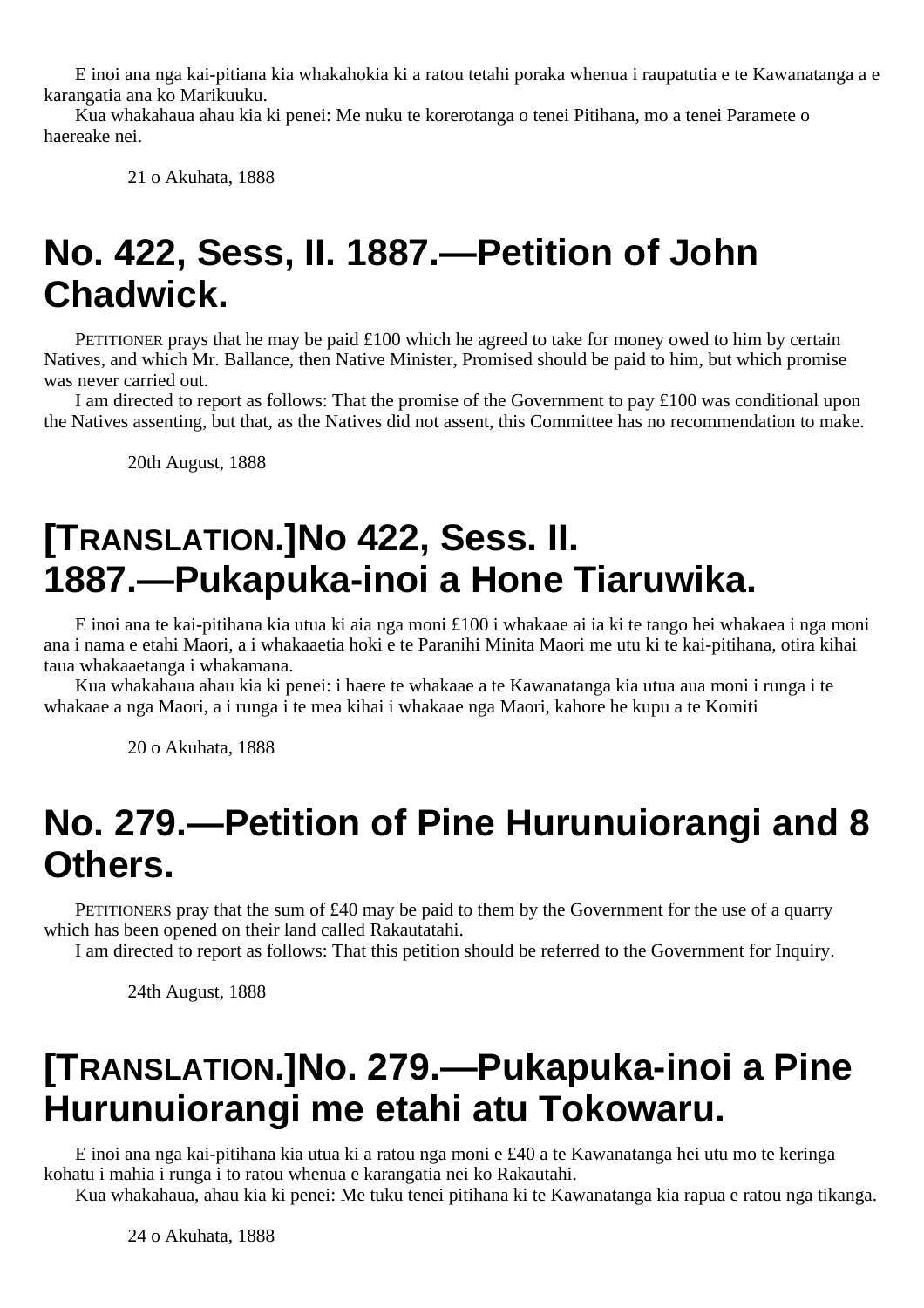E inoi ana nga kai-pitiana kia whakahokia ki a ratou tetahi poraka whenua i raupatutia e te Kawanatanga a e karangatia ana ko Marikuuku.

Kua whakahaua ahau kia ki penei: Me nuku te korerotanga o tenei Pitihana, mo a tenei Paramete o haereake nei.

21 o Akuhata, 1888

# No. 422, Sess, II. 1887.—Petition of John Chadwick.

PETITIONER prays that he may be paid £100 which he agreed to take for money owed to him by certain Natives, and which Mr. Ballance, then Native Minister, Promised should be paid to him, but which promise was never carried out.

I am directed to report as follows: That the promise of the Government to pay £100 was conditional upon the Natives assenting, but that, as the Natives did not assent, this Committee has no recommendation to make.

20th August, 1888

# [TRANSLATION.]No 422, Sess. II. 1887.—Pukapuka-inoi a Hone Tiaruwika.

E inoi ana te kai-pitihana kia utua ki aia nga moni £100 i whakaae ai ia ki te tango hei whakaea i nga moni ana i nama e etahi Maori, a i whakaaetia hoki e te Paranihi Minita Maori me utu ki te kai-pitihana, otira kihai taua whakaaetanga i whakamana.

Kua whakahaua ahau kia ki penei: i haere te whakaae a te Kawanatanga kia utua aua moni i runga i te whakaae a nga Maori, a i runga i te mea kihai i whakaae nga Maori, kahore he kupu a te Komiti

20 o Akuhata, 1888

# No. 279.—Petition of Pine Hurunuiorangi and 8 Others.

PETITIONERS pray that the sum of £40 may be paid to them by the Government for the use of a quarry which has been opened on their land called Rakautatahi.

I am directed to report as follows: That this petition should be referred to the Government for Inquiry.

24th August, 1888

# [TRANSLATION.]No. 279.—Pukapuka-inoi a Pine Hurunuiorangi me etahi atu Tokowaru.

E inoi ana nga kai-pitihana kia utua ki a ratou nga moni e £40 a te Kawanatanga hei utu mo te keringa kohatu i mahia i runga i to ratou whenua e karangatia nei ko Rakautahi.

Kua whakahaua, ahau kia ki penei: Me tuku tenei pitihana ki te Kawanatanga kia rapua e ratou nga tikanga.

24 o Akuhata, 1888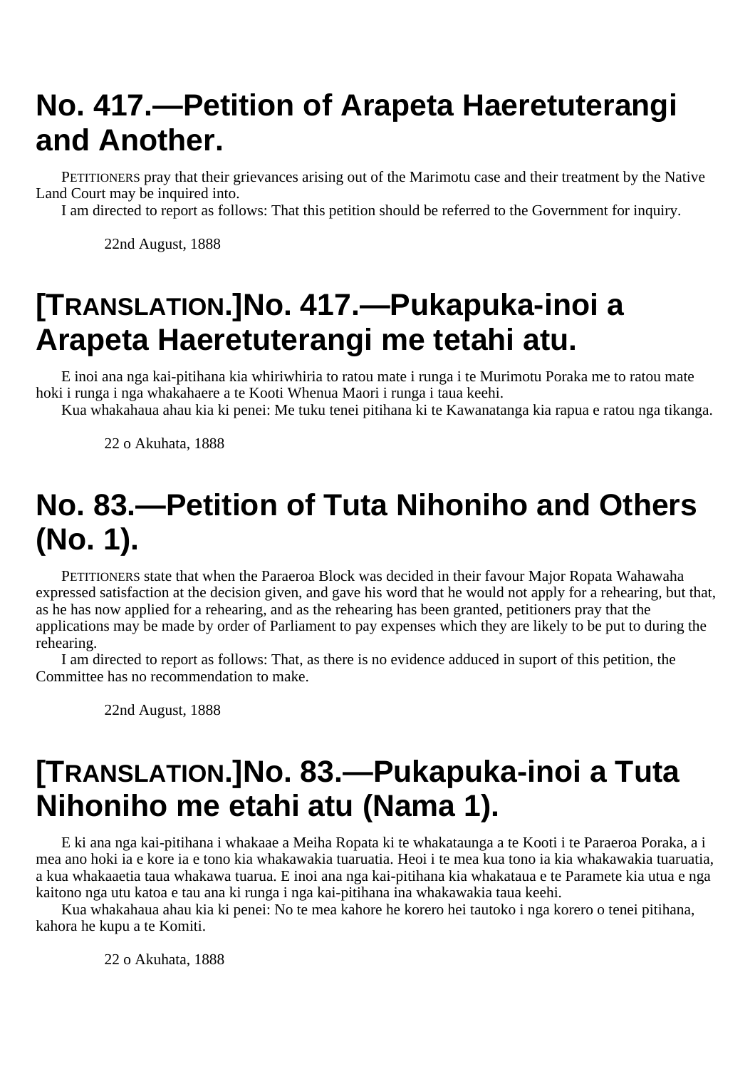# No. 417.—Petition of Arapeta Haeretuterangi and Another.

PETITIONERS pray that their grievances arising out of the Marimotu case and their treatment by the Native Land Court may be inquired into.

I am directed to report as follows: That this petition should be referred to the Government for inquiry.

22nd August, 1888

# [TRANSLATION.]No. 417.—Pukapuka-inoi a Arapeta Haeretuterangi me tetahi atu.

E inoi ana nga kai-pitihana kia whiriwhiria to ratou mate i runga i te Murimotu Poraka me to ratou mate hoki i runga i nga whakahaere a te Kooti Whenua Maori i runga i taua keehi.

Kua whakahaua ahau kia ki penei: Me tuku tenei pitihana ki te Kawanatanga kia rapua e ratou nga tikanga.

22 o Akuhata, 1888

# No. 83.—Petition of Tuta Nihoniho and Others (No. 1).

PETITIONERS state that when the Paraeroa Block was decided in their favour Major Ropata Wahawaha expressed satisfaction at the decision given, and gave his word that he would not apply for a rehearing, but that, as he has now applied for a rehearing, and as the rehearing has been granted, petitioners pray that the applications may be made by order of Parliament to pay expenses which they are likely to be put to during the rehearing.

I am directed to report as follows: That, as there is no evidence adduced in suport of this petition, the Committee has no recommendation to make.

22nd August, 1888

# [TRANSLATION.]No. 83.—Pukapuka-inoi a Tuta Nihoniho me etahi atu (Nama 1).

E ki ana nga kai-pitihana i whakaae a Meiha Ropata ki te whakataunga a te Kooti i te Paraeroa Poraka, a i mea ano hoki ia e kore ia e tono kia whakawakia tuaruatia. Heoi i te mea kua tono ia kia whakawakia tuaruatia, a kua whakaaetia taua whakawa tuarua. E inoi ana nga kai-pitihana kia whakataua e te Paramete kia utua e nga kaitono nga utu katoa e tau ana ki runga i nga kai-pitihana ina whakawakia taua keehi.

Kua whakahaua ahau kia ki penei: No te mea kahore he korero hei tautoko i nga korero o tenei pitihana, kahora he kupu a te Komiti.

22 o Akuhata, 1888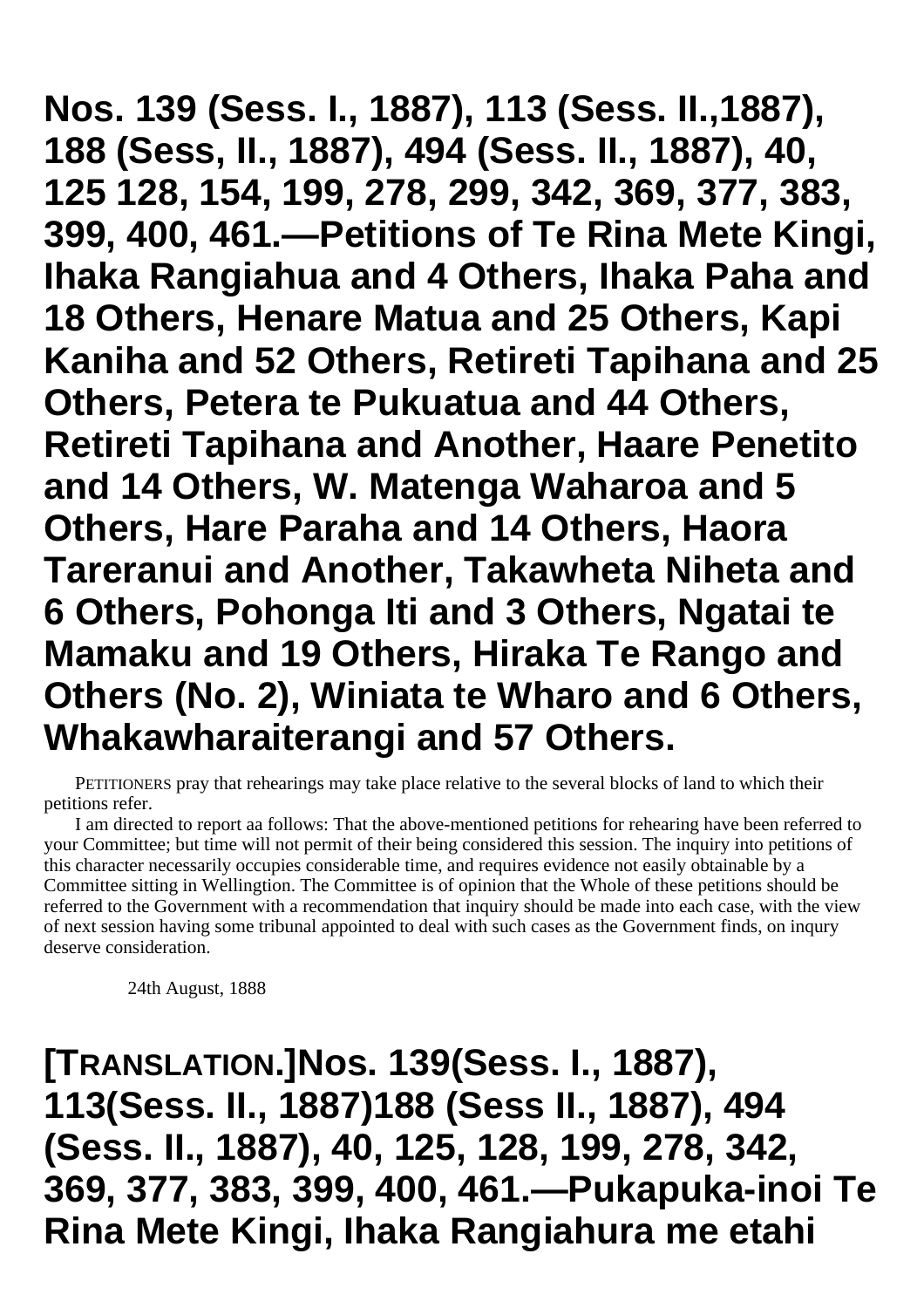# Nos. 139 (Sess. I., 1887), 113 (Sess. II.,1887), 188 (Sess, II., 1887), 494 (Sess. II., 1887), 40, 125 128, 154, 199, 278, 299, 342, 369, 377, 383, 399, 400, 461.—Petitions of Te Rina Mete Kingi, Ihaka Rangiahua and 4 Others, Ihaka Paha and 18 Others, Henare Matua and 25 Others, Kapi Kaniha and 52 Others, Retireti Tapihana and 25 Others, Petera te Pukuatua and 44 Others, Retireti Tapihana and Another, Haare Penetito and 14 Others, W. Matenga Waharoa and 5 Others, Hare Paraha and 14 Others, Haora Tareranui and Another, Takawheta Niheta and 6 Others, Pohonga Iti and 3 Others, Ngatai te Mamaku and 19 Others, Hiraka Te Rango and Others (No. 2), Winiata te Wharo and 6 Others, Whakawharaiterangi and 57 Others.

PETITIONERS pray that rehearings may take place relative to the several blocks of land to which their petitions refer.

I am directed to report aa follows: That the above-mentioned petitions for rehearing have been referred to your Committee; but time will not permit of their being considered this session. The inquiry into petitions of this character necessarily occupies considerable time, and requires evidence not easily obtainable by a Committee sitting in Wellingtion. The Committee is of opinion that the Whole of these petitions should be referred to the Government with a recommendation that inquiry should be made into each case, with the view of next session having some tribunal appointed to deal with such cases as the Government finds, on inqury deserve consideration.

24th August, 1888

# [TRANSLATION.]Nos. 139(Sess. I., 1887), 113(Sess. II., 1887)188 (Sess II., 1887), 494 (Sess. II., 1887), 40, 125, 128, 199, 278, 342, 369, 377, 383, 399, 400, 461.—Pukapuka-inoi Te Rina Mete Kingi, Ihaka Rangiahura me etahi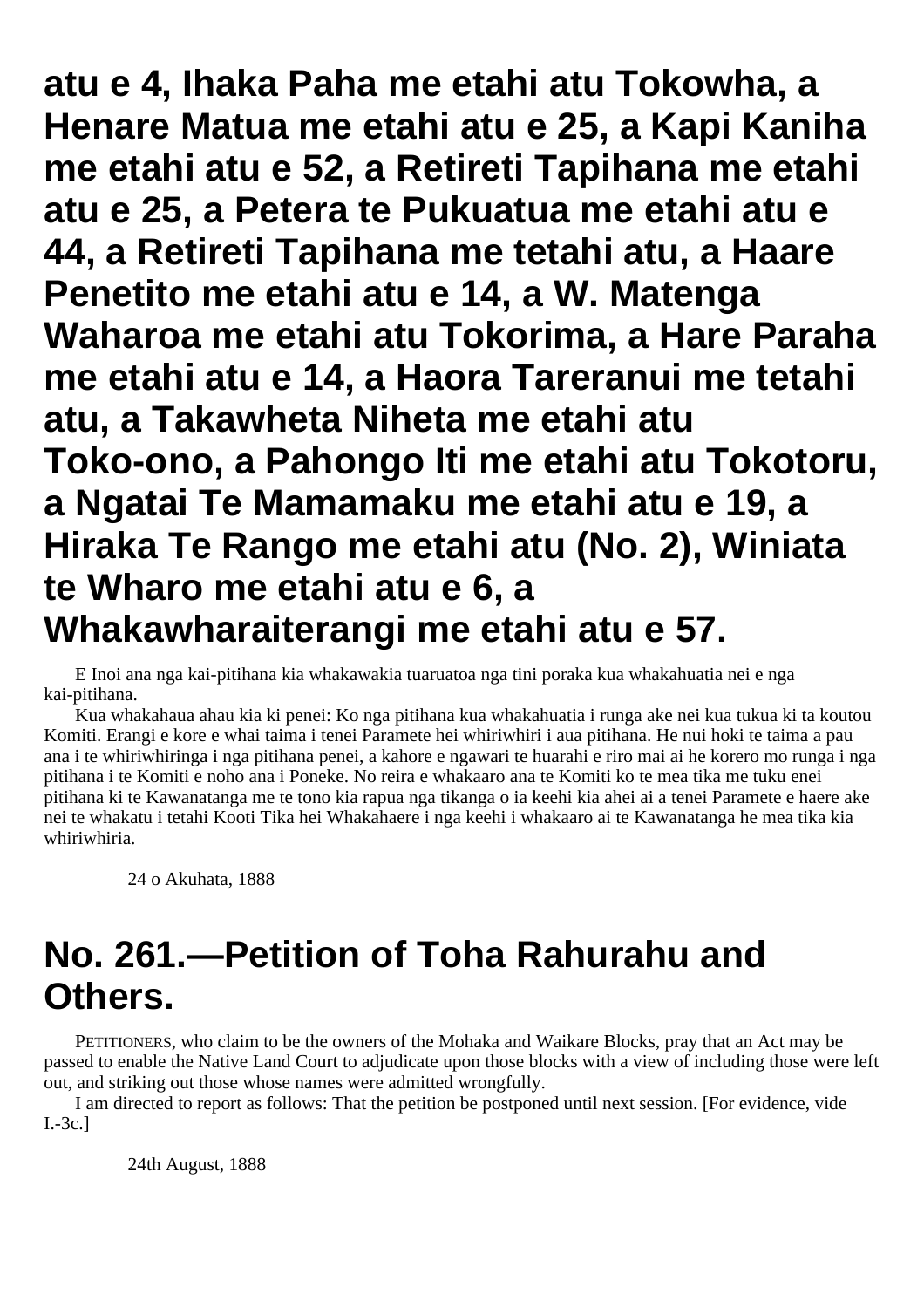# atu e 4, Ihaka Paha me etahi atu Tokowha, a Henare Matua me etahi atu e 25, a Kapi Kaniha me etahi atu e 52, a Retireti Tapihana me etahi atu e 25, a Petera te Pukuatua me etahi atu e 44, a Retireti Tapihana me tetahi atu, a Haare Penetito me etahi atu e 14, a W. Matenga Waharoa me etahi atu Tokorima, a Hare Paraha me etahi atu e 14, a Haora Tareranui me tetahi atu, a Takawheta Niheta me etahi atu Toko-ono, a Pahongo Iti me etahi atu Tokotoru, a Ngatai Te Mamamaku me etahi atu e 19, a Hiraka Te Rango me etahi atu (No. 2), Winiata te Wharo me etahi atu e 6, a Whakawharaiterangi me etahi atu e 57.

E Inoi ana nga kai-pitihana kia whakawakia tuaruatoa nga tini poraka kua whakahuatia nei e nga kai-pitihana.

Kua whakahaua ahau kia ki penei: Ko nga pitihana kua whakahuatia i runga ake nei kua tukua ki ta koutou Komiti. Erangi e kore e whai taima i tenei Paramete hei whiriwhiri i aua pitihana. He nui hoki te taima a pau ana i te whiriwhiringa i nga pitihana penei, a kahore e ngawari te huarahi e riro mai ai he korero mo runga i nga pitihana i te Komiti e noho ana i Poneke. No reira e whakaaro ana te Komiti ko te mea tika me tuku enei pitihana ki te Kawanatanga me te tono kia rapua nga tikanga o ia keehi kia ahei ai a tenei Paramete e haere ake nei te whakatu i tetahi Kooti Tika hei Whakahaere i nga keehi i whakaaro ai te Kawanatanga he mea tika kia whiriwhiria.

24 o Akuhata, 1888

# No. 261.—Petition of Toha Rahurahu and Others.

PETITIONERS, who claim to be the owners of the Mohaka and Waikare Blocks, pray that an Act may be passed to enable the Native Land Court to adjudicate upon those blocks with a view of including those were left out, and striking out those whose names were admitted wrongfully.

I am directed to report as follows: That the petition be postponed until next session. [For evidence, vide I.-3c.]

24th August, 1888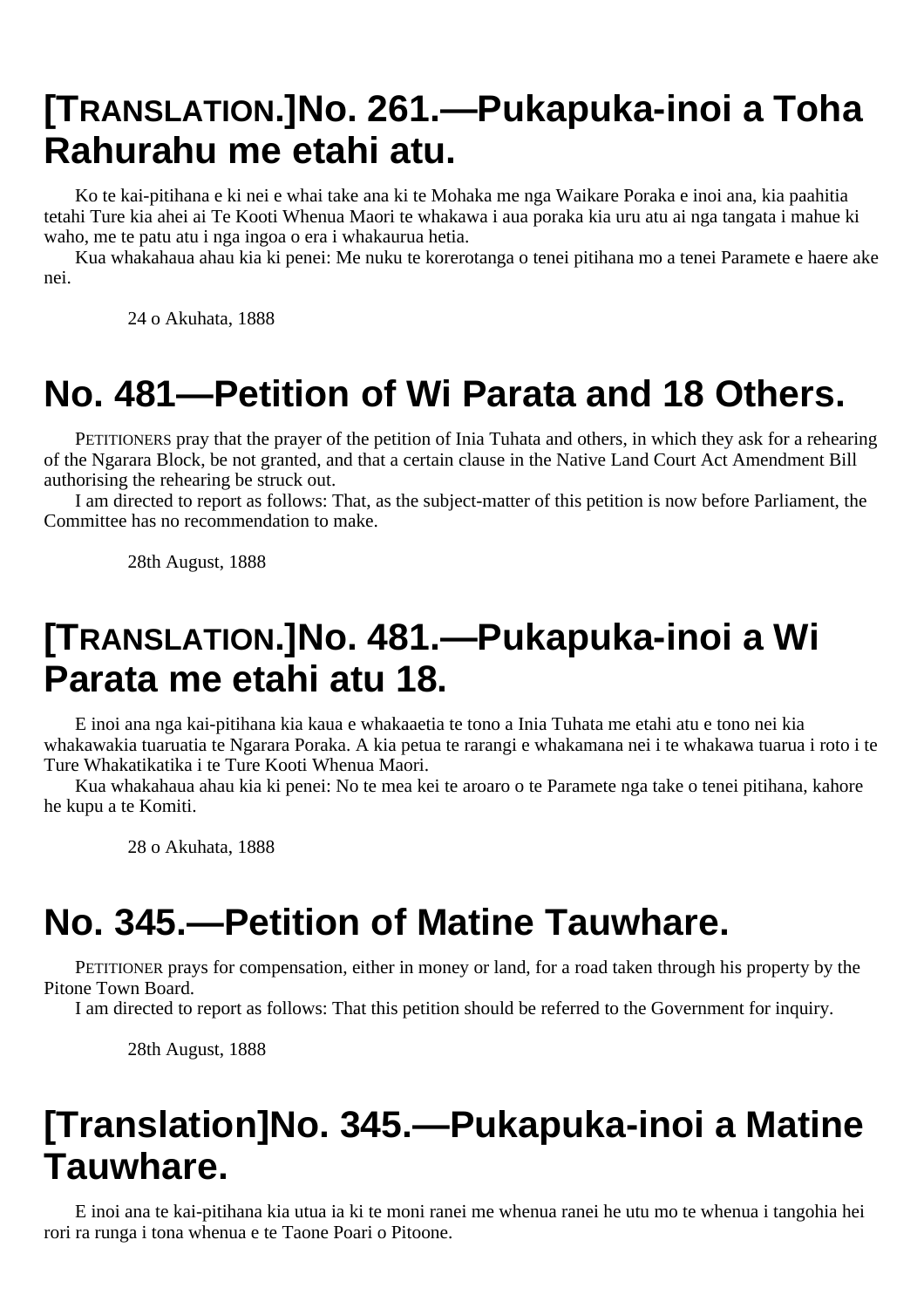# [TRANSLATION.]No. 261.—Pukapuka-inoi a Toha Rahurahu me etahi atu.

Ko te kai-pitihana e ki nei e whai take ana ki te Mohaka me nga Waikare Poraka e inoi ana, kia paahitia tetahi Ture kia ahei ai Te Kooti Whenua Maori te whakawa i aua poraka kia uru atu ai nga tangata i mahue ki waho, me te patu atu i nga ingoa o era i whakaurua hetia.

Kua whakahaua ahau kia ki penei: Me nuku te korerotanga o tenei pitihana mo a tenei Paramete e haere ake nei.

24 o Akuhata, 1888

# No. 481—Petition of Wi Parata and 18 Others.

PETITIONERS pray that the prayer of the petition of Inia Tuhata and others, in which they ask for a rehearing of the Ngarara Block, be not granted, and that a certain clause in the Native Land Court Act Amendment Bill authorising the rehearing be struck out.

I am directed to report as follows: That, as the subject-matter of this petition is now before Parliament, the Committee has no recommendation to make.

28th August, 1888

# [TRANSLATION.]No. 481.—Pukapuka-inoi a Wi Parata me etahi atu 18.

E inoi ana nga kai-pitihana kia kaua e whakaaetia te tono a Inia Tuhata me etahi atu e tono nei kia whakawakia tuaruatia te Ngarara Poraka. A kia petua te rarangi e whakamana nei i te whakawa tuarua i roto i te Ture Whakatikatika i te Ture Kooti Whenua Maori.

Kua whakahaua ahau kia ki penei: No te mea kei te aroaro o te Paramete nga take o tenei pitihana, kahore he kupu a te Komiti.

28 o Akuhata, 1888

# No. 345.—Petition of Matine Tauwhare.

PETITIONER prays for compensation, either in money or land, for a road taken through his property by the Pitone Town Board.

I am directed to report as follows: That this petition should be referred to the Government for inquiry.

28th August, 1888

# [Translation]No. 345.—Pukapuka-inoi a Matine Tauwhare.

E inoi ana te kai-pitihana kia utua ia ki te moni ranei me whenua ranei he utu mo te whenua i tangohia hei rori ra runga i tona whenua e te Taone Poari o Pitoone.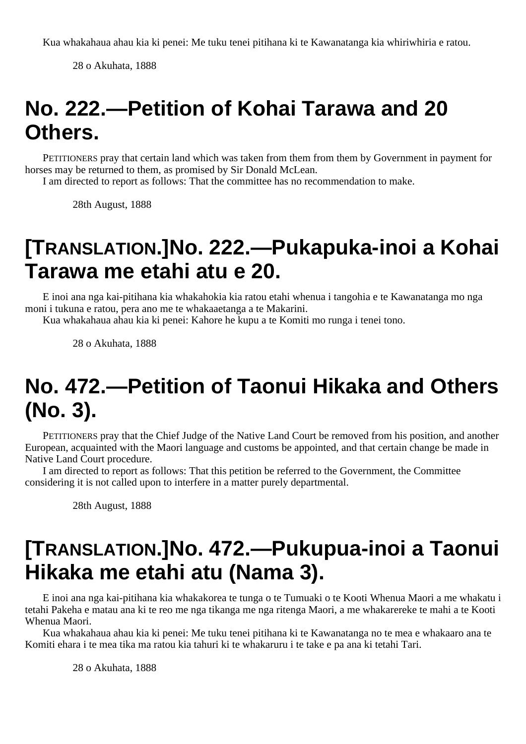Kua whakahaua ahau kia ki penei: Me tuku tenei pitihana ki te Kawanatanga kia whiriwhiria e ratou.

28 o Akuhata, 1888

# No. 222.—Petition of Kohai Tarawa and 20 Others.

PETITIONERS pray that certain land which was taken from them from them by Government in payment for horses may be returned to them, as promised by Sir Donald McLean.

I am directed to report as follows: That the committee has no recommendation to make.

28th August, 1888

# [TRANSLATION.]No. 222.—Pukapuka-inoi a Kohai Tarawa me etahi atu e 20.

E inoi ana nga kai-pitihana kia whakahokia kia ratou etahi whenua i tangohia e te Kawanatanga mo nga moni i tukuna e ratou, pera ano me te whakaaetanga a te Makarini.

Kua whakahaua ahau kia ki penei: Kahore he kupu a te Komiti mo runga i tenei tono.

28 o Akuhata, 1888

# No. 472.—Petition of Taonui Hikaka and Others (No. 3).

PETITIONERS pray that the Chief Judge of the Native Land Court be removed from his position, and another European, acquainted with the Maori language and customs be appointed, and that certain change be made in Native Land Court procedure.

I am directed to report as follows: That this petition be referred to the Government, the Committee considering it is not called upon to interfere in a matter purely departmental.

28th August, 1888

# [TRANSLATION.]No. 472.—Pukupua-inoi a Taonui Hikaka me etahi atu (Nama 3).

E inoi ana nga kai-pitihana kia whakakorea te tunga o te Tumuaki o te Kooti Whenua Maori a me whakatu i tetahi Pakeha e matau ana ki te reo me nga tikanga me nga ritenga Maori, a me whakarereke te mahi a te Kooti Whenua Maori.

Kua whakahaua ahau kia ki penei: Me tuku tenei pitihana ki te Kawanatanga no te mea e whakaaro ana te Komiti ehara i te mea tika ma ratou kia tahuri ki te whakaruru i te take e pa ana ki tetahi Tari.

28 o Akuhata, 1888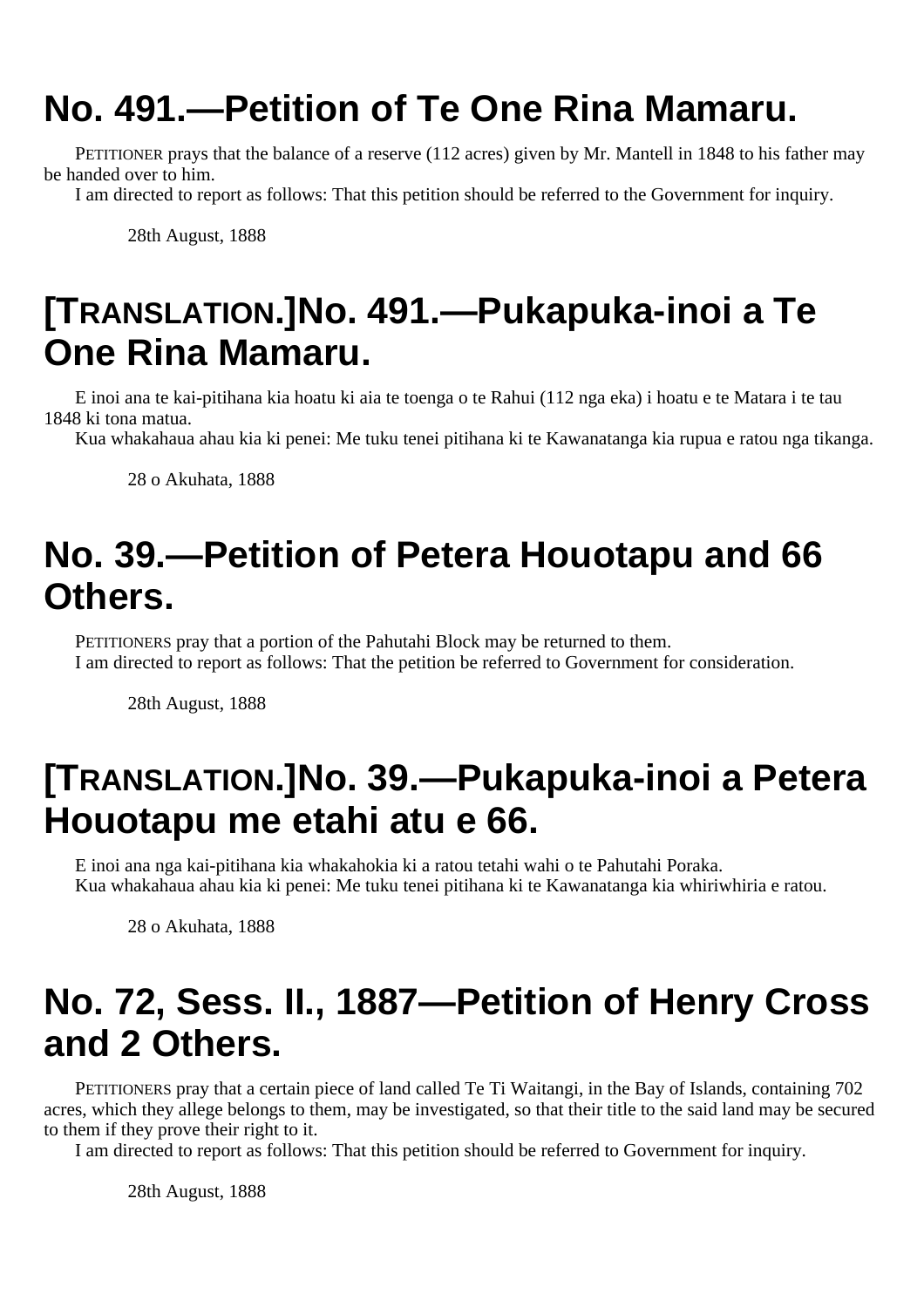# No. 491.—Petition of Te One Rina Mamaru.

PETITIONER prays that the balance of a reserve (112 acres) given by Mr. Mantell in 1848 to his father may be handed over to him.

I am directed to report as follows: That this petition should be referred to the Government for inquiry.

28th August, 1888

# [TRANSLATION.]No. 491.—Pukapuka-inoi a Te One Rina Mamaru.

E inoi ana te kai-pitihana kia hoatu ki aia te toenga o te Rahui (112 nga eka) i hoatu e te Matara i te tau 1848 ki tona matua.

Kua whakahaua ahau kia ki penei: Me tuku tenei pitihana ki te Kawanatanga kia rupua e ratou nga tikanga.

28 o Akuhata, 1888

# No. 39.—Petition of Petera Houotapu and 66 Others.

PETITIONERS pray that a portion of the Pahutahi Block may be returned to them.

I am directed to report as follows: That the petition be referred to Government for consideration.

28th August, 1888

# [TRANSLATION.]No. 39.—Pukapuka-inoi a Petera Houotapu me etahi atu e 66.

E inoi ana nga kai-pitihana kia whakahokia ki a ratou tetahi wahi o te Pahutahi Poraka.

Kua whakahaua ahau kia ki penei: Me tuku tenei pitihana ki te Kawanatanga kia whiriwhiria e ratou.

28 o Akuhata, 1888

# No. 72, Sess. II., 1887—Petition of Henry Cross and 2 Others.

PETITIONERS pray that a certain piece of land called Te Ti Waitangi, in the Bay of Islands, containing 702 acres, which they allege belongs to them, may be investigated, so that their title to the said land may be secured to them if they prove their right to it.

I am directed to report as follows: That this petition should be referred to Government for inquiry.

28th August, 1888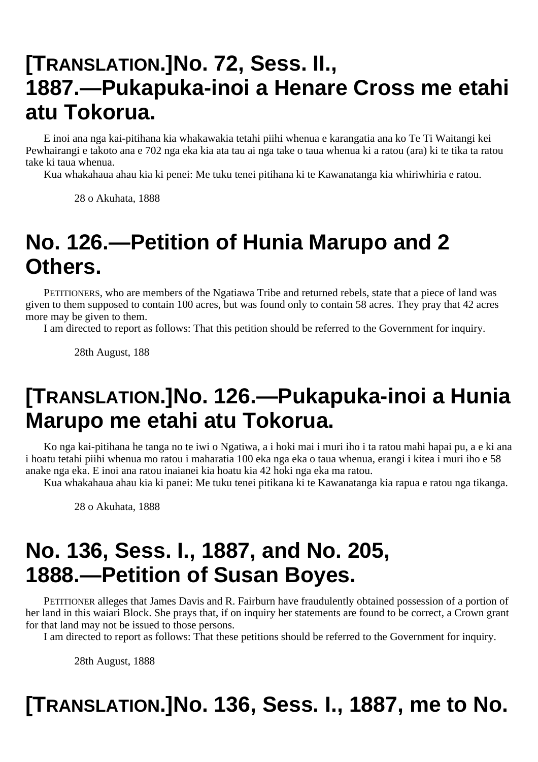## [TRANSLATION.]No. 72, Sess. II., 1887.—Pukapuka-inoi a Henare Cross me etahi atu Tokorua.

E inoi ana nga kai-pitihana kia whakawakia tetahi piihi whenua e karangatia ana ko Te Ti Waitangi kei Pewhairangi e takoto ana e 702 nga eka kia ata tau ai nga take o taua whenua ki a ratou (ara) ki te tika ta ratou take ki taua whenua.

Kua whakahaua ahau kia ki penei: Me tuku tenei pitihana ki te Kawanatanga kia whiriwhiria e ratou.

28 o Akuhata, 1888

## No. 126.—Petition of Hunia Marupo and 2 Others.

PETITIONERS, who are members of the Ngatiawa Tribe and returned rebels, state that a piece of land was given to them supposed to contain 100 acres, but was found only to contain 58 acres. They pray that 42 acres more may be given to them.

I am directed to report as follows: That this petition should be referred to the Government for inquiry.

28th August, 188

## [TRANSLATION.]No. 126.—Pukapuka-inoi a Hunia Marupo me etahi atu Tokorua.

Ko nga kai-pitihana he tanga no te iwi o Ngatiwa, a i hoki mai i muri iho i ta ratou mahi hapai pu, a e ki ana i hoatu tetahi piihi whenua mo ratou i maharatia 100 eka nga eka o taua whenua, erangi i kitea i muri iho e 58 anake nga eka. E inoi ana ratou inaianei kia hoatu kia 42 hoki nga eka ma ratou.

Kua whakahaua ahau kia ki panei: Me tuku tenei pitikana ki te Kawanatanga kia rapua e ratou nga tikanga.

28 o Akuhata, 1888

## No. 136, Sess. I., 1887, and No. 205, 1888.—Petition of Susan Boyes.

PETITIONER alleges that James Davis and R. Fairburn have fraudulently obtained possession of a portion of her land in this waiari Block. She prays that, if on inquiry her statements are found to be correct, a Crown grant for that land may not be issued to those persons.

I am directed to report as follows: That these petitions should be referred to the Government for inquiry.

28th August, 1888

## [TRANSLATION.]No. 136, Sess. I., 1887, me to No.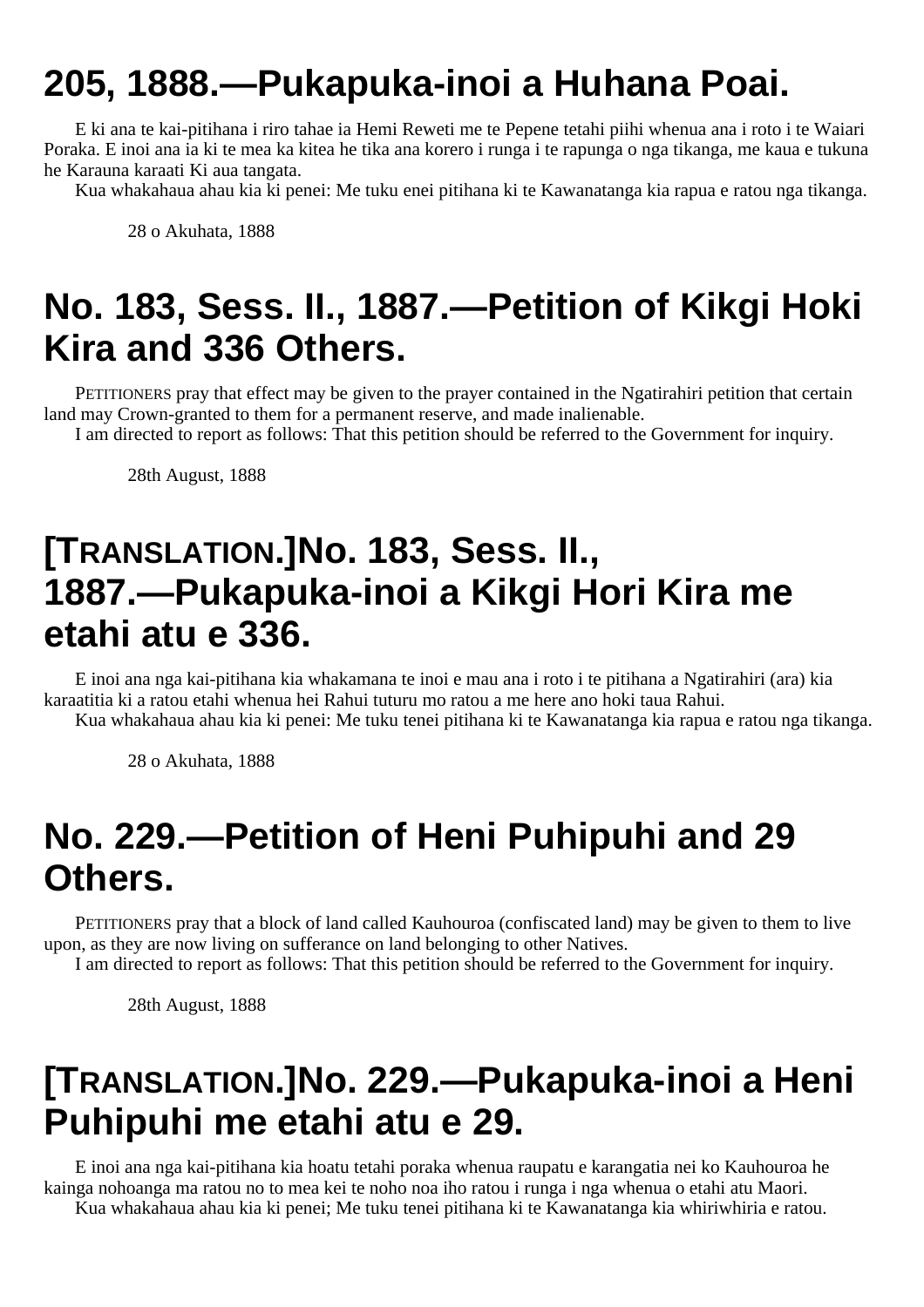# 205, 1888.—Pukapuka-inoi a Huhana Poai.

E ki ana te kai-pitihana i riro tahae ia Hemi Reweti me te Pepene tetahi piihi whenua ana i roto i te Waiari Poraka. E inoi ana ia ki te mea ka kitea he tika ana korero i runga i te rapunga o nga tikanga, me kaua e tukuna he Karauna karaati Ki aua tangata.

Kua whakahaua ahau kia ki penei: Me tuku enei pitihana ki te Kawanatanga kia rapua e ratou nga tikanga.

28 o Akuhata, 1888

# No. 183, Sess. II., 1887.—Petition of Kikgi Hoki Kira and 336 Others.

PETITIONERS pray that effect may be given to the prayer contained in the Ngatirahiri petition that certain land may Crown-granted to them for a permanent reserve, and made inalienable.

I am directed to report as follows: That this petition should be referred to the Government for inquiry.

28th August, 1888

# [TRANSLATION.]No. 183, Sess. II., 1887.—Pukapuka-inoi a Kikgi Hori Kira me etahi atu e 336.

E inoi ana nga kai-pitihana kia whakamana te inoi e mau ana i roto i te pitihana a Ngatirahiri (ara) kia karaatitia ki a ratou etahi whenua hei Rahui tuturu mo ratou a me here ano hoki taua Rahui.

Kua whakahaua ahau kia ki penei: Me tuku tenei pitihana ki te Kawanatanga kia rapua e ratou nga tikanga.

28 o Akuhata, 1888

# No. 229.—Petition of Heni Puhipuhi and 29 Others.

PETITIONERS pray that a block of land called Kauhouroa (confiscated land) may be given to them to live upon, as they are now living on sufferance on land belonging to other Natives.

I am directed to report as follows: That this petition should be referred to the Government for inquiry.

28th August, 1888

# [TRANSLATION.]No. 229.—Pukapuka-inoi a Heni Puhipuhi me etahi atu e 29.

E inoi ana nga kai-pitihana kia hoatu tetahi poraka whenua raupatu e karangatia nei ko Kauhouroa he kainga nohoanga ma ratou no to mea kei te noho noa iho ratou i runga i nga whenua o etahi atu Maori.

Kua whakahaua ahau kia ki penei; Me tuku tenei pitihana ki te Kawanatanga kia whiriwhiria e ratou.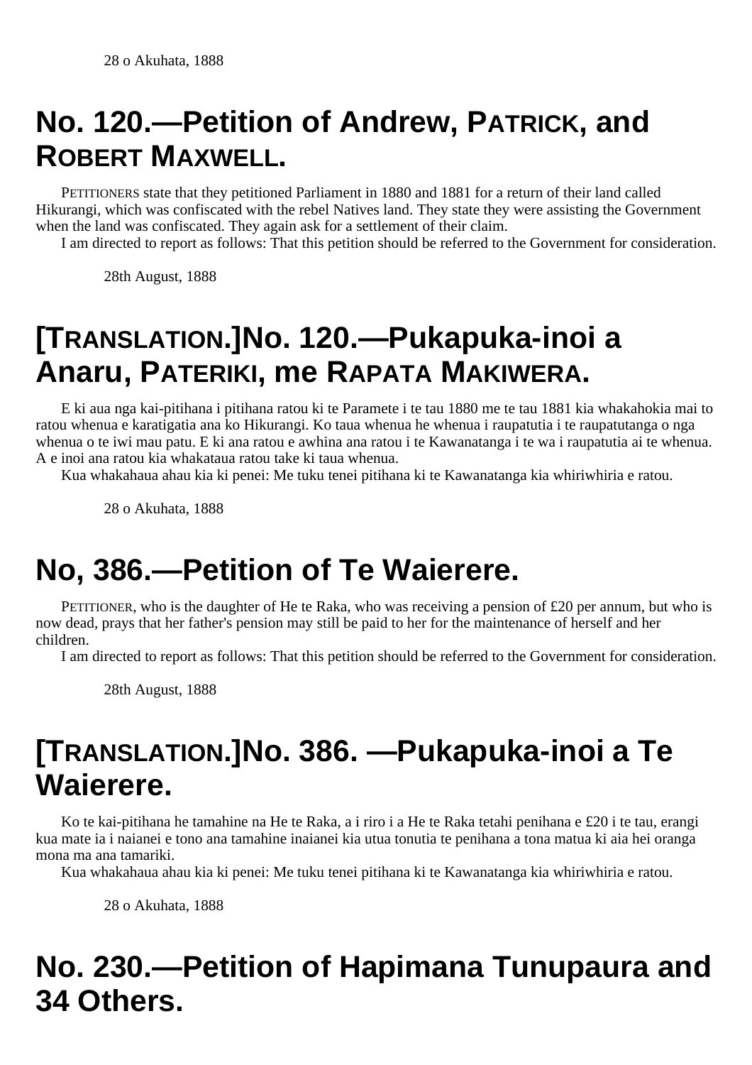28 o Akuhata, 1888

## No. 120.—Petition of Andrew, Patrick, and Robert Maxwell.

Petitioners state that they petitioned Parliament in 1880 and 1881 for a return of their land called Hikurangi, which was confiscated with the rebel Natives land. They state they were assisting the Government when the land was confiscated. They again ask for a settlement of their claim.

I am directed to report as follows: That this petition should be referred to the Government for consideration.

28th August, 1888

## [Translation.]No. 120.—Pukapuka-inoi a Anaru, Pateriki, me Rapata Makiwera.

E ki aua nga kai-pitihana i pitihana ratou ki te Paramete i te tau 1880 me te tau 1881 kia whakahokia mai to ratou whenua e karatigatia ana ko Hikurangi. Ko taua whenua he whenua i raupatutia i te raupatutanga o nga whenua o te iwi mau patu. E ki ana ratou e awhina ana ratou i te Kawanatanga i te wa i raupatutia ai te whenua. A e inoi ana ratou kia whakataua ratou take ki taua whenua.

Kua whakahaua ahau kia ki penei: Me tuku tenei pitihana ki te Kawanatanga kia whiriwhiria e ratou.

28 o Akuhata, 1888

## No, 386.—Petition of Te Waierere.

Petitioner, who is the daughter of He te Raka, who was receiving a pension of £20 per annum, but who is now dead, prays that her father's pension may still be paid to her for the maintenance of herself and her children.

I am directed to report as follows: That this petition should be referred to the Government for consideration.

28th August, 1888

## [Translation.]No. 386. —Pukapuka-inoi a Te Waierere.

Ko te kai-pitihana he tamahine na He te Raka, a i riro i a He te Raka tetahi penihana e £20 i te tau, erangi kua mate ia i naianei e tono ana tamahine inaianei kia utua tonutia te penihana a tona matua ki aia hei oranga mona ma ana tamariki.

Kua whakahaua ahau kia ki penei: Me tuku tenei pitihana ki te Kawanatanga kia whiriwhiria e ratou.

28 o Akuhata, 1888

## No. 230.—Petition of Hapimana Tunupaura and 34 Others.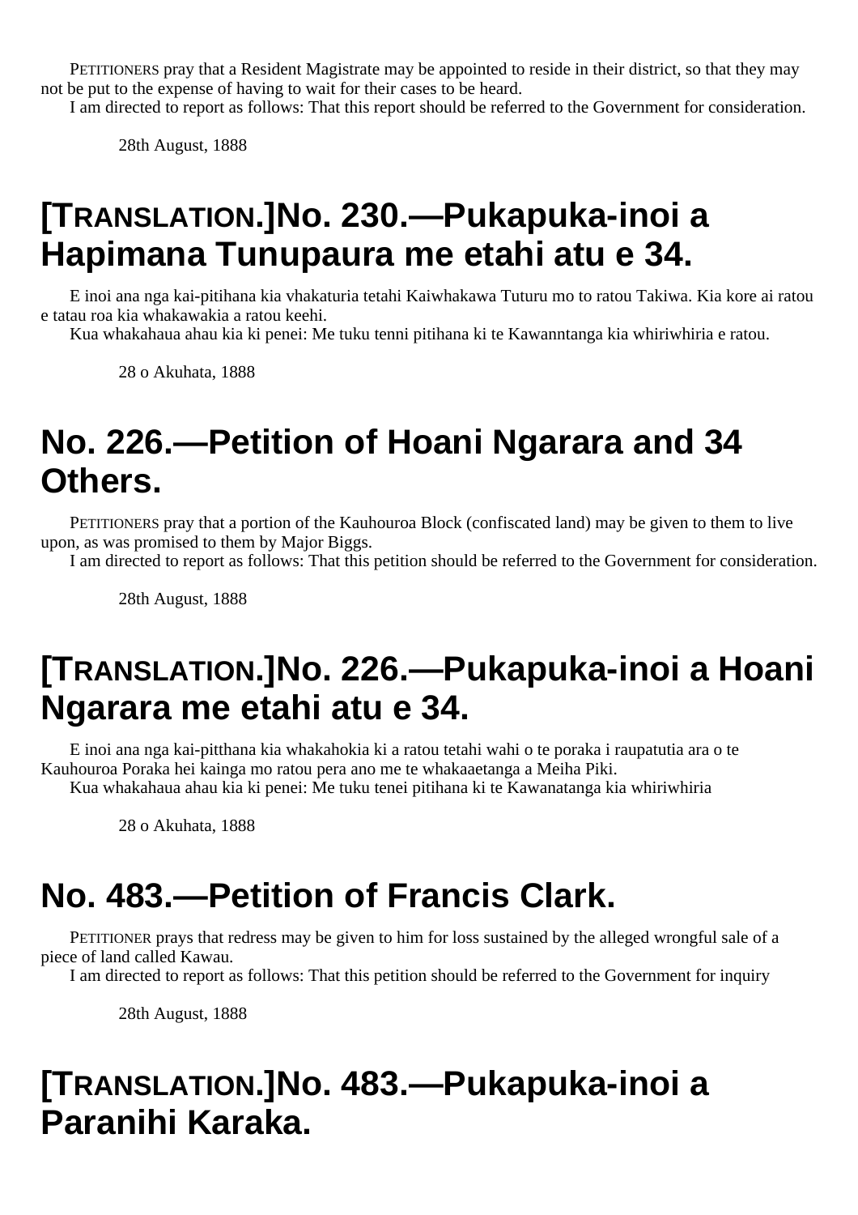PETITIONERS pray that a Resident Magistrate may be appointed to reside in their district, so that they may not be put to the expense of having to wait for their cases to be heard.

I am directed to report as follows: That this report should be referred to the Government for consideration.

28th August, 1888

## [TRANSLATION.]No. 230.—Pukapuka-inoi a Hapimana Tunupaura me etahi atu e 34.

E inoi ana nga kai-pitihana kia vhakaturia tetahi Kaiwhakawa Tuturu mo to ratou Takiwa. Kia kore ai ratou e tatau roa kia whakawakia a ratou keehi.

Kua whakahaua ahau kia ki penei: Me tuku tenni pitihana ki te Kawanntanga kia whiriwhiria e ratou.

28 o Akuhata, 1888

## No. 226.—Petition of Hoani Ngarara and 34 Others.

PETITIONERS pray that a portion of the Kauhouroa Block (confiscated land) may be given to them to live upon, as was promised to them by Major Biggs.

I am directed to report as follows: That this petition should be referred to the Government for consideration.

28th August, 1888

## [TRANSLATION.]No. 226.—Pukapuka-inoi a Hoani Ngarara me etahi atu e 34.

E inoi ana nga kai-pitthana kia whakahokia ki a ratou tetahi wahi o te poraka i raupatutia ara o te Kauhouroa Poraka hei kainga mo ratou pera ano me te whakaaetanga a Meiha Piki.

Kua whakahaua ahau kia ki penei: Me tuku tenei pitihana ki te Kawanatanga kia whiriwhiria

28 o Akuhata, 1888

## No. 483.—Petition of Francis Clark.

PETITIONER prays that redress may be given to him for loss sustained by the alleged wrongful sale of a piece of land called Kawau.

I am directed to report as follows: That this petition should be referred to the Government for inquiry

28th August, 1888

## [TRANSLATION.]No. 483.—Pukapuka-inoi a Paranihi Karaka.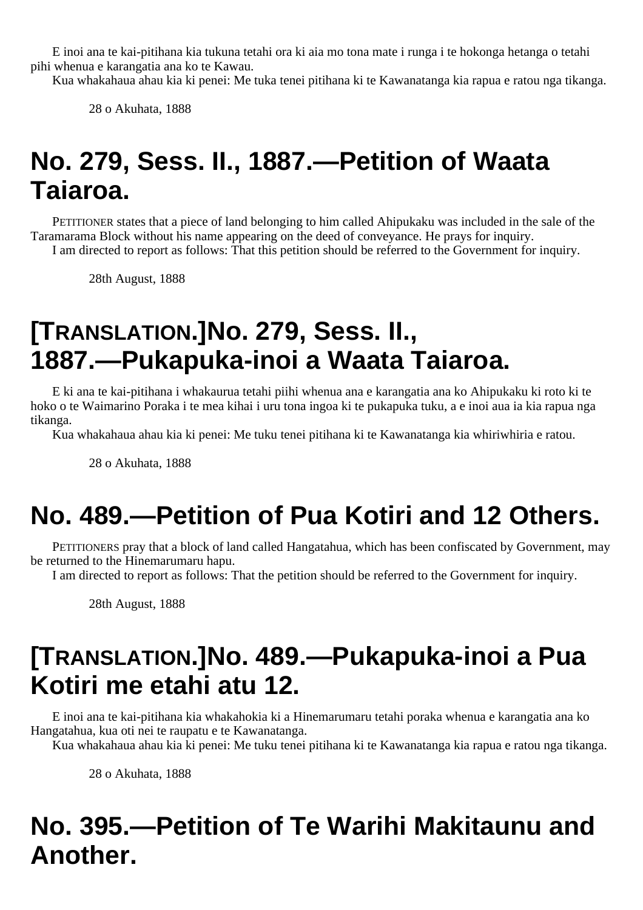E inoi ana te kai-pitihana kia tukuna tetahi ora ki aia mo tona mate i runga i te hokonga hetanga o tetahi pihi whenua e karangatia ana ko te Kawau.

Kua whakahaua ahau kia ki penei: Me tuka tenei pitihana ki te Kawanatanga kia rapua e ratou nga tikanga.

28 o Akuhata, 1888

# No. 279, Sess. II., 1887.—Petition of Waata Taiaroa.

PETITIONER states that a piece of land belonging to him called Ahipukaku was included in the sale of the Taramarama Block without his name appearing on the deed of conveyance. He prays for inquiry.

I am directed to report as follows: That this petition should be referred to the Government for inquiry.

28th August, 1888

# [TRANSLATION.]No. 279, Sess. II., 1887.—Pukapuka-inoi a Waata Taiaroa.

E ki ana te kai-pitihana i whakaurua tetahi piihi whenua ana e karangatia ana ko Ahipukaku ki roto ki te hoko o te Waimarino Poraka i te mea kihai i uru tona ingoa ki te pukapuka tuku, a e inoi aua ia kia rapua nga tikanga.

Kua whakahaua ahau kia ki penei: Me tuku tenei pitihana ki te Kawanatanga kia whiriwhiria e ratou.

28 o Akuhata, 1888

# No. 489.—Petition of Pua Kotiri and 12 Others.

PETITIONERS pray that a block of land called Hangatahua, which has been confiscated by Government, may be returned to the Hinemarumaru hapu.

I am directed to report as follows: That the petition should be referred to the Government for inquiry.

28th August, 1888

# [TRANSLATION.]No. 489.—Pukapuka-inoi a Pua Kotiri me etahi atu 12.

E inoi ana te kai-pitihana kia whakahokia ki a Hinemarumaru tetahi poraka whenua e karangatia ana ko Hangatahua, kua oti nei te raupatu e te Kawanatanga.

Kua whakahaua ahau kia ki penei: Me tuku tenei pitihana ki te Kawanatanga kia rapua e ratou nga tikanga.

28 o Akuhata, 1888

# No. 395.—Petition of Te Warihi Makitaunu and Another.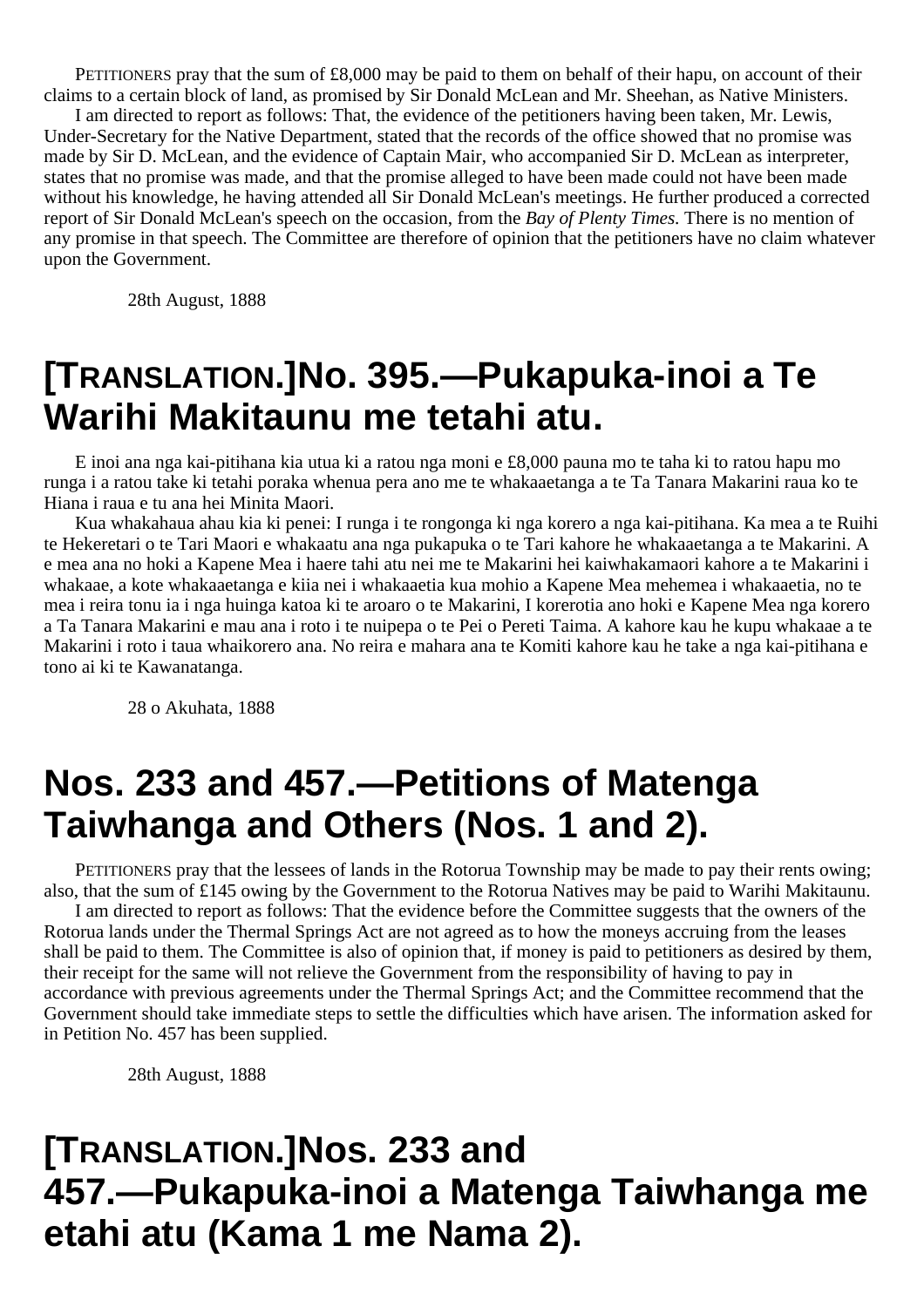PETITIONERS pray that the sum of £8,000 may be paid to them on behalf of their hapu, on account of their claims to a certain block of land, as promised by Sir Donald McLean and Mr. Sheehan, as Native Ministers.

I am directed to report as follows: That, the evidence of the petitioners having been taken, Mr. Lewis, Under-Secretary for the Native Department, stated that the records of the office showed that no promise was made by Sir D. McLean, and the evidence of Captain Mair, who accompanied Sir D. McLean as interpreter, states that no promise was made, and that the promise alleged to have been made could not have been made without his knowledge, he having attended all Sir Donald McLean's meetings. He further produced a corrected report of Sir Donald McLean's speech on the occasion, from the *Bay of Plenty Times*. There is no mention of any promise in that speech. The Committee are therefore of opinion that the petitioners have no claim whatever upon the Government.

28th August, 1888

## [TRANSLATION.]No. 395.—Pukapuka-inoi a Te Warihi Makitaunu me tetahi atu.

E inoi ana nga kai-pitihana kia utua ki a ratou nga moni e £8,000 pauna mo te taha ki to ratou hapu mo runga i a ratou take ki tetahi poraka whenua pera ano me te whakaaetanga a te Ta Tanara Makarini raua ko te Hiana i raua e tu ana hei Minita Maori.

Kua whakahaua ahau kia ki penei: I runga i te rongonga ki nga korero a nga kai-pitihana. Ka mea a te Ruihi te Hekeretari o te Tari Maori e whakaatu ana nga pukapuka o te Tari kahore he whakaaetanga a te Makarini. A e mea ana no hoki a Kapene Mea i haere tahi atu nei me te Makarini hei kaiwhakamaori kahore a te Makarini i whakaae, a kote whakaaetanga e kiia nei i whakaaetia kua mohio a Kapene Mea mehemea i whakaaetia, no te mea i reira tonu ia i nga huinga katoa ki te aroaro o te Makarini, I korerotia ano hoki e Kapene Mea nga korero a Ta Tanara Makarini e mau ana i roto i te nuipepa o te Pei o Pereti Taima. A kahore kau he kupu whakaae a te Makarini i roto i taua whaikorero ana. No reira e mahara ana te Komiti kahore kau he take a nga kai-pitihana e tono ai ki te Kawanatanga.

28 o Akuhata, 1888

## Nos. 233 and 457.—Petitions of Matenga Taiwhanga and Others (Nos. 1 and 2).

PETITIONERS pray that the lessees of lands in the Rotorua Township may be made to pay their rents owing; also, that the sum of £145 owing by the Government to the Rotorua Natives may be paid to Warihi Makitaunu.

I am directed to report as follows: That the evidence before the Committee suggests that the owners of the Rotorua lands under the Thermal Springs Act are not agreed as to how the moneys accruing from the leases shall be paid to them. The Committee is also of opinion that, if money is paid to petitioners as desired by them, their receipt for the same will not relieve the Government from the responsibility of having to pay in accordance with previous agreements under the Thermal Springs Act; and the Committee recommend that the Government should take immediate steps to settle the difficulties which have arisen. The information asked for in Petition No. 457 has been supplied.

28th August, 1888

## [TRANSLATION.]Nos. 233 and 457.—Pukapuka-inoi a Matenga Taiwhanga me etahi atu (Kama 1 me Nama 2).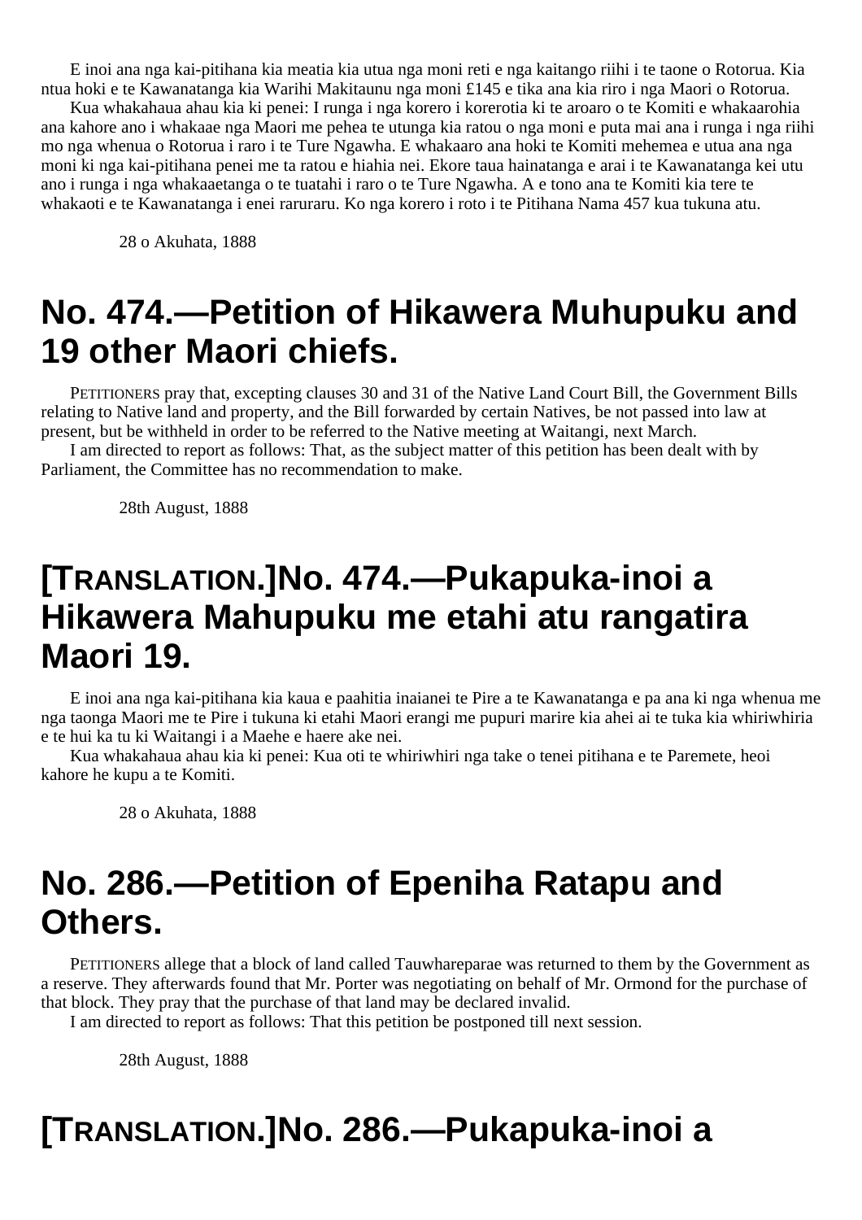E inoi ana nga kai-pitihana kia meatia kia utua nga moni reti e nga kaitango riihi i te taone o Rotorua. Kia ntua hoki e te Kawanatanga kia Warihi Makitaunu nga moni £145 e tika ana kia riro i nga Maori o Rotorua.

Kua whakahaua ahau kia ki penei: I runga i nga korero i korerotia ki te aroaro o te Komiti e whakaarohia ana kahore ano i whakaae nga Maori me pehea te utunga kia ratou o nga moni e puta mai ana i runga i nga riihi mo nga whenua o Rotorua i raro i te Ture Ngawha. E whakaaro ana hoki te Komiti mehemea e utua ana nga moni ki nga kai-pitihana penei me ta ratou e hiahia nei. Ekore taua hainatanga e arai i te Kawanatanga kei utu ano i runga i nga whakaaetanga o te tuatahi i raro o te Ture Ngawha. A e tono ana te Komiti kia tere te whakaoti e te Kawanatanga i enei raruraru. Ko nga korero i roto i te Pitihana Nama 457 kua tukuna atu.

28 o Akuhata, 1888

# No. 474.—Petition of Hikawera Muhupuku and 19 other Maori chiefs.

PETITIONERS pray that, excepting clauses 30 and 31 of the Native Land Court Bill, the Government Bills relating to Native land and property, and the Bill forwarded by certain Natives, be not passed into law at present, but be withheld in order to be referred to the Native meeting at Waitangi, next March.

I am directed to report as follows: That, as the subject matter of this petition has been dealt with by Parliament, the Committee has no recommendation to make.

28th August, 1888

# [TRANSLATION.]No. 474.—Pukapuka-inoi a Hikawera Mahupuku me etahi atu rangatira Maori 19.

E inoi ana nga kai-pitihana kia kaua e paahitia inaianei te Pire a te Kawanatanga e pa ana ki nga whenua me nga taonga Maori me te Pire i tukuna ki etahi Maori erangi me pupuri marire kia ahei ai te tuka kia whiriwhiria e te hui ka tu ki Waitangi i a Maehe e haere ake nei.

Kua whakahaua ahau kia ki penei: Kua oti te whiriwhiri nga take o tenei pitihana e te Paremete, heoi kahore he kupu a te Komiti.

28 o Akuhata, 1888

# No. 286.—Petition of Epeniha Ratapu and Others.

PETITIONERS allege that a block of land called Tauwhareparae was returned to them by the Government as a reserve. They afterwards found that Mr. Porter was negotiating on behalf of Mr. Ormond for the purchase of that block. They pray that the purchase of that land may be declared invalid.

I am directed to report as follows: That this petition be postponed till next session.

28th August, 1888

# [TRANSLATION.]No. 286.—Pukapuka-inoi a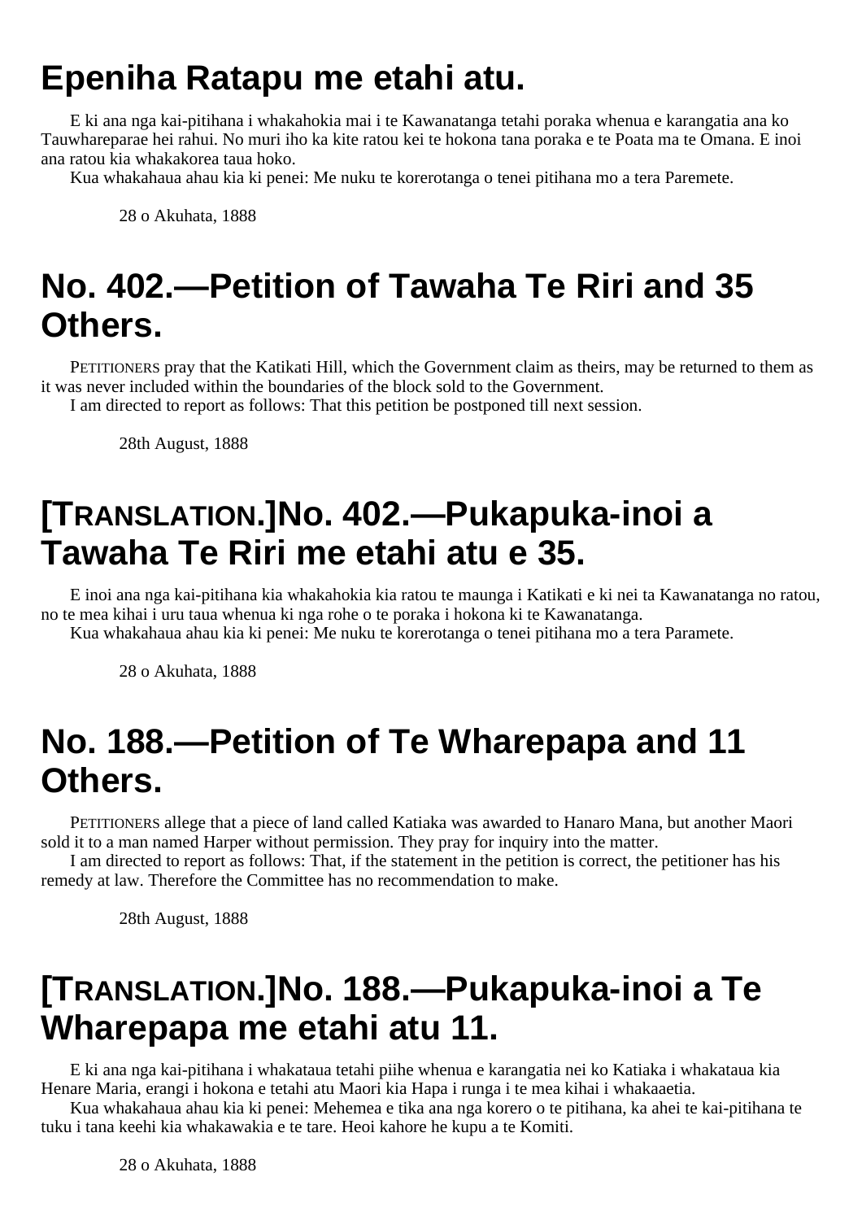# Epeniha Ratapu me etahi atu.

E ki ana nga kai-pitihana i whakahokia mai i te Kawanatanga tetahi poraka whenua e karangatia ana ko Tauwhareparae hei rahui. No muri iho ka kite ratou kei te hokona tana poraka e te Poata ma te Omana. E inoi ana ratou kia whakakorea taua hoko.

Kua whakahaua ahau kia ki penei: Me nuku te korerotanga o tenei pitihana mo a tera Paremete.

28 o Akuhata, 1888

# No. 402.—Petition of Tawaha Te Riri and 35 Others.

PETITIONERS pray that the Katikati Hill, which the Government claim as theirs, may be returned to them as it was never included within the boundaries of the block sold to the Government.

I am directed to report as follows: That this petition be postponed till next session.

28th August, 1888

# [TRANSLATION.]No. 402.—Pukapuka-inoi a Tawaha Te Riri me etahi atu e 35.

E inoi ana nga kai-pitihana kia whakahokia kia ratou te maunga i Katikati e ki nei ta Kawanatanga no ratou, no te mea kihai i uru taua whenua ki nga rohe o te poraka i hokona ki te Kawanatanga.

Kua whakahaua ahau kia ki penei: Me nuku te korerotanga o tenei pitihana mo a tera Paramete.

28 o Akuhata, 1888

# No. 188.—Petition of Te Wharepapa and 11 Others.

PETITIONERS allege that a piece of land called Katiaka was awarded to Hanaro Mana, but another Maori sold it to a man named Harper without permission. They pray for inquiry into the matter.

I am directed to report as follows: That, if the statement in the petition is correct, the petitioner has his remedy at law. Therefore the Committee has no recommendation to make.

28th August, 1888

# [TRANSLATION.]No. 188.—Pukapuka-inoi a Te Wharepapa me etahi atu 11.

E ki ana nga kai-pitihana i whakataua tetahi piihe whenua e karangatia nei ko Katiaka i whakataua kia Henare Maria, erangi i hokona e tetahi atu Maori kia Hapa i runga i te mea kihai i whakaaetia.

Kua whakahaua ahau kia ki penei: Mehemea e tika ana nga korero o te pitihana, ka ahei te kai-pitihana te tuku i tana keehi kia whakawakia e te tare. Heoi kahore he kupu a te Komiti.

28 o Akuhata, 1888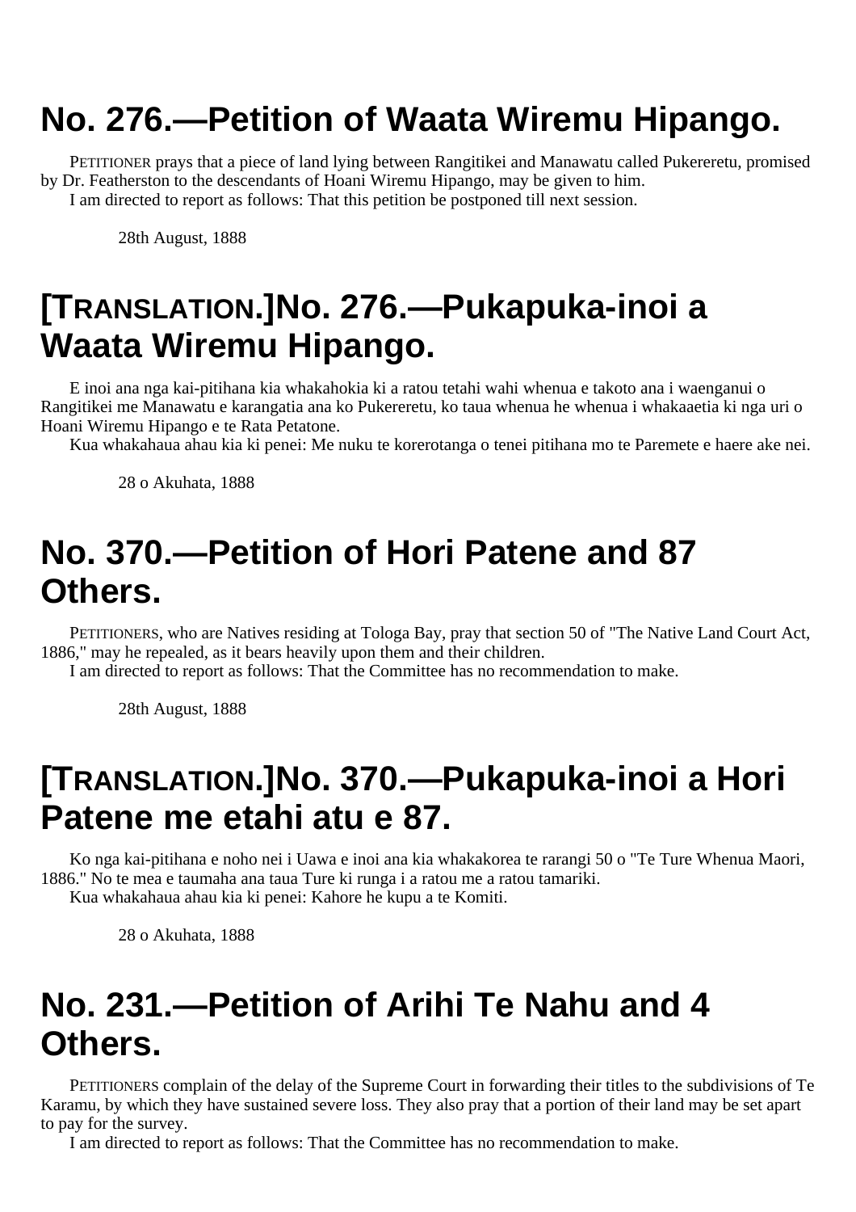# No. 276.—Petition of Waata Wiremu Hipango.

PETITIONER prays that a piece of land lying between Rangitikei and Manawatu called Pukereretu, promised by Dr. Featherston to the descendants of Hoani Wiremu Hipango, may be given to him.

I am directed to report as follows: That this petition be postponed till next session.

28th August, 1888

# [TRANSLATION.]No. 276.—Pukapuka-inoi a Waata Wiremu Hipango.

E inoi ana nga kai-pitihana kia whakahokia ki a ratou tetahi wahi whenua e takoto ana i waenganui o Rangitikei me Manawatu e karangatia ana ko Pukereretu, ko taua whenua he whenua i whakaaetia ki nga uri o Hoani Wiremu Hipango e te Rata Petatone.

Kua whakahaua ahau kia ki penei: Me nuku te korerotanga o tenei pitihana mo te Paremete e haere ake nei.

28 o Akuhata, 1888

# No. 370.—Petition of Hori Patene and 87 Others.

PETITIONERS, who are Natives residing at Tologa Bay, pray that section 50 of "The Native Land Court Act, 1886," may he repealed, as it bears heavily upon them and their children.

I am directed to report as follows: That the Committee has no recommendation to make.

28th August, 1888

# [TRANSLATION.]No. 370.—Pukapuka-inoi a Hori Patene me etahi atu e 87.

Ko nga kai-pitihana e noho nei i Uawa e inoi ana kia whakakorea te rarangi 50 o "Te Ture Whenua Maori, 1886." No te mea e taumaha ana taua Ture ki runga i a ratou me a ratou tamariki.

Kua whakahaua ahau kia ki penei: Kahore he kupu a te Komiti.

28 o Akuhata, 1888

# No. 231.—Petition of Arihi Te Nahu and 4 Others.

PETITIONERS complain of the delay of the Supreme Court in forwarding their titles to the subdivisions of Te Karamu, by which they have sustained severe loss. They also pray that a portion of their land may be set apart to pay for the survey.

I am directed to report as follows: That the Committee has no recommendation to make.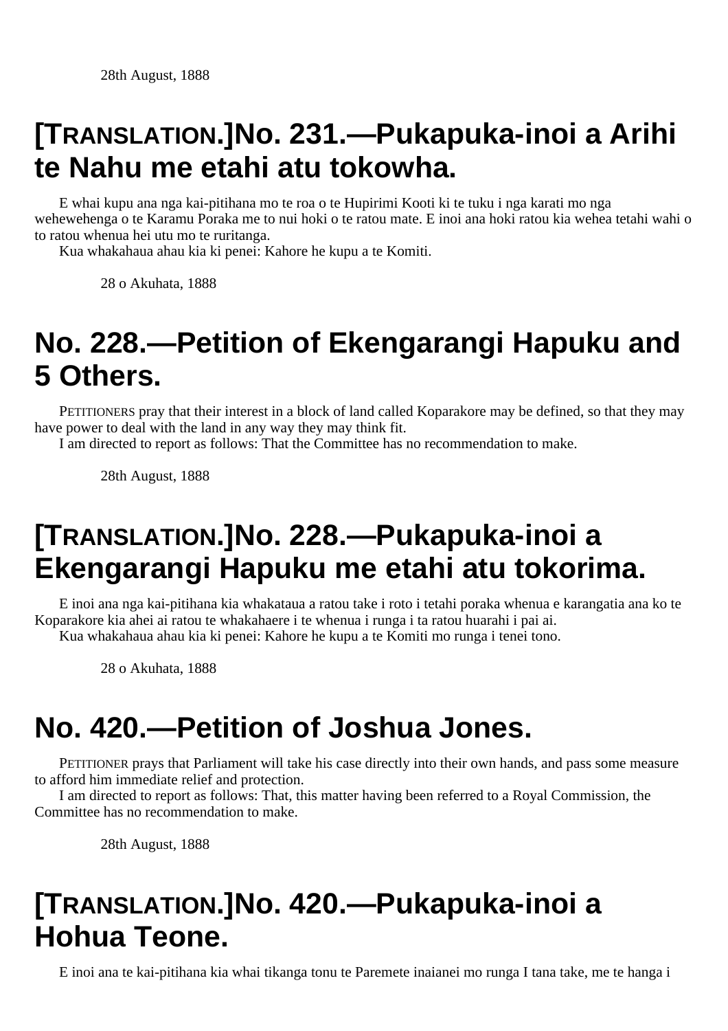28th August, 1888

# [Translation.]No. 231.—Pukapuka-inoi a Arihi te Nahu me etahi atu tokowha.

E whai kupu ana nga kai-pitihana mo te roa o te Hupirimi Kooti ki te tuku i nga karati mo nga wehewehenga o te Karamu Poraka me to nui hoki o te ratou mate. E inoi ana hoki ratou kia wehea tetahi wahi o to ratou whenua hei utu mo te ruritanga.

Kua whakahaua ahau kia ki penei: Kahore he kupu a te Komiti.

28 o Akuhata, 1888

# No. 228.—Petition of Ekengarangi Hapuku and 5 Others.

Petitioners pray that their interest in a block of land called Koparakore may be defined, so that they may have power to deal with the land in any way they may think fit.

I am directed to report as follows: That the Committee has no recommendation to make.

28th August, 1888

# [Translation.]No. 228.—Pukapuka-inoi a Ekengarangi Hapuku me etahi atu tokorima.

E inoi ana nga kai-pitihana kia whakataua a ratou take i roto i tetahi poraka whenua e karangatia ana ko te Koparakore kia ahei ai ratou te whakahaere i te whenua i runga i ta ratou huarahi i pai ai.

Kua whakahaua ahau kia ki penei: Kahore he kupu a te Komiti mo runga i tenei tono.

28 o Akuhata, 1888

# No. 420.—Petition of Joshua Jones.

Petitioner prays that Parliament will take his case directly into their own hands, and pass some measure to afford him immediate relief and protection.

I am directed to report as follows: That, this matter having been referred to a Royal Commission, the Committee has no recommendation to make.

28th August, 1888

# [Translation.]No. 420.—Pukapuka-inoi a Hohua Teone.

E inoi ana te kai-pitihana kia whai tikanga tonu te Paremete inaianei mo runga I tana take, me te hanga i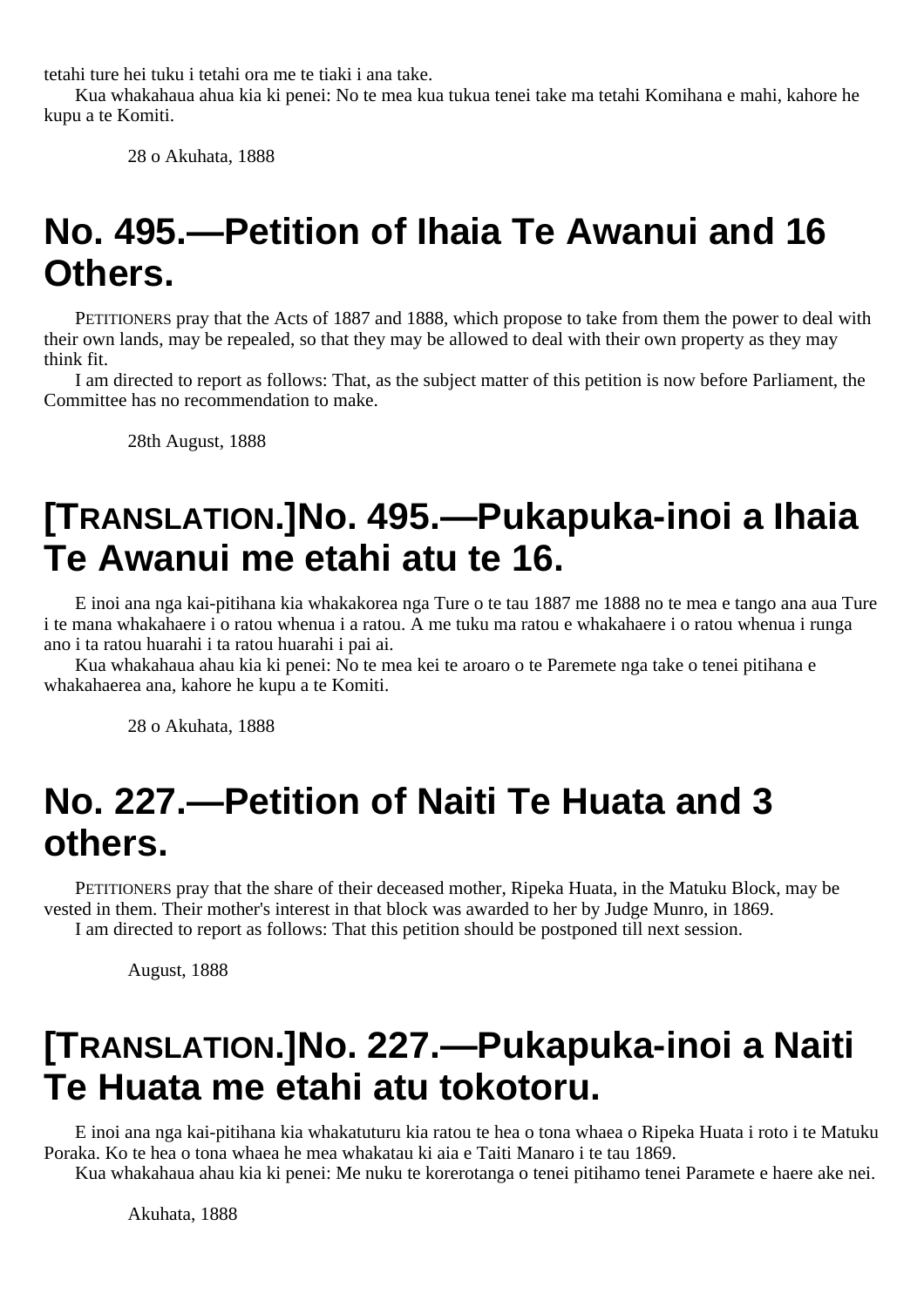tetahi ture hei tuku i tetahi ora me te tiaki i ana take.

Kua whakahaua ahua kia ki penei: No te mea kua tukua tenei take ma tetahi Komihana e mahi, kahore he kupu a te Komiti.

28 o Akuhata, 1888

# No. 495.—Petition of Ihaia Te Awanui and 16 Others.

PETITIONERS pray that the Acts of 1887 and 1888, which propose to take from them the power to deal with their own lands, may be repealed, so that they may be allowed to deal with their own property as they may think fit.

I am directed to report as follows: That, as the subject matter of this petition is now before Parliament, the Committee has no recommendation to make.

28th August, 1888

# [TRANSLATION.]No. 495.—Pukapuka-inoi a Ihaia Te Awanui me etahi atu te 16.

E inoi ana nga kai-pitihana kia whakakorea nga Ture o te tau 1887 me 1888 no te mea e tango ana aua Ture i te mana whakahaere i o ratou whenua i a ratou. A me tuku ma ratou e whakahaere i o ratou whenua i runga ano i ta ratou huarahi i ta ratou huarahi i pai ai.

Kua whakahaua ahau kia ki penei: No te mea kei te aroaro o te Paremete nga take o tenei pitihana e whakahaerea ana, kahore he kupu a te Komiti.

28 o Akuhata, 1888

# No. 227.—Petition of Naiti Te Huata and 3 others.

PETITIONERS pray that the share of their deceased mother, Ripeka Huata, in the Matuku Block, may be vested in them. Their mother's interest in that block was awarded to her by Judge Munro, in 1869.

I am directed to report as follows: That this petition should be postponed till next session.

August, 1888

# [TRANSLATION.]No. 227.—Pukapuka-inoi a Naiti Te Huata me etahi atu tokotoru.

E inoi ana nga kai-pitihana kia whakatuturu kia ratou te hea o tona whaea o Ripeka Huata i roto i te Matuku Poraka. Ko te hea o tona whaea he mea whakatau ki aia e Taiti Manaro i te tau 1869.

Kua whakahaua ahau kia ki penei: Me nuku te korerotanga o tenei pitihamo tenei Paramete e haere ake nei.

Akuhata, 1888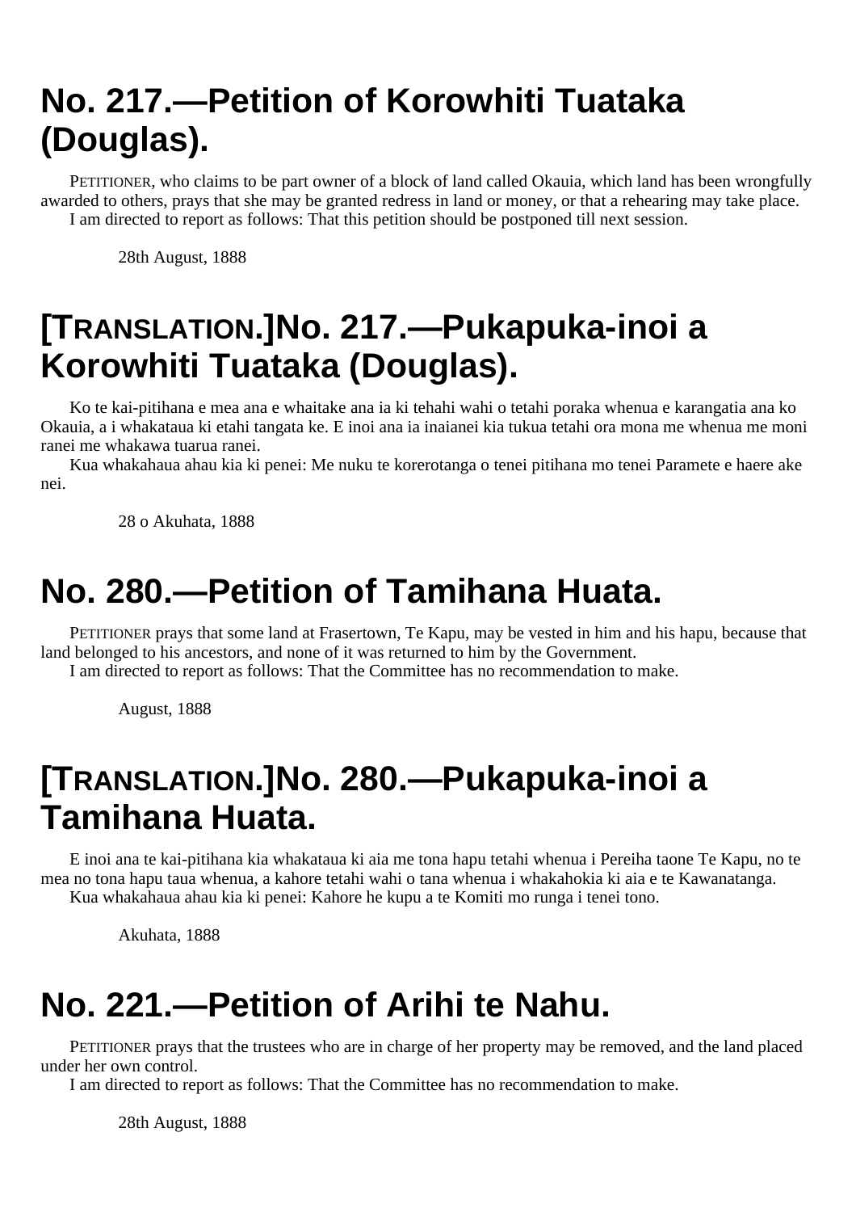# No. 217.—Petition of Korowhiti Tuataka (Douglas).

PETITIONER, who claims to be part owner of a block of land called Okauia, which land has been wrongfully awarded to others, prays that she may be granted redress in land or money, or that a rehearing may take place.

I am directed to report as follows: That this petition should be postponed till next session.

28th August, 1888

# [TRANSLATION.]No. 217.—Pukapuka-inoi a Korowhiti Tuataka (Douglas).

Ko te kai-pitihana e mea ana e whaitake ana ia ki tehahi wahi o tetahi poraka whenua e karangatia ana ko Okauia, a i whakataua ki etahi tangata ke. E inoi ana ia inaianei kia tukua tetahi ora mona me whenua me moni ranei me whakawa tuarua ranei.

Kua whakahaua ahau kia ki penei: Me nuku te korerotanga o tenei pitihana mo tenei Paramete e haere ake nei.

28 o Akuhata, 1888

# No. 280.—Petition of Tamihana Huata.

PETITIONER prays that some land at Frasertown, Te Kapu, may be vested in him and his hapu, because that land belonged to his ancestors, and none of it was returned to him by the Government.

I am directed to report as follows: That the Committee has no recommendation to make.

August, 1888

# [TRANSLATION.]No. 280.—Pukapuka-inoi a Tamihana Huata.

E inoi ana te kai-pitihana kia whakataua ki aia me tona hapu tetahi whenua i Pereiha taone Te Kapu, no te mea no tona hapu taua whenua, a kahore tetahi wahi o tana whenua i whakahokia ki aia e te Kawanatanga.

Kua whakahaua ahau kia ki penei: Kahore he kupu a te Komiti mo runga i tenei tono.

Akuhata, 1888

# No. 221.—Petition of Arihi te Nahu.

PETITIONER prays that the trustees who are in charge of her property may be removed, and the land placed under her own control.

I am directed to report as follows: That the Committee has no recommendation to make.

28th August, 1888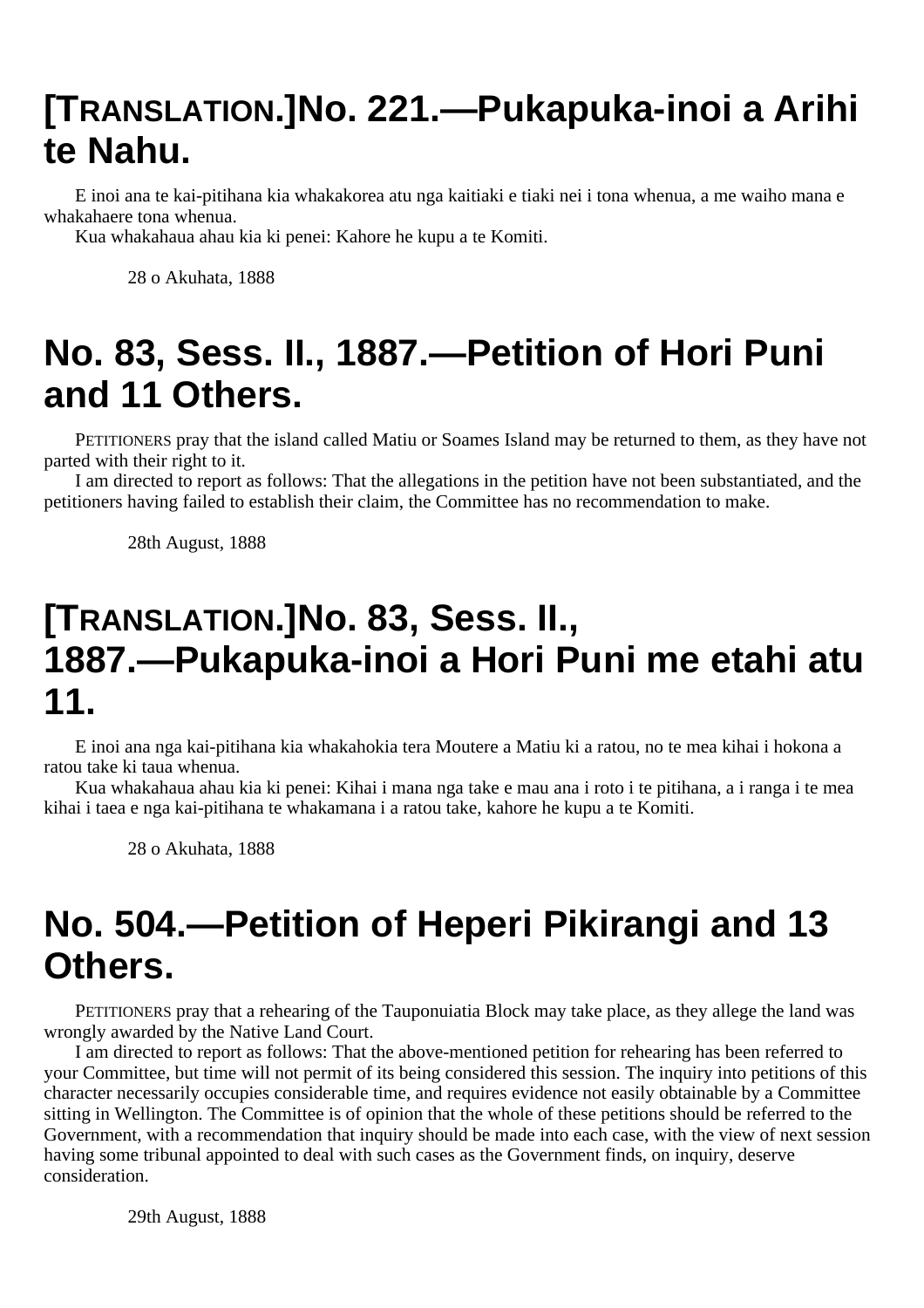# [TRANSLATION.]No. 221.—Pukapuka-inoi a Arihi te Nahu.

E inoi ana te kai-pitihana kia whakakorea atu nga kaitiaki e tiaki nei i tona whenua, a me waiho mana e whakahaere tona whenua.

Kua whakahaua ahau kia ki penei: Kahore he kupu a te Komiti.

28 o Akuhata, 1888

# No. 83, Sess. II., 1887.—Petition of Hori Puni and 11 Others.

PETITIONERS pray that the island called Matiu or Soames Island may be returned to them, as they have not parted with their right to it.

I am directed to report as follows: That the allegations in the petition have not been substantiated, and the petitioners having failed to establish their claim, the Committee has no recommendation to make.

28th August, 1888

# [TRANSLATION.]No. 83, Sess. II., 1887.—Pukapuka-inoi a Hori Puni me etahi atu 11.

E inoi ana nga kai-pitihana kia whakahokia tera Moutere a Matiu ki a ratou, no te mea kihai i hokona a ratou take ki taua whenua.

Kua whakahaua ahau kia ki penei: Kihai i mana nga take e mau ana i roto i te pitihana, a i ranga i te mea kihai i taea e nga kai-pitihana te whakamana i a ratou take, kahore he kupu a te Komiti.

28 o Akuhata, 1888

# No. 504.—Petition of Heperi Pikirangi and 13 Others.

PETITIONERS pray that a rehearing of the Tauponuiatia Block may take place, as they allege the land was wrongly awarded by the Native Land Court.

I am directed to report as follows: That the above-mentioned petition for rehearing has been referred to your Committee, but time will not permit of its being considered this session. The inquiry into petitions of this character necessarily occupies considerable time, and requires evidence not easily obtainable by a Committee sitting in Wellington. The Committee is of opinion that the whole of these petitions should be referred to the Government, with a recommendation that inquiry should be made into each case, with the view of next session having some tribunal appointed to deal with such cases as the Government finds, on inquiry, deserve consideration.

29th August, 1888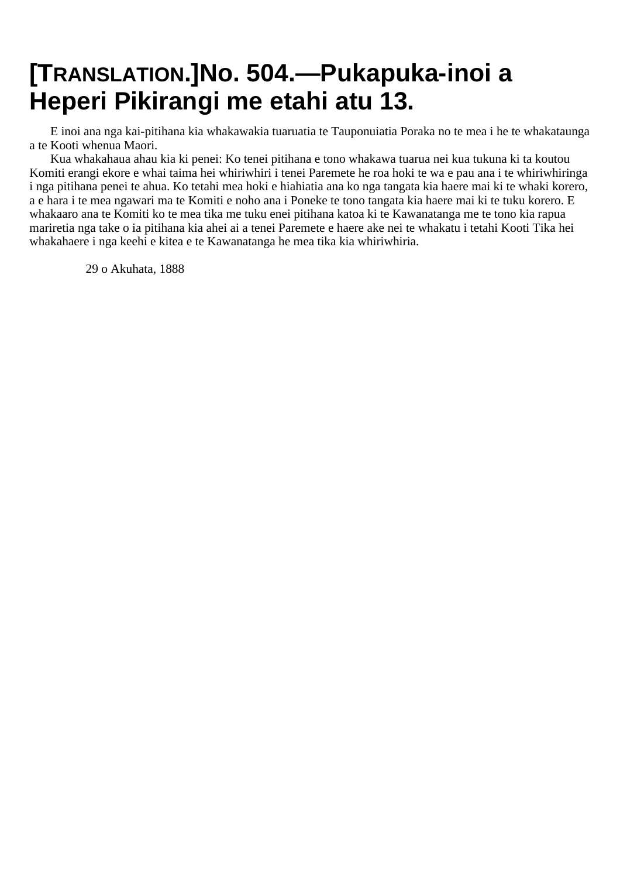# [Translation.]No. 504.—Pukapuka-inoi a Heperi Pikirangi me etahi atu 13.

E inoi ana nga kai-pitihana kia whakawakia tuaruatia te Tauponuiatia Poraka no te mea i he te whakataunga a te Kooti whenua Maori.

Kua whakahaua ahau kia ki penei: Ko tenei pitihana e tono whakawa tuarua nei kua tukuna ki ta koutou Komiti erangi ekore e whai taima hei whiriwhiri i tenei Paremete he roa hoki te wa e pau ana i te whiriwhiringa i nga pitihana penei te ahua. Ko tetahi mea hoki e hiahiatia ana ko nga tangata kia haere mai ki te whaki korero, a e hara i te mea ngawari ma te Komiti e noho ana i Poneke te tono tangata kia haere mai ki te tuku korero. E whakaaro ana te Komiti ko te mea tika me tuku enei pitihana katoa ki te Kawanatanga me te tono kia rapua mariretia nga take o ia pitihana kia ahei ai a tenei Paremete e haere ake nei te whakatu i tetahi Kooti Tika hei whakahaere i nga keehi e kitea e te Kawanatanga he mea tika kia whiriwhiria.

29 o Akuhata, 1888